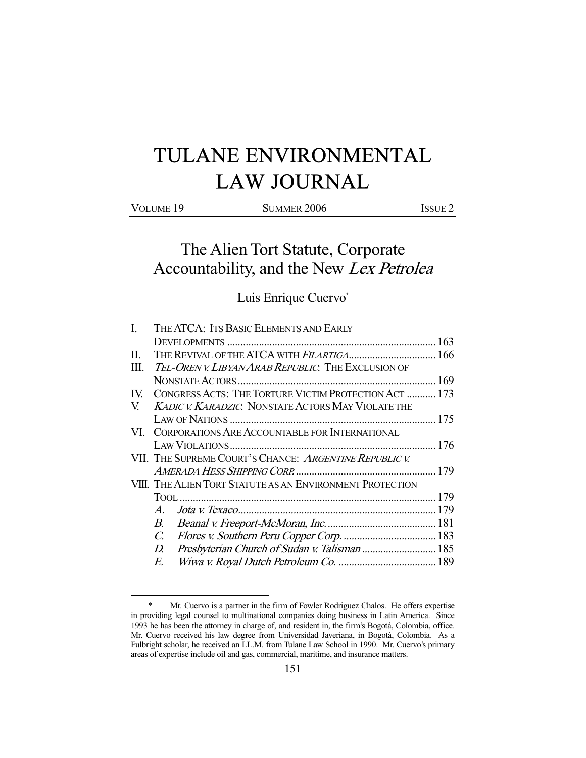# TULANE ENVIRONMENTAL LAW JOURNAL

VOLUME 19 | SUMMER 2006 | ISSUE 2

## The Alien Tort Statute, Corporate Accountability, and the New *Lex Petrolea*

Luis Enrique Cuervo*

I. THE ATCA: ITS BASIC ELEMENTS AND EARLY DEVELOPMENTS .............. 163
II. THE REVIVAL OF THE ATCA WITH *FILARTIGA* .............. 166
III. *TEL-OREN V. LIBYAN ARAB REPUBLIC*: THE EXCLUSION OF NONSTATE ACTORS .............. 169
IV. CONGRESS ACTS: THE TORTURE VICTIM PROTECTION ACT .............. 173
V. *KADIC V. KARADZIC*: NONSTATE ACTORS MAY VIOLATE THE LAW OF NATIONS .............. 175
VI. CORPORATIONS ARE ACCOUNTABLE FOR INTERNATIONAL LAW VIOLATIONS .............. 176
VII. THE SUPREME COURT'S CHANCE: *ARGENTINE REPUBLIC V. AMERADA HESS SHIPPING CORP.* .............. 179
VIII. THE ALIEN TORT STATUTE AS AN ENVIRONMENT PROTECTION TOOL .............. 179
   *A. Jota v. Texaco* .............. 179
   *B. Beanal v. Freeport-McMoran, Inc.* .............. 181
   *C. Flores v. Southern Peru Copper Corp.* .............. 183
   *D. Presbyterian Church of Sudan v. Talisman* .............. 185
   *E. Wiwa v. Royal Dutch Petroleum Co.* .............. 189

---

\* Mr. Cuervo is a partner in the firm of Fowler Rodriguez Chalos. He offers expertise in providing legal counsel to multinational companies doing business in Latin America. Since 1993 he has been the attorney in charge of, and resident in, the firm's Bogotá, Colombia, office. Mr. Cuervo received his law degree from Universidad Javeriana, in Bogotá, Colombia. As a Fulbright scholar, he received an LL.M. from Tulane Law School in 1990. Mr. Cuervo's primary areas of expertise include oil and gas, commercial, maritime, and insurance matters.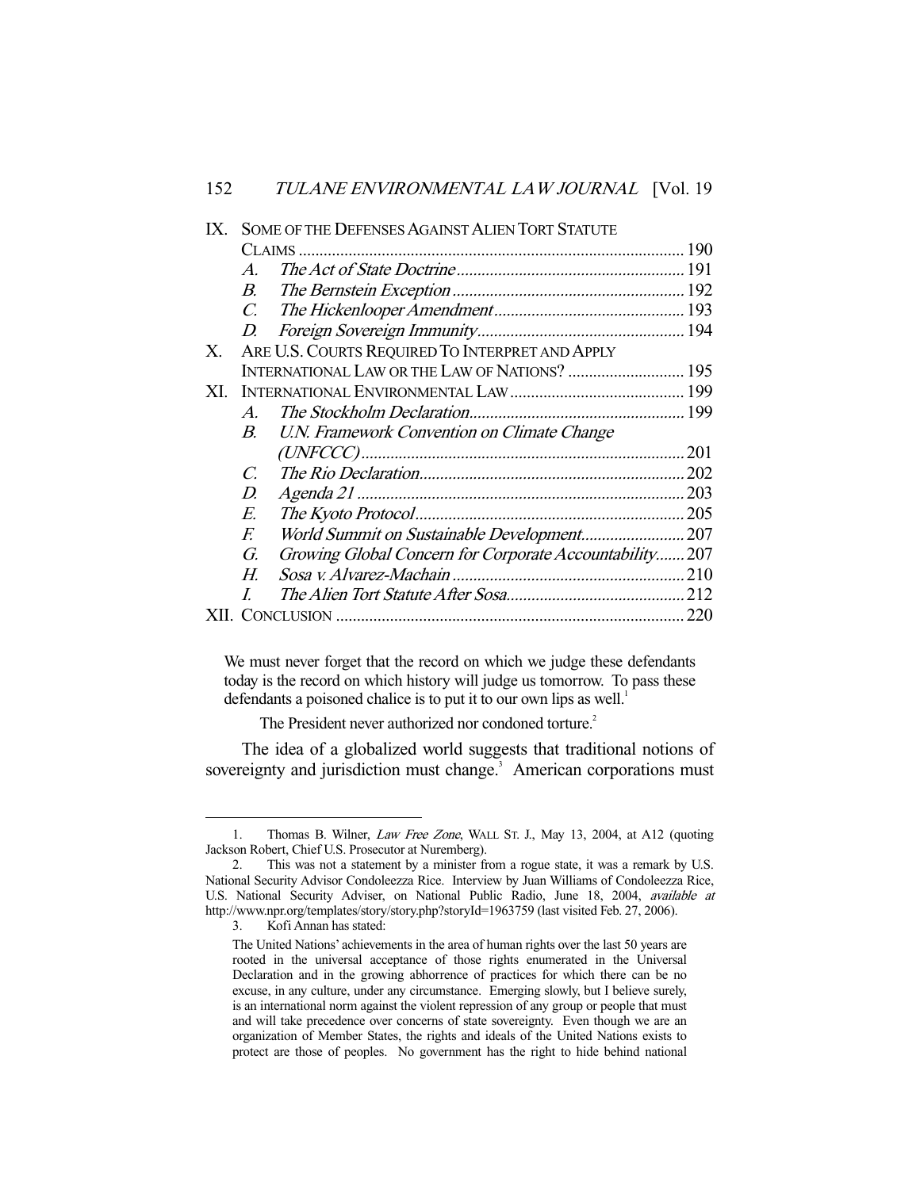| | | |
|---|---|---|
| IX. | SOME OF THE DEFENSES AGAINST ALIEN TORT STATUTE CLAIMS | 190 |
| | *A. The Act of State Doctrine* | 191 |
| | *B. The Bernstein Exception* | 192 |
| | *C. The Hickenlooper Amendment* | 193 |
| | *D. Foreign Sovereign Immunity* | 194 |
| X. | ARE U.S. COURTS REQUIRED TO INTERPRET AND APPLY INTERNATIONAL LAW OR THE LAW OF NATIONS? | 195 |
| XI. | INTERNATIONAL ENVIRONMENTAL LAW | 199 |
| | *A. The Stockholm Declaration* | 199 |
| | *B. U.N. Framework Convention on Climate Change (UNFCCC)* | 201 |
| | *C. The Rio Declaration* | 202 |
| | *D. Agenda 21* | 203 |
| | *E. The Kyoto Protocol* | 205 |
| | *F. World Summit on Sustainable Development* | 207 |
| | *G. Growing Global Concern for Corporate Accountability* | 207 |
| | *H. Sosa v. Alvarez-Machain* | 210 |
| | *I. The Alien Tort Statute After Sosa* | 212 |
| XII. | CONCLUSION | 220 |

> We must never forget that the record on which we judge these defendants today is the record on which history will judge us tomorrow. To pass these defendants a poisoned chalice is to put it to our own lips as well.[1]

> The President never authorized nor condoned torture.[2]

The idea of a globalized world suggests that traditional notions of sovereignty and jurisdiction must change.[3] American corporations must

---

1. Thomas B. Wilner, *Law Free Zone*, WALL ST. J., May 13, 2004, at A12 (quoting Jackson Robert, Chief U.S. Prosecutor at Nuremberg).

2. This was not a statement by a minister from a rogue state, it was a remark by U.S. National Security Advisor Condoleezza Rice. Interview by Juan Williams of Condoleezza Rice, U.S. National Security Adviser, on National Public Radio, June 18, 2004, *available at* http://www.npr.org/templates/story/story.php?storyId=1963759 (last visited Feb. 27, 2006).

3. Kofi Annan has stated:

> The United Nations' achievements in the area of human rights over the last 50 years are rooted in the universal acceptance of those rights enumerated in the Universal Declaration and in the growing abhorrence of practices for which there can be no excuse, in any culture, under any circumstance. Emerging slowly, but I believe surely, is an international norm against the violent repression of any group or people that must and will take precedence over concerns of state sovereignty. Even though we are an organization of Member States, the rights and ideals of the United Nations exists to protect are those of peoples. No government has the right to hide behind national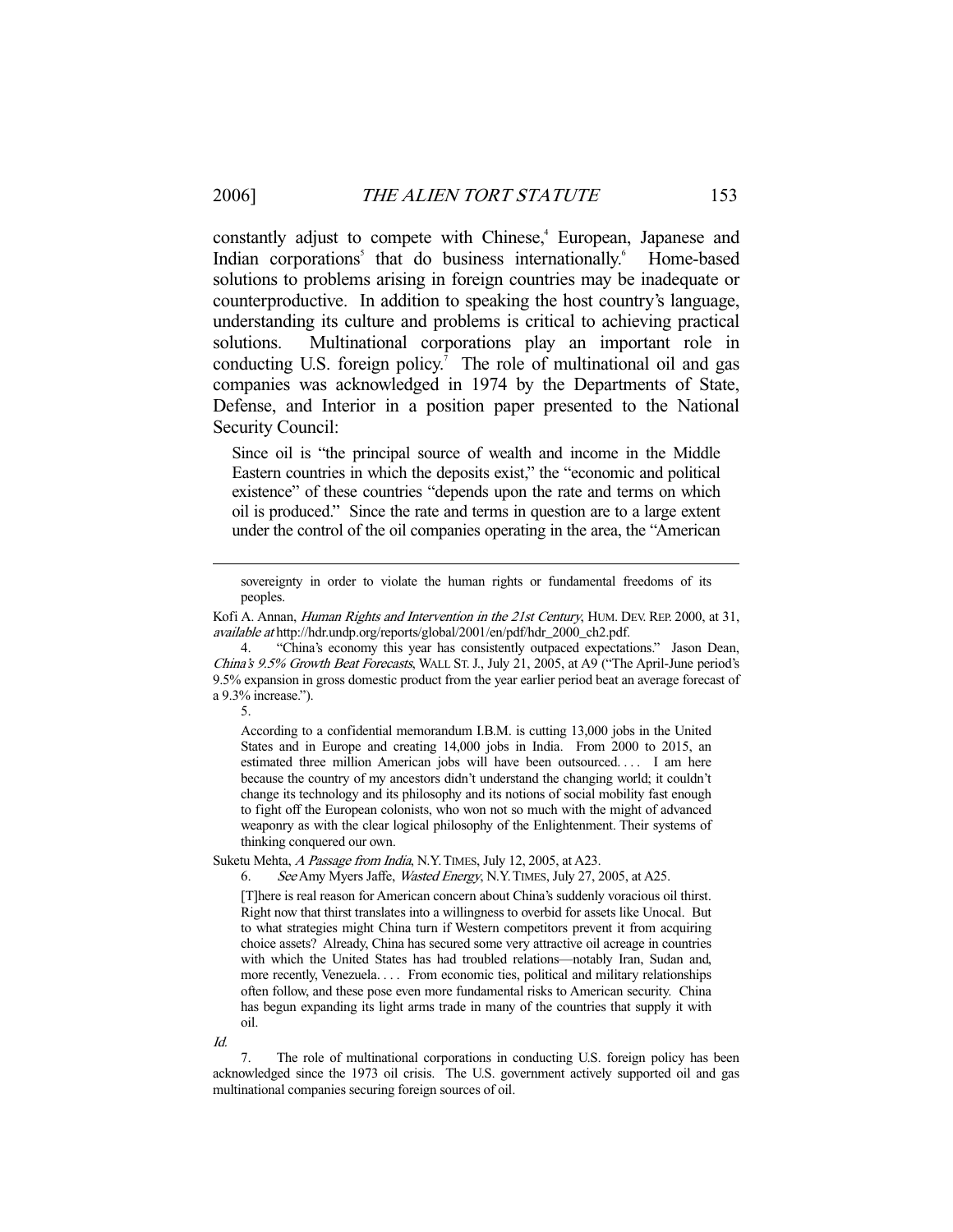constantly adjust to compete with Chinese,[4] European, Japanese and Indian corporations[5] that do business internationally.[6] Home-based solutions to problems arising in foreign countries may be inadequate or counterproductive. In addition to speaking the host country's language, understanding its culture and problems is critical to achieving practical solutions. Multinational corporations play an important role in conducting U.S. foreign policy.[7] The role of multinational oil and gas companies was acknowledged in 1974 by the Departments of State, Defense, and Interior in a position paper presented to the National Security Council:

> Since oil is "the principal source of wealth and income in the Middle Eastern countries in which the deposits exist," the "economic and political existence" of these countries "depends upon the rate and terms on which oil is produced." Since the rate and terms in question are to a large extent under the control of the oil companies operating in the area, the "American

---

> sovereignty in order to violate the human rights or fundamental freedoms of its peoples.

Kofi A. Annan, *Human Rights and Intervention in the 21st Century*, HUM. DEV. REP. 2000, at 31, *available at* http://hdr.undp.org/reports/global/2001/en/pdf/hdr_2000_ch2.pdf.

4. "China's economy this year has consistently outpaced expectations." Jason Dean, *China's 9.5% Growth Beat Forecasts*, WALL ST. J., July 21, 2005, at A9 ("The April-June period's 9.5% expansion in gross domestic product from the year earlier period beat an average forecast of a 9.3% increase.").

5.

> According to a confidential memorandum I.B.M. is cutting 13,000 jobs in the United States and in Europe and creating 14,000 jobs in India. From 2000 to 2015, an estimated three million American jobs will have been outsourced. . . . I am here because the country of my ancestors didn't understand the changing world; it couldn't change its technology and its philosophy and its notions of social mobility fast enough to fight off the European colonists, who won not so much with the might of advanced weaponry as with the clear logical philosophy of the Enlightenment. Their systems of thinking conquered our own.

Suketu Mehta, *A Passage from India*, N.Y. TIMES, July 12, 2005, at A23.

6. *See* Amy Myers Jaffe, *Wasted Energy*, N.Y. TIMES, July 27, 2005, at A25.

> [T]here is real reason for American concern about China's suddenly voracious oil thirst. Right now that thirst translates into a willingness to overbid for assets like Unocal. But to what strategies might China turn if Western competitors prevent it from acquiring choice assets? Already, China has secured some very attractive oil acreage in countries with which the United States has had troubled relations—notably Iran, Sudan and, more recently, Venezuela. . . . From economic ties, political and military relationships often follow, and these pose even more fundamental risks to American security. China has begun expanding its light arms trade in many of the countries that supply it with oil.

*Id.*

7. The role of multinational corporations in conducting U.S. foreign policy has been acknowledged since the 1973 oil crisis. The U.S. government actively supported oil and gas multinational companies securing foreign sources of oil.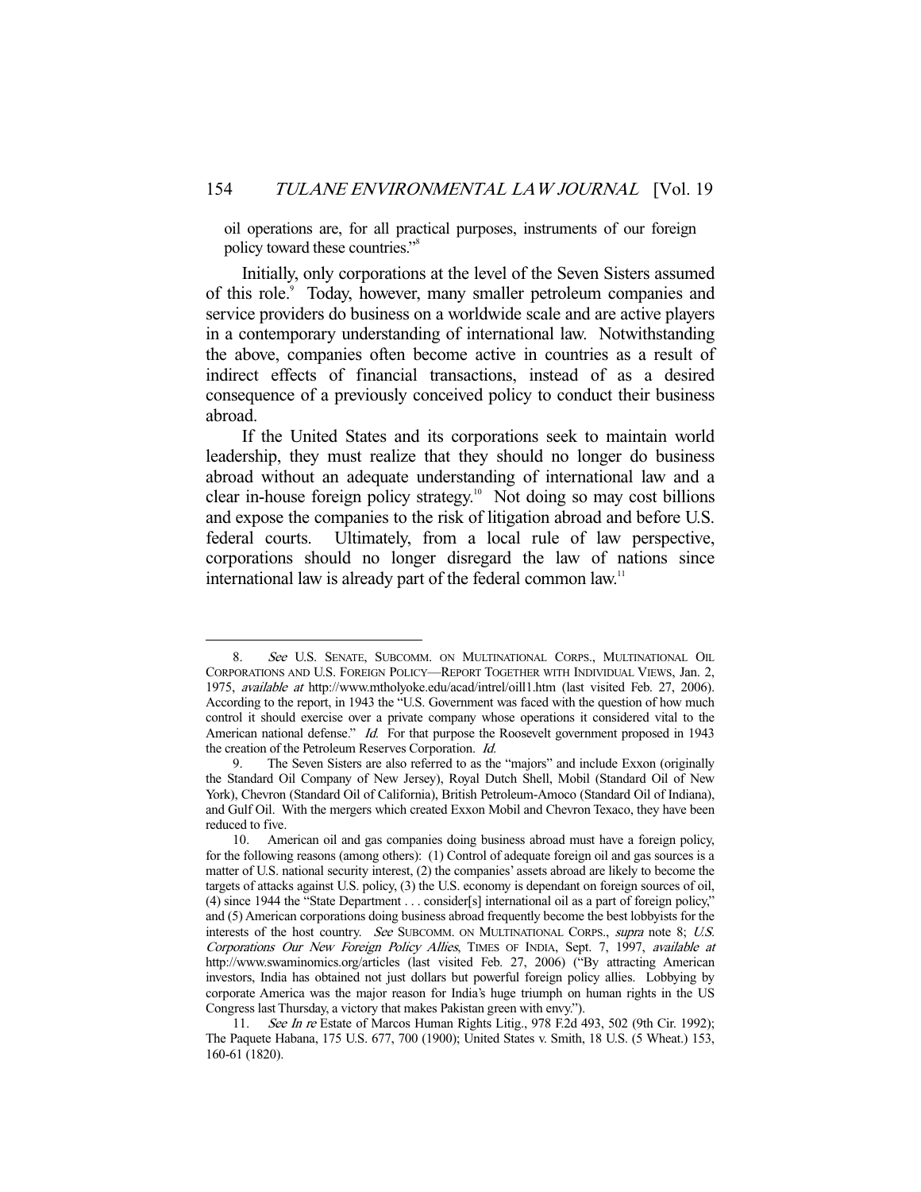oil operations are, for all practical purposes, instruments of our foreign policy toward these countries."[8]

Initially, only corporations at the level of the Seven Sisters assumed of this role.[9] Today, however, many smaller petroleum companies and service providers do business on a worldwide scale and are active players in a contemporary understanding of international law. Notwithstanding the above, companies often become active in countries as a result of indirect effects of financial transactions, instead of as a desired consequence of a previously conceived policy to conduct their business abroad.

If the United States and its corporations seek to maintain world leadership, they must realize that they should no longer do business abroad without an adequate understanding of international law and a clear in-house foreign policy strategy.[10] Not doing so may cost billions and expose the companies to the risk of litigation abroad and before U.S. federal courts. Ultimately, from a local rule of law perspective, corporations should no longer disregard the law of nations since international law is already part of the federal common law.[11]

---

8. *See* U.S. SENATE, SUBCOMM. ON MULTINATIONAL CORPS., MULTINATIONAL OIL CORPORATIONS AND U.S. FOREIGN POLICY—REPORT TOGETHER WITH INDIVIDUAL VIEWS, Jan. 2, 1975, *available at* http://www.mtholyoke.edu/acad/intrel/oill1.htm (last visited Feb. 27, 2006). According to the report, in 1943 the "U.S. Government was faced with the question of how much control it should exercise over a private company whose operations it considered vital to the American national defense." *Id.* For that purpose the Roosevelt government proposed in 1943 the creation of the Petroleum Reserves Corporation. *Id.*

9. The Seven Sisters are also referred to as the "majors" and include Exxon (originally the Standard Oil Company of New Jersey), Royal Dutch Shell, Mobil (Standard Oil of New York), Chevron (Standard Oil of California), British Petroleum-Amoco (Standard Oil of Indiana), and Gulf Oil. With the mergers which created Exxon Mobil and Chevron Texaco, they have been reduced to five.

10. American oil and gas companies doing business abroad must have a foreign policy, for the following reasons (among others): (1) Control of adequate foreign oil and gas sources is a matter of U.S. national security interest, (2) the companies' assets abroad are likely to become the targets of attacks against U.S. policy, (3) the U.S. economy is dependant on foreign sources of oil, (4) since 1944 the "State Department . . . consider[s] international oil as a part of foreign policy," and (5) American corporations doing business abroad frequently become the best lobbyists for the interests of the host country. *See* SUBCOMM. ON MULTINATIONAL CORPS., *supra* note 8; *U.S. Corporations Our New Foreign Policy Allies*, TIMES OF INDIA, Sept. 7, 1997, *available at* http://www.swaminomics.org/articles (last visited Feb. 27, 2006) ("By attracting American investors, India has obtained not just dollars but powerful foreign policy allies. Lobbying by corporate America was the major reason for India's huge triumph on human rights in the US Congress last Thursday, a victory that makes Pakistan green with envy.").

11. *See In re* Estate of Marcos Human Rights Litig., 978 F.2d 493, 502 (9th Cir. 1992); The Paquete Habana, 175 U.S. 677, 700 (1900); United States v. Smith, 18 U.S. (5 Wheat.) 153, 160-61 (1820).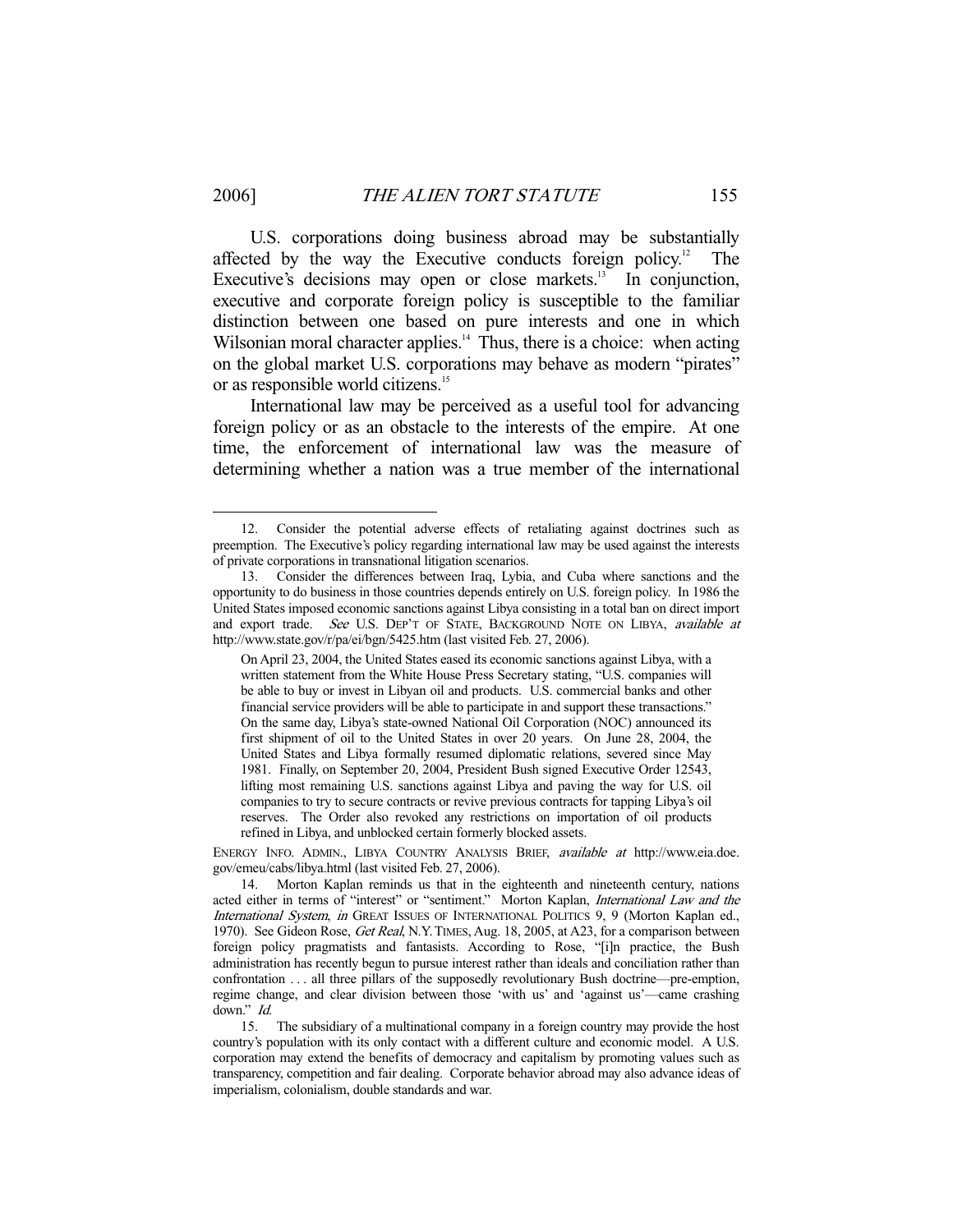U.S. corporations doing business abroad may be substantially affected by the way the Executive conducts foreign policy.[12] The Executive's decisions may open or close markets.[13] In conjunction, executive and corporate foreign policy is susceptible to the familiar distinction between one based on pure interests and one in which Wilsonian moral character applies.[14] Thus, there is a choice: when acting on the global market U.S. corporations may behave as modern "pirates" or as responsible world citizens.[15]

International law may be perceived as a useful tool for advancing foreign policy or as an obstacle to the interests of the empire. At one time, the enforcement of international law was the measure of determining whether a nation was a true member of the international

---

12. Consider the potential adverse effects of retaliating against doctrines such as preemption. The Executive's policy regarding international law may be used against the interests of private corporations in transnational litigation scenarios.

13. Consider the differences between Iraq, Lybia, and Cuba where sanctions and the opportunity to do business in those countries depends entirely on U.S. foreign policy. In 1986 the United States imposed economic sanctions against Libya consisting in a total ban on direct import and export trade. *See* U.S. DEP'T OF STATE, BACKGROUND NOTE ON LIBYA, *available at* http://www.state.gov/r/pa/ei/bgn/5425.htm (last visited Feb. 27, 2006).

> On April 23, 2004, the United States eased its economic sanctions against Libya, with a written statement from the White House Press Secretary stating, "U.S. companies will be able to buy or invest in Libyan oil and products. U.S. commercial banks and other financial service providers will be able to participate in and support these transactions." On the same day, Libya's state-owned National Oil Corporation (NOC) announced its first shipment of oil to the United States in over 20 years. On June 28, 2004, the United States and Libya formally resumed diplomatic relations, severed since May 1981. Finally, on September 20, 2004, President Bush signed Executive Order 12543, lifting most remaining U.S. sanctions against Libya and paving the way for U.S. oil companies to try to secure contracts or revive previous contracts for tapping Libya's oil reserves. The Order also revoked any restrictions on importation of oil products refined in Libya, and unblocked certain formerly blocked assets.

ENERGY INFO. ADMIN., LIBYA COUNTRY ANALYSIS BRIEF, *available at* http://www.eia.doe.gov/emeu/cabs/libya.html (last visited Feb. 27, 2006).

14. Morton Kaplan reminds us that in the eighteenth and nineteenth century, nations acted either in terms of "interest" or "sentiment." Morton Kaplan, *International Law and the International System*, *in* GREAT ISSUES OF INTERNATIONAL POLITICS 9, 9 (Morton Kaplan ed., 1970). See Gideon Rose, *Get Real*, N.Y. TIMES, Aug. 18, 2005, at A23, for a comparison between foreign policy pragmatists and fantasists. According to Rose, "[i]n practice, the Bush administration has recently begun to pursue interest rather than ideals and conciliation rather than confrontation . . . all three pillars of the supposedly revolutionary Bush doctrine—pre-emption, regime change, and clear division between those 'with us' and 'against us'—came crashing down." *Id.*

15. The subsidiary of a multinational company in a foreign country may provide the host country's population with its only contact with a different culture and economic model. A U.S. corporation may extend the benefits of democracy and capitalism by promoting values such as transparency, competition and fair dealing. Corporate behavior abroad may also advance ideas of imperialism, colonialism, double standards and war.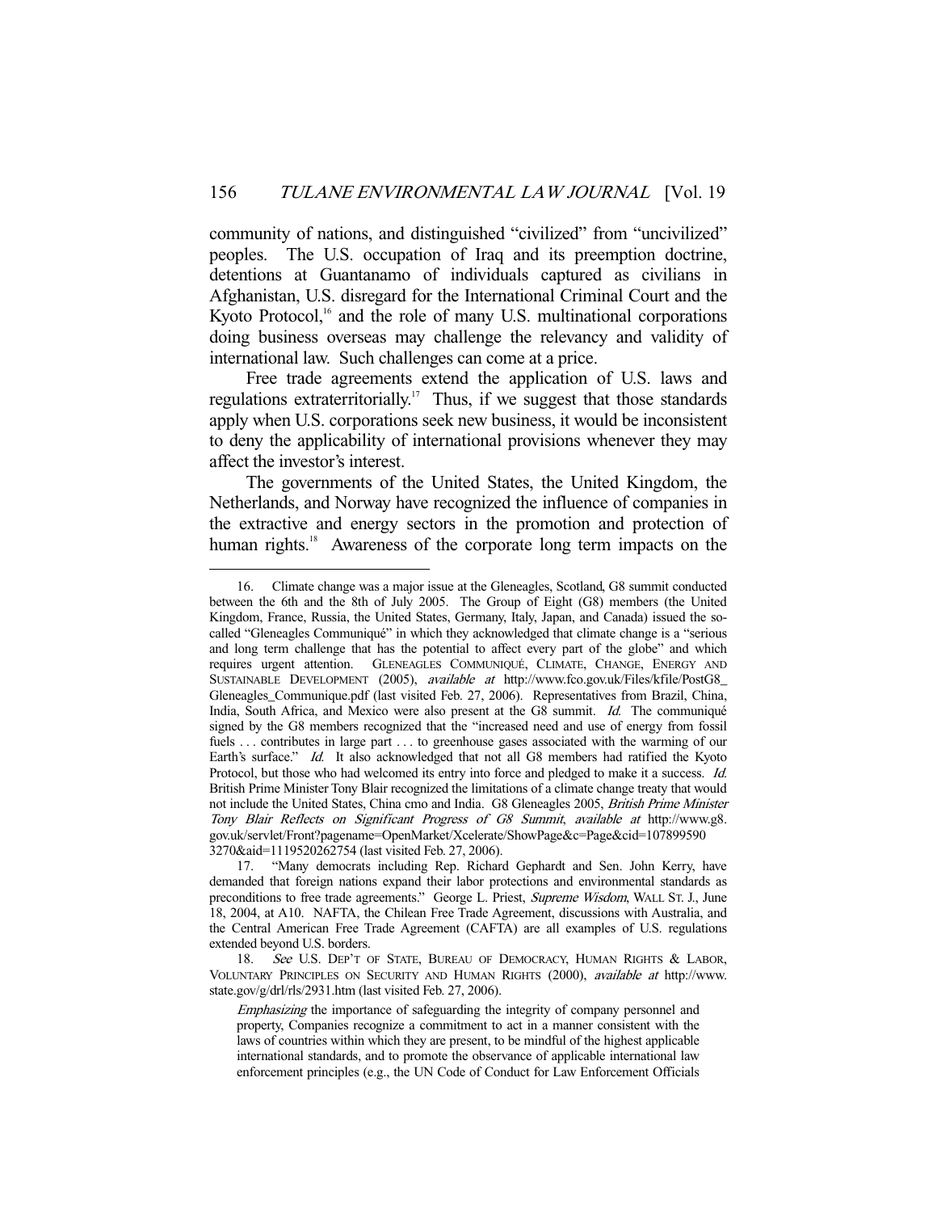community of nations, and distinguished "civilized" from "uncivilized" peoples. The U.S. occupation of Iraq and its preemption doctrine, detentions at Guantanamo of individuals captured as civilians in Afghanistan, U.S. disregard for the International Criminal Court and the Kyoto Protocol,[16] and the role of many U.S. multinational corporations doing business overseas may challenge the relevancy and validity of international law. Such challenges can come at a price.

Free trade agreements extend the application of U.S. laws and regulations extraterritorially.[17] Thus, if we suggest that those standards apply when U.S. corporations seek new business, it would be inconsistent to deny the applicability of international provisions whenever they may affect the investor's interest.

The governments of the United States, the United Kingdom, the Netherlands, and Norway have recognized the influence of companies in the extractive and energy sectors in the promotion and protection of human rights.[18] Awareness of the corporate long term impacts on the

---

16. Climate change was a major issue at the Gleneagles, Scotland, G8 summit conducted between the 6th and the 8th of July 2005. The Group of Eight (G8) members (the United Kingdom, France, Russia, the United States, Germany, Italy, Japan, and Canada) issued the so-called "Gleneagles Communiqué" in which they acknowledged that climate change is a "serious and long term challenge that has the potential to affect every part of the globe" and which requires urgent attention. GLENEAGLES COMMUNIQUÉ, CLIMATE, CHANGE, ENERGY AND SUSTAINABLE DEVELOPMENT (2005), *available at* http://www.fco.gov.uk/Files/kfile/PostG8_Gleneagles_Communique.pdf (last visited Feb. 27, 2006). Representatives from Brazil, China, India, South Africa, and Mexico were also present at the G8 summit. *Id.* The communiqué signed by the G8 members recognized that the "increased need and use of energy from fossil fuels . . . contributes in large part . . . to greenhouse gases associated with the warming of our Earth's surface." *Id.* It also acknowledged that not all G8 members had ratified the Kyoto Protocol, but those who had welcomed its entry into force and pledged to make it a success. *Id.* British Prime Minister Tony Blair recognized the limitations of a climate change treaty that would not include the United States, China cmo and India. G8 Gleneagles 2005, *British Prime Minister Tony Blair Reflects on Significant Progress of G8 Summit*, *available at* http://www.g8.gov.uk/servlet/Front?pagename=OpenMarket/Xcelerate/ShowPage&c=Page&cid=107899590 3270&aid=1119520262754 (last visited Feb. 27, 2006).

17. "Many democrats including Rep. Richard Gephardt and Sen. John Kerry, have demanded that foreign nations expand their labor protections and environmental standards as preconditions to free trade agreements." George L. Priest, *Supreme Wisdom*, WALL ST. J., June 18, 2004, at A10. NAFTA, the Chilean Free Trade Agreement, discussions with Australia, and the Central American Free Trade Agreement (CAFTA) are all examples of U.S. regulations extended beyond U.S. borders.

18. *See* U.S. DEP'T OF STATE, BUREAU OF DEMOCRACY, HUMAN RIGHTS & LABOR, VOLUNTARY PRINCIPLES ON SECURITY AND HUMAN RIGHTS (2000), *available at* http://www.state.gov/g/drl/rls/2931.htm (last visited Feb. 27, 2006).

> *Emphasizing* the importance of safeguarding the integrity of company personnel and property, Companies recognize a commitment to act in a manner consistent with the laws of countries within which they are present, to be mindful of the highest applicable international standards, and to promote the observance of applicable international law enforcement principles (e.g., the UN Code of Conduct for Law Enforcement Officials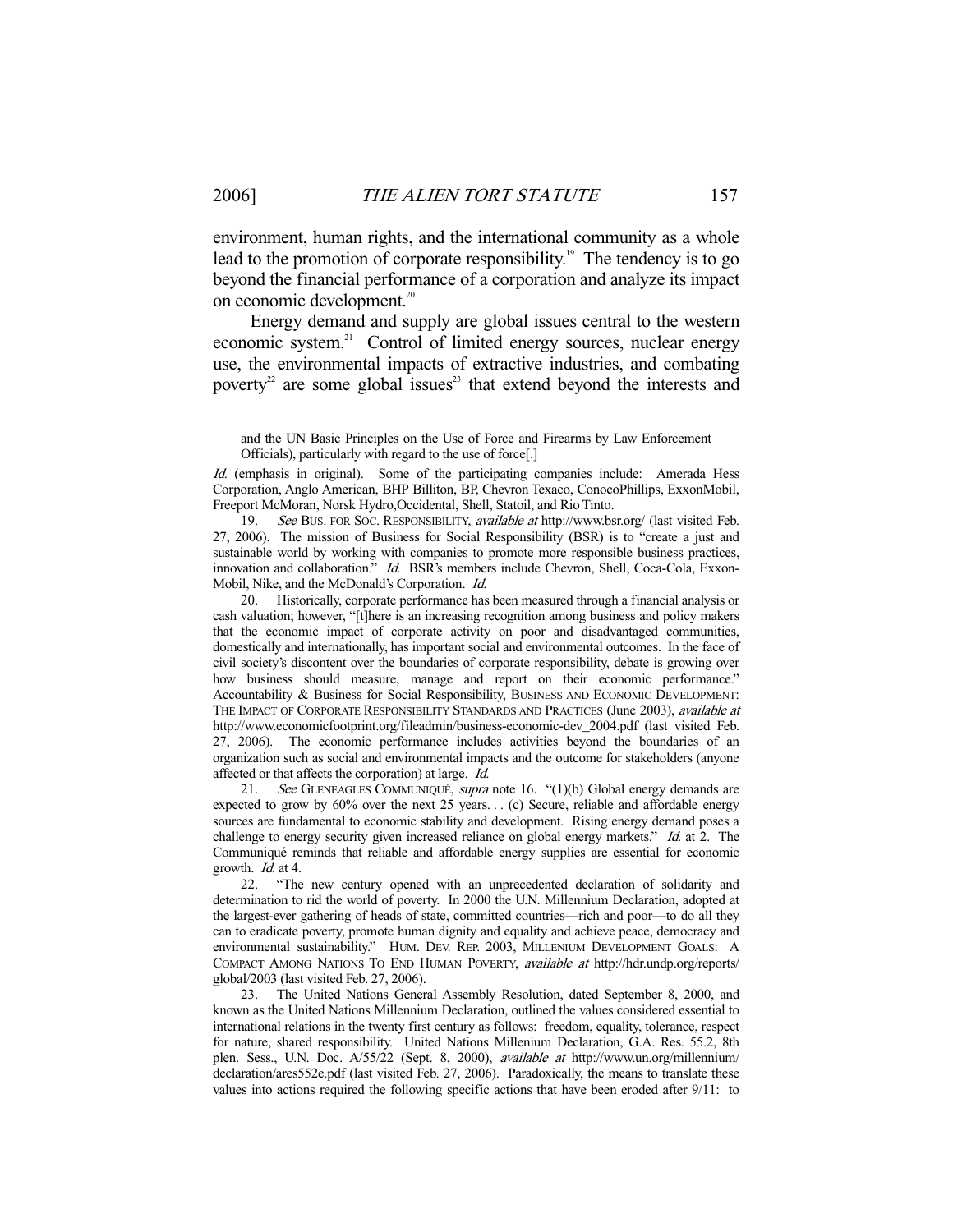environment, human rights, and the international community as a whole lead to the promotion of corporate responsibility.[19] The tendency is to go beyond the financial performance of a corporation and analyze its impact on economic development.[20]

Energy demand and supply are global issues central to the western economic system.[21] Control of limited energy sources, nuclear energy use, the environmental impacts of extractive industries, and combating poverty[22] are some global issues[23] that extend beyond the interests and

---

> and the UN Basic Principles on the Use of Force and Firearms by Law Enforcement Officials), particularly with regard to the use of force[.]

*Id.* (emphasis in original). Some of the participating companies include: Amerada Hess Corporation, Anglo American, BHP Billiton, BP, Chevron Texaco, ConocoPhillips, ExxonMobil, Freeport McMoran, Norsk Hydro,Occidental, Shell, Statoil, and Rio Tinto.

19. *See* BUS. FOR SOC. RESPONSIBILITY, *available at* http://www.bsr.org/ (last visited Feb. 27, 2006). The mission of Business for Social Responsibility (BSR) is to "create a just and sustainable world by working with companies to promote more responsible business practices, innovation and collaboration." *Id.* BSR's members include Chevron, Shell, Coca-Cola, Exxon-Mobil, Nike, and the McDonald's Corporation. *Id.*

20. Historically, corporate performance has been measured through a financial analysis or cash valuation; however, "[t]here is an increasing recognition among business and policy makers that the economic impact of corporate activity on poor and disadvantaged communities, domestically and internationally, has important social and environmental outcomes. In the face of civil society's discontent over the boundaries of corporate responsibility, debate is growing over how business should measure, manage and report on their economic performance." Accountability & Business for Social Responsibility, BUSINESS AND ECONOMIC DEVELOPMENT: THE IMPACT OF CORPORATE RESPONSIBILITY STANDARDS AND PRACTICES (June 2003), *available at* http://www.economicfootprint.org/fileadmin/business-economic-dev_2004.pdf (last visited Feb. 27, 2006). The economic performance includes activities beyond the boundaries of an organization such as social and environmental impacts and the outcome for stakeholders (anyone affected or that affects the corporation) at large. *Id.*

21. *See* GLENEAGLES COMMUNIQUÉ, *supra* note 16. "(1)(b) Global energy demands are expected to grow by 60% over the next 25 years. . . (c) Secure, reliable and affordable energy sources are fundamental to economic stability and development. Rising energy demand poses a challenge to energy security given increased reliance on global energy markets." *Id.* at 2. The Communiqué reminds that reliable and affordable energy supplies are essential for economic growth. *Id.* at 4.

22. "The new century opened with an unprecedented declaration of solidarity and determination to rid the world of poverty. In 2000 the U.N. Millennium Declaration, adopted at the largest-ever gathering of heads of state, committed countries—rich and poor—to do all they can to eradicate poverty, promote human dignity and equality and achieve peace, democracy and environmental sustainability." HUM. DEV. REP. 2003, MILLENIUM DEVELOPMENT GOALS: A COMPACT AMONG NATIONS TO END HUMAN POVERTY, *available at* http://hdr.undp.org/reports/global/2003 (last visited Feb. 27, 2006).

23. The United Nations General Assembly Resolution, dated September 8, 2000, and known as the United Nations Millennium Declaration, outlined the values considered essential to international relations in the twenty first century as follows: freedom, equality, tolerance, respect for nature, shared responsibility. United Nations Millenium Declaration, G.A. Res. 55.2, 8th plen. Sess., U.N. Doc. A/55/22 (Sept. 8, 2000), *available at* http://www.un.org/millennium/declaration/ares552e.pdf (last visited Feb. 27, 2006). Paradoxically, the means to translate these values into actions required the following specific actions that have been eroded after 9/11: to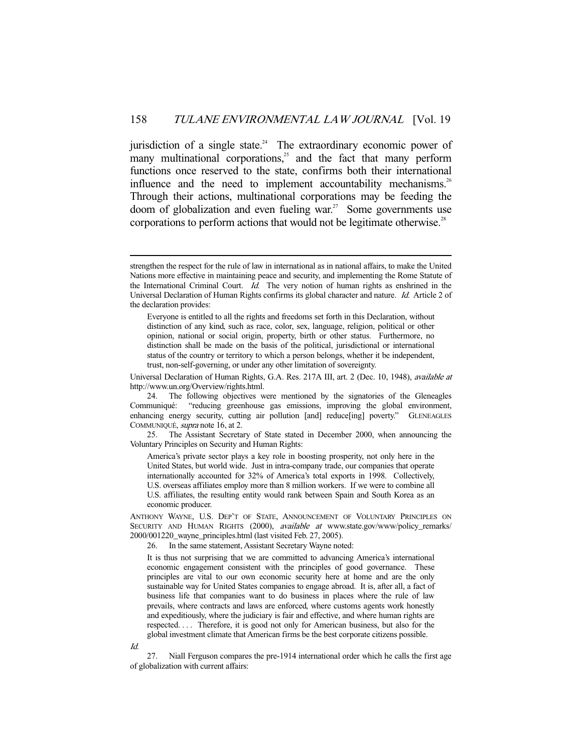jurisdiction of a single state.[24] The extraordinary economic power of many multinational corporations,[25] and the fact that many perform functions once reserved to the state, confirms both their international influence and the need to implement accountability mechanisms.[26] Through their actions, multinational corporations may be feeding the doom of globalization and even fueling war.[27] Some governments use corporations to perform actions that would not be legitimate otherwise.[28]

---

strengthen the respect for the rule of law in international as in national affairs, to make the United Nations more effective in maintaining peace and security, and implementing the Rome Statute of the International Criminal Court. *Id.* The very notion of human rights as enshrined in the Universal Declaration of Human Rights confirms its global character and nature. *Id.* Article 2 of the declaration provides:

> Everyone is entitled to all the rights and freedoms set forth in this Declaration, without distinction of any kind, such as race, color, sex, language, religion, political or other opinion, national or social origin, property, birth or other status. Furthermore, no distinction shall be made on the basis of the political, jurisdictional or international status of the country or territory to which a person belongs, whether it be independent, trust, non-self-governing, or under any other limitation of sovereignty.

Universal Declaration of Human Rights, G.A. Res. 217A III, art. 2 (Dec. 10, 1948), *available at* http://www.un.org/Overview/rights.html.

24. The following objectives were mentioned by the signatories of the Gleneagles Communiqué: "reducing greenhouse gas emissions, improving the global environment, enhancing energy security, cutting air pollution [and] reduce[ing] poverty." GLENEAGLES COMMUNIQUÉ, *supra* note 16, at 2.

25. The Assistant Secretary of State stated in December 2000, when announcing the Voluntary Principles on Security and Human Rights:

> America's private sector plays a key role in boosting prosperity, not only here in the United States, but world wide. Just in intra-company trade, our companies that operate internationally accounted for 32% of America's total exports in 1998. Collectively, U.S. overseas affiliates employ more than 8 million workers. If we were to combine all U.S. affiliates, the resulting entity would rank between Spain and South Korea as an economic producer.

ANTHONY WAYNE, U.S. DEP'T OF STATE, ANNOUNCEMENT OF VOLUNTARY PRINCIPLES ON SECURITY AND HUMAN RIGHTS (2000), *available at* www.state.gov/www/policy_remarks/2000/001220_wayne_principles.html (last visited Feb. 27, 2005).

26. In the same statement, Assistant Secretary Wayne noted:

> It is thus not surprising that we are committed to advancing America's international economic engagement consistent with the principles of good governance. These principles are vital to our own economic security here at home and are the only sustainable way for United States companies to engage abroad. It is, after all, a fact of business life that companies want to do business in places where the rule of law prevails, where contracts and laws are enforced, where customs agents work honestly and expeditiously, where the judiciary is fair and effective, and where human rights are respected. . . . Therefore, it is good not only for American business, but also for the global investment climate that American firms be the best corporate citizens possible.

*Id.*

27. Niall Ferguson compares the pre-1914 international order which he calls the first age of globalization with current affairs: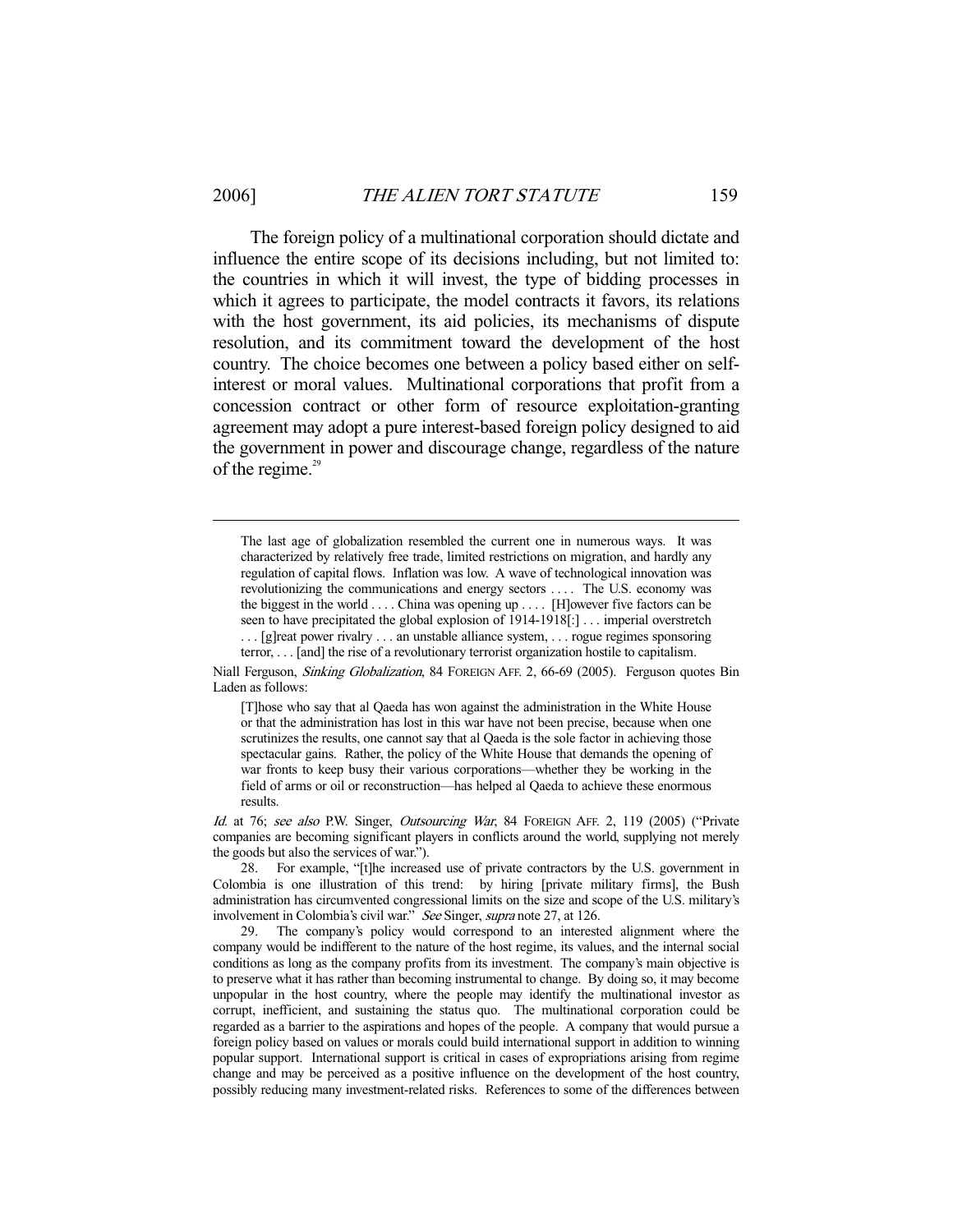The foreign policy of a multinational corporation should dictate and influence the entire scope of its decisions including, but not limited to: the countries in which it will invest, the type of bidding processes in which it agrees to participate, the model contracts it favors, its relations with the host government, its aid policies, its mechanisms of dispute resolution, and its commitment toward the development of the host country. The choice becomes one between a policy based either on self-interest or moral values. Multinational corporations that profit from a concession contract or other form of resource exploitation-granting agreement may adopt a pure interest-based foreign policy designed to aid the government in power and discourage change, regardless of the nature of the regime.[29]

---

> The last age of globalization resembled the current one in numerous ways. It was characterized by relatively free trade, limited restrictions on migration, and hardly any regulation of capital flows. Inflation was low. A wave of technological innovation was revolutionizing the communications and energy sectors . . . . The U.S. economy was the biggest in the world . . . . China was opening up . . . . [H]owever five factors can be seen to have precipitated the global explosion of 1914-1918[:] . . . imperial overstretch . . . [g]reat power rivalry . . . an unstable alliance system, . . . rogue regimes sponsoring terror, . . . [and] the rise of a revolutionary terrorist organization hostile to capitalism.

Niall Ferguson, *Sinking Globalization*, 84 FOREIGN AFF. 2, 66-69 (2005). Ferguson quotes Bin Laden as follows:

> [T]hose who say that al Qaeda has won against the administration in the White House or that the administration has lost in this war have not been precise, because when one scrutinizes the results, one cannot say that al Qaeda is the sole factor in achieving those spectacular gains. Rather, the policy of the White House that demands the opening of war fronts to keep busy their various corporations—whether they be working in the field of arms or oil or reconstruction—has helped al Qaeda to achieve these enormous results.

*Id.* at 76; *see also* P.W. Singer, *Outsourcing War*, 84 FOREIGN AFF. 2, 119 (2005) ("Private companies are becoming significant players in conflicts around the world, supplying not merely the goods but also the services of war.").

28. For example, "[t]he increased use of private contractors by the U.S. government in Colombia is one illustration of this trend: by hiring [private military firms], the Bush administration has circumvented congressional limits on the size and scope of the U.S. military's involvement in Colombia's civil war." *See* Singer, *supra* note 27, at 126.

29. The company's policy would correspond to an interested alignment where the company would be indifferent to the nature of the host regime, its values, and the internal social conditions as long as the company profits from its investment. The company's main objective is to preserve what it has rather than becoming instrumental to change. By doing so, it may become unpopular in the host country, where the people may identify the multinational investor as corrupt, inefficient, and sustaining the status quo. The multinational corporation could be regarded as a barrier to the aspirations and hopes of the people. A company that would pursue a foreign policy based on values or morals could build international support in addition to winning popular support. International support is critical in cases of expropriations arising from regime change and may be perceived as a positive influence on the development of the host country, possibly reducing many investment-related risks. References to some of the differences between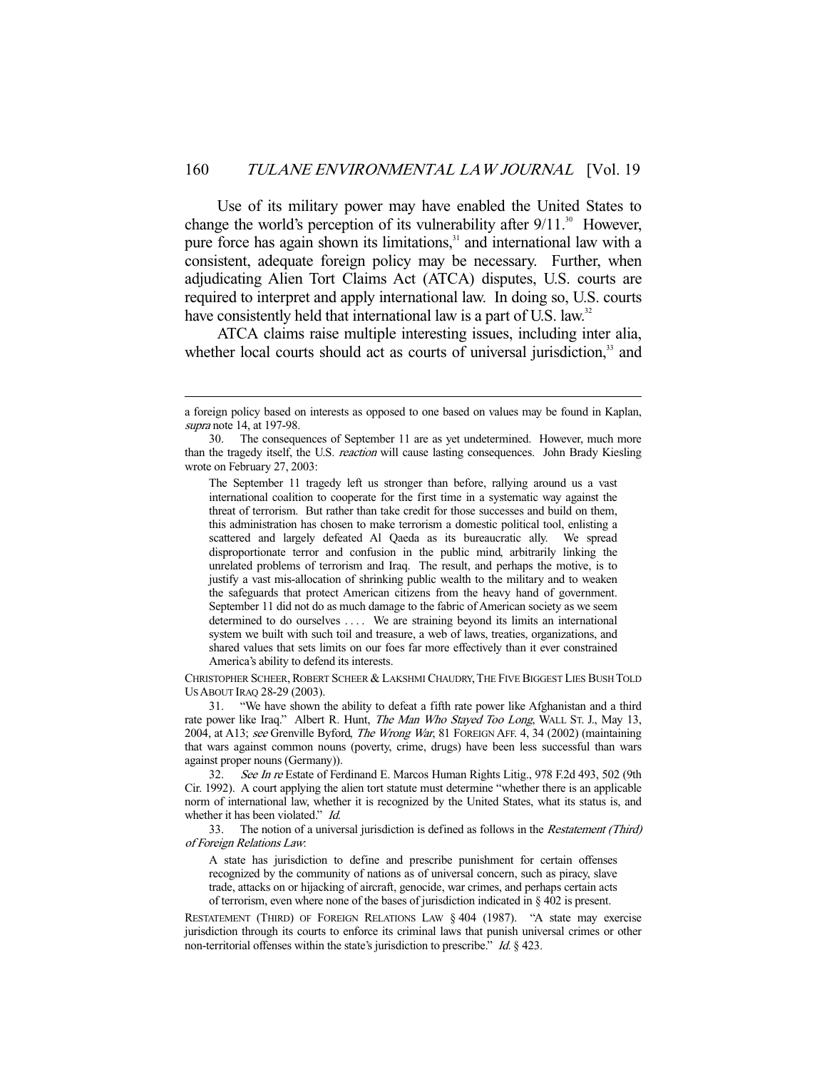Use of its military power may have enabled the United States to change the world's perception of its vulnerability after 9/11.[30] However, pure force has again shown its limitations,[31] and international law with a consistent, adequate foreign policy may be necessary. Further, when adjudicating Alien Tort Claims Act (ATCA) disputes, U.S. courts are required to interpret and apply international law. In doing so, U.S. courts have consistently held that international law is a part of U.S. law.[32]

ATCA claims raise multiple interesting issues, including inter alia, whether local courts should act as courts of universal jurisdiction,[33] and

---

a foreign policy based on interests as opposed to one based on values may be found in Kaplan, *supra* note 14, at 197-98.

30. The consequences of September 11 are as yet undetermined. However, much more than the tragedy itself, the U.S. *reaction* will cause lasting consequences. John Brady Kiesling wrote on February 27, 2003:

> The September 11 tragedy left us stronger than before, rallying around us a vast international coalition to cooperate for the first time in a systematic way against the threat of terrorism. But rather than take credit for those successes and build on them, this administration has chosen to make terrorism a domestic political tool, enlisting a scattered and largely defeated Al Qaeda as its bureaucratic ally. We spread disproportionate terror and confusion in the public mind, arbitrarily linking the unrelated problems of terrorism and Iraq. The result, and perhaps the motive, is to justify a vast mis-allocation of shrinking public wealth to the military and to weaken the safeguards that protect American citizens from the heavy hand of government. September 11 did not do as much damage to the fabric of American society as we seem determined to do ourselves . . . . We are straining beyond its limits an international system we built with such toil and treasure, a web of laws, treaties, organizations, and shared values that sets limits on our foes far more effectively than it ever constrained America's ability to defend its interests.

CHRISTOPHER SCHEER, ROBERT SCHEER & LAKSHMI CHAUDRY, THE FIVE BIGGEST LIES BUSH TOLD US ABOUT IRAQ 28-29 (2003).

31. "We have shown the ability to defeat a fifth rate power like Afghanistan and a third rate power like Iraq." Albert R. Hunt, *The Man Who Stayed Too Long*, WALL ST. J., May 13, 2004, at A13; *see* Grenville Byford, *The Wrong War*, 81 FOREIGN AFF. 4, 34 (2002) (maintaining that wars against common nouns (poverty, crime, drugs) have been less successful than wars against proper nouns (Germany)).

32. *See In re* Estate of Ferdinand E. Marcos Human Rights Litig., 978 F.2d 493, 502 (9th Cir. 1992). A court applying the alien tort statute must determine "whether there is an applicable norm of international law, whether it is recognized by the United States, what its status is, and whether it has been violated." *Id.*

33. The notion of a universal jurisdiction is defined as follows in the *Restatement (Third) of Foreign Relations Law*:

> A state has jurisdiction to define and prescribe punishment for certain offenses recognized by the community of nations as of universal concern, such as piracy, slave trade, attacks on or hijacking of aircraft, genocide, war crimes, and perhaps certain acts of terrorism, even where none of the bases of jurisdiction indicated in § 402 is present.

RESTATEMENT (THIRD) OF FOREIGN RELATIONS LAW § 404 (1987). "A state may exercise jurisdiction through its courts to enforce its criminal laws that punish universal crimes or other non-territorial offenses within the state's jurisdiction to prescribe." *Id.* § 423.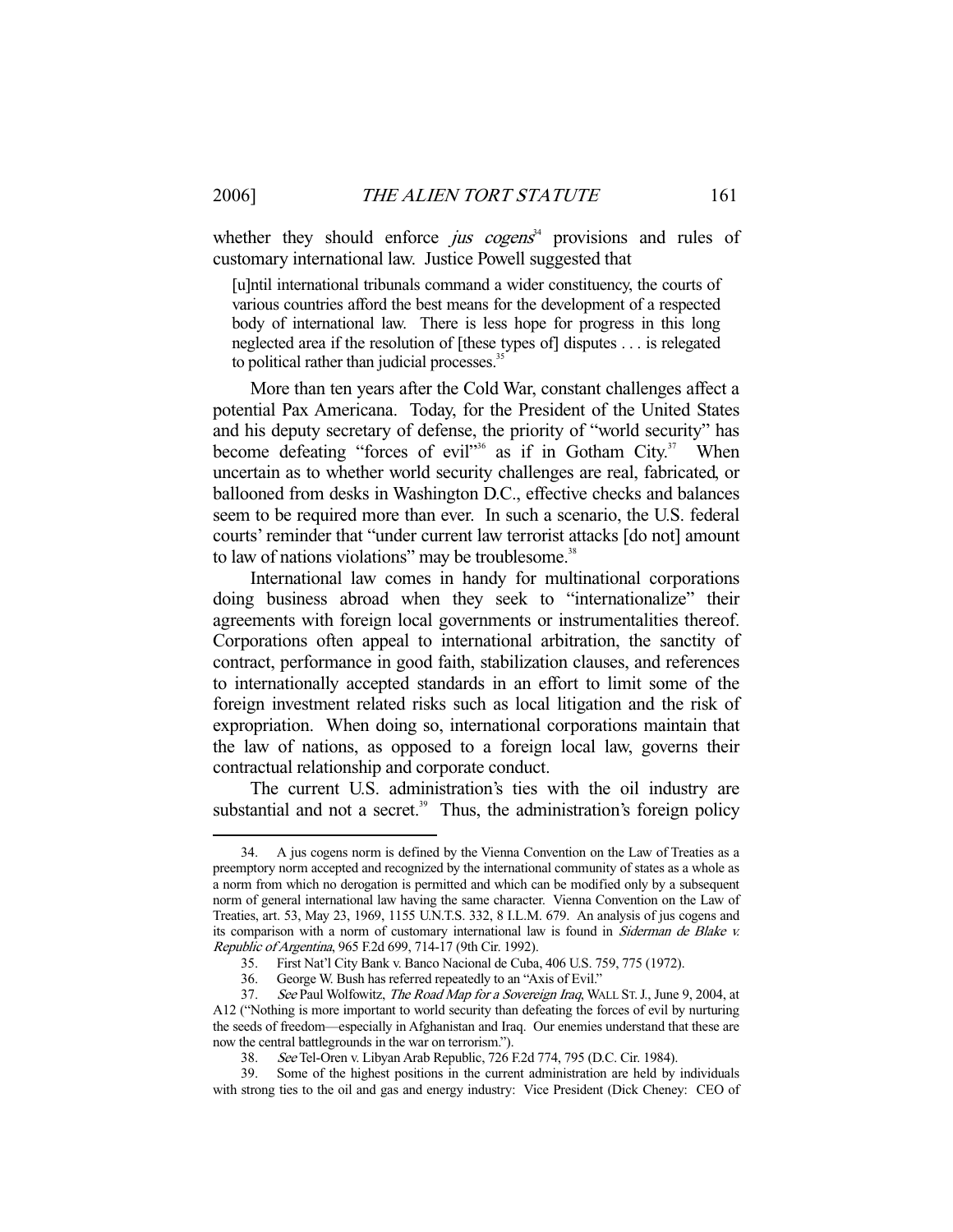whether they should enforce *jus cogens*[34] provisions and rules of customary international law. Justice Powell suggested that

> [u]ntil international tribunals command a wider constituency, the courts of various countries afford the best means for the development of a respected body of international law. There is less hope for progress in this long neglected area if the resolution of [these types of] disputes . . . is relegated to political rather than judicial processes.[35]

More than ten years after the Cold War, constant challenges affect a potential Pax Americana. Today, for the President of the United States and his deputy secretary of defense, the priority of "world security" has become defeating "forces of evil"[36] as if in Gotham City.[37] When uncertain as to whether world security challenges are real, fabricated, or ballooned from desks in Washington D.C., effective checks and balances seem to be required more than ever. In such a scenario, the U.S. federal courts' reminder that "under current law terrorist attacks [do not] amount to law of nations violations" may be troublesome.[38]

International law comes in handy for multinational corporations doing business abroad when they seek to "internationalize" their agreements with foreign local governments or instrumentalities thereof. Corporations often appeal to international arbitration, the sanctity of contract, performance in good faith, stabilization clauses, and references to internationally accepted standards in an effort to limit some of the foreign investment related risks such as local litigation and the risk of expropriation. When doing so, international corporations maintain that the law of nations, as opposed to a foreign local law, governs their contractual relationship and corporate conduct.

The current U.S. administration's ties with the oil industry are substantial and not a secret.[39] Thus, the administration's foreign policy

---

34. A jus cogens norm is defined by the Vienna Convention on the Law of Treaties as a preemptory norm accepted and recognized by the international community of states as a whole as a norm from which no derogation is permitted and which can be modified only by a subsequent norm of general international law having the same character. Vienna Convention on the Law of Treaties, art. 53, May 23, 1969, 1155 U.N.T.S. 332, 8 I.L.M. 679. An analysis of jus cogens and its comparison with a norm of customary international law is found in *Siderman de Blake v. Republic of Argentina*, 965 F.2d 699, 714-17 (9th Cir. 1992).

35. First Nat'l City Bank v. Banco Nacional de Cuba, 406 U.S. 759, 775 (1972).

36. George W. Bush has referred repeatedly to an "Axis of Evil."

37. *See* Paul Wolfowitz, *The Road Map for a Sovereign Iraq*, WALL ST. J., June 9, 2004, at A12 ("Nothing is more important to world security than defeating the forces of evil by nurturing the seeds of freedom—especially in Afghanistan and Iraq. Our enemies understand that these are now the central battlegrounds in the war on terrorism.").

38. *See* Tel-Oren v. Libyan Arab Republic, 726 F.2d 774, 795 (D.C. Cir. 1984).

39. Some of the highest positions in the current administration are held by individuals with strong ties to the oil and gas and energy industry: Vice President (Dick Cheney: CEO of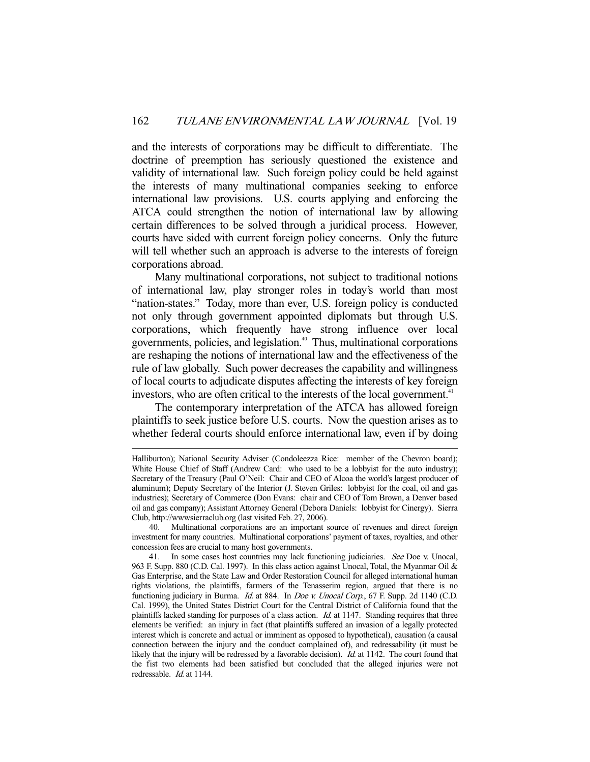and the interests of corporations may be difficult to differentiate. The doctrine of preemption has seriously questioned the existence and validity of international law. Such foreign policy could be held against the interests of many multinational companies seeking to enforce international law provisions. U.S. courts applying and enforcing the ATCA could strengthen the notion of international law by allowing certain differences to be solved through a juridical process. However, courts have sided with current foreign policy concerns. Only the future will tell whether such an approach is adverse to the interests of foreign corporations abroad.

Many multinational corporations, not subject to traditional notions of international law, play stronger roles in today's world than most "nation-states." Today, more than ever, U.S. foreign policy is conducted not only through government appointed diplomats but through U.S. corporations, which frequently have strong influence over local governments, policies, and legislation.[40] Thus, multinational corporations are reshaping the notions of international law and the effectiveness of the rule of law globally. Such power decreases the capability and willingness of local courts to adjudicate disputes affecting the interests of key foreign investors, who are often critical to the interests of the local government.[41]

The contemporary interpretation of the ATCA has allowed foreign plaintiffs to seek justice before U.S. courts. Now the question arises as to whether federal courts should enforce international law, even if by doing

---

Halliburton); National Security Adviser (Condoleezza Rice: member of the Chevron board); White House Chief of Staff (Andrew Card: who used to be a lobbyist for the auto industry); Secretary of the Treasury (Paul O'Neil: Chair and CEO of Alcoa the world's largest producer of aluminum); Deputy Secretary of the Interior (J. Steven Griles: lobbyist for the coal, oil and gas industries); Secretary of Commerce (Don Evans: chair and CEO of Tom Brown, a Denver based oil and gas company); Assistant Attorney General (Debora Daniels: lobbyist for Cinergy). Sierra Club, http://wwwsierraclub.org (last visited Feb. 27, 2006).

40. Multinational corporations are an important source of revenues and direct foreign investment for many countries. Multinational corporations' payment of taxes, royalties, and other concession fees are crucial to many host governments.

41. In some cases host countries may lack functioning judiciaries. *See* Doe v. Unocal, 963 F. Supp. 880 (C.D. Cal. 1997). In this class action against Unocal, Total, the Myanmar Oil & Gas Enterprise, and the State Law and Order Restoration Council for alleged international human rights violations, the plaintiffs, farmers of the Tenasserim region, argued that there is no functioning judiciary in Burma. *Id.* at 884. In *Doe v. Unocal Corp.*, 67 F. Supp. 2d 1140 (C.D. Cal. 1999), the United States District Court for the Central District of California found that the plaintiffs lacked standing for purposes of a class action. *Id.* at 1147. Standing requires that three elements be verified: an injury in fact (that plaintiffs suffered an invasion of a legally protected interest which is concrete and actual or imminent as opposed to hypothetical), causation (a causal connection between the injury and the conduct complained of), and redressability (it must be likely that the injury will be redressed by a favorable decision). *Id.* at 1142. The court found that the fist two elements had been satisfied but concluded that the alleged injuries were not redressable. *Id.* at 1144.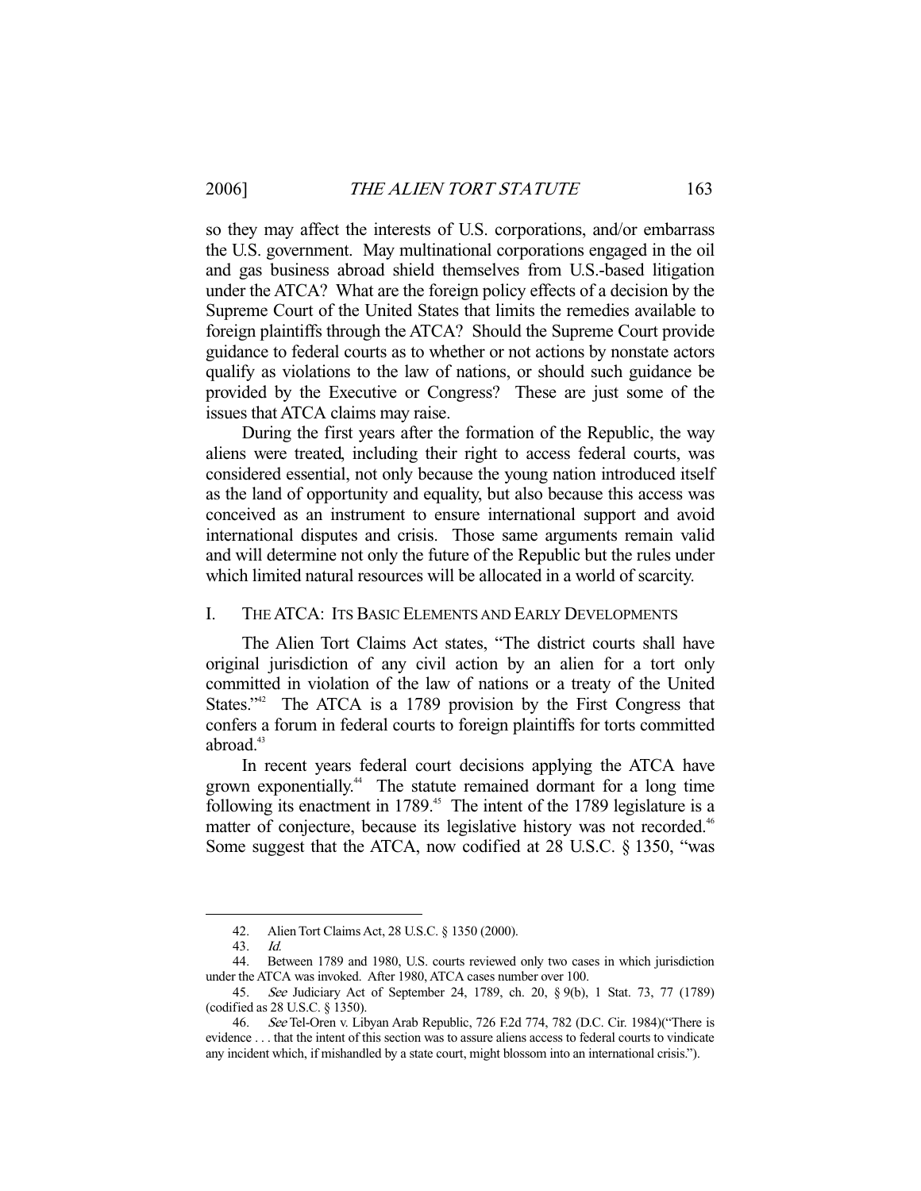so they may affect the interests of U.S. corporations, and/or embarrass the U.S. government. May multinational corporations engaged in the oil and gas business abroad shield themselves from U.S.-based litigation under the ATCA? What are the foreign policy effects of a decision by the Supreme Court of the United States that limits the remedies available to foreign plaintiffs through the ATCA? Should the Supreme Court provide guidance to federal courts as to whether or not actions by nonstate actors qualify as violations to the law of nations, or should such guidance be provided by the Executive or Congress? These are just some of the issues that ATCA claims may raise.

During the first years after the formation of the Republic, the way aliens were treated, including their right to access federal courts, was considered essential, not only because the young nation introduced itself as the land of opportunity and equality, but also because this access was conceived as an instrument to ensure international support and avoid international disputes and crisis. Those same arguments remain valid and will determine not only the future of the Republic but the rules under which limited natural resources will be allocated in a world of scarcity.

## I. THE ATCA: ITS BASIC ELEMENTS AND EARLY DEVELOPMENTS

The Alien Tort Claims Act states, "The district courts shall have original jurisdiction of any civil action by an alien for a tort only committed in violation of the law of nations or a treaty of the United States."[42] The ATCA is a 1789 provision by the First Congress that confers a forum in federal courts to foreign plaintiffs for torts committed abroad.[43]

In recent years federal court decisions applying the ATCA have grown exponentially.[44] The statute remained dormant for a long time following its enactment in 1789.[45] The intent of the 1789 legislature is a matter of conjecture, because its legislative history was not recorded.[46] Some suggest that the ATCA, now codified at 28 U.S.C. § 1350, "was

---

42. Alien Tort Claims Act, 28 U.S.C. § 1350 (2000).

43. *Id.*

44. Between 1789 and 1980, U.S. courts reviewed only two cases in which jurisdiction under the ATCA was invoked. After 1980, ATCA cases number over 100.

45. *See* Judiciary Act of September 24, 1789, ch. 20, § 9(b), 1 Stat. 73, 77 (1789) (codified as 28 U.S.C. § 1350).

46. *See* Tel-Oren v. Libyan Arab Republic, 726 F.2d 774, 782 (D.C. Cir. 1984)("There is evidence . . . that the intent of this section was to assure aliens access to federal courts to vindicate any incident which, if mishandled by a state court, might blossom into an international crisis.").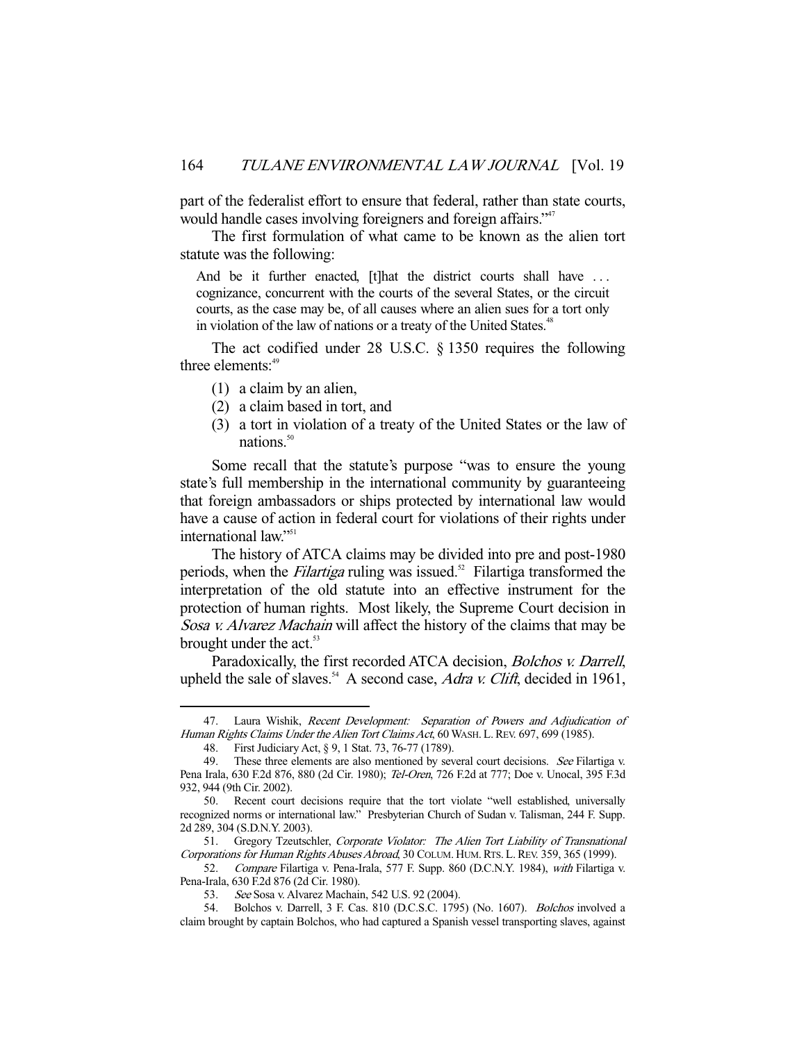part of the federalist effort to ensure that federal, rather than state courts, would handle cases involving foreigners and foreign affairs."[47]

The first formulation of what came to be known as the alien tort statute was the following:

> And be it further enacted, [t]hat the district courts shall have . . . cognizance, concurrent with the courts of the several States, or the circuit courts, as the case may be, of all causes where an alien sues for a tort only in violation of the law of nations or a treaty of the United States.[48]

The act codified under 28 U.S.C. § 1350 requires the following three elements:[49]

(1) a claim by an alien,
(2) a claim based in tort, and
(3) a tort in violation of a treaty of the United States or the law of nations.[50]

Some recall that the statute's purpose "was to ensure the young state's full membership in the international community by guaranteeing that foreign ambassadors or ships protected by international law would have a cause of action in federal court for violations of their rights under international law."[51]

The history of ATCA claims may be divided into pre and post-1980 periods, when the *Filartiga* ruling was issued.[52] Filartiga transformed the interpretation of the old statute into an effective instrument for the protection of human rights. Most likely, the Supreme Court decision in *Sosa v. Alvarez Machain* will affect the history of the claims that may be brought under the act.[53]

Paradoxically, the first recorded ATCA decision, *Bolchos v. Darrell*, upheld the sale of slaves.[54] A second case, *Adra v. Clift*, decided in 1961,

---

47. Laura Wishik, *Recent Development: Separation of Powers and Adjudication of Human Rights Claims Under the Alien Tort Claims Act*, 60 WASH. L. REV. 697, 699 (1985).

48. First Judiciary Act, § 9, 1 Stat. 73, 76-77 (1789).

49. These three elements are also mentioned by several court decisions. *See* Filartiga v. Pena Irala, 630 F.2d 876, 880 (2d Cir. 1980); *Tel-Oren*, 726 F.2d at 777; Doe v. Unocal, 395 F.3d 932, 944 (9th Cir. 2002).

50. Recent court decisions require that the tort violate "well established, universally recognized norms or international law." Presbyterian Church of Sudan v. Talisman, 244 F. Supp. 2d 289, 304 (S.D.N.Y. 2003).

51. Gregory Tzeutschler, *Corporate Violator: The Alien Tort Liability of Transnational Corporations for Human Rights Abuses Abroad*, 30 COLUM. HUM. RTS. L. REV. 359, 365 (1999).

52. *Compare* Filartiga v. Pena-Irala, 577 F. Supp. 860 (D.C.N.Y. 1984), *with* Filartiga v. Pena-Irala, 630 F.2d 876 (2d Cir. 1980).

53. *See* Sosa v. Alvarez Machain, 542 U.S. 92 (2004).

54. Bolchos v. Darrell, 3 F. Cas. 810 (D.C.S.C. 1795) (No. 1607). *Bolchos* involved a claim brought by captain Bolchos, who had captured a Spanish vessel transporting slaves, against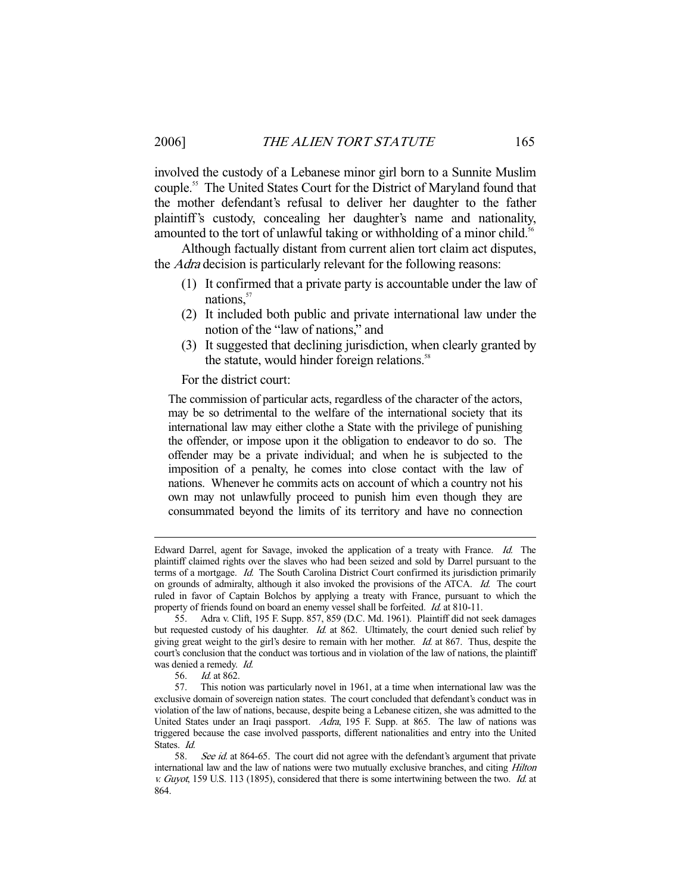involved the custody of a Lebanese minor girl born to a Sunnite Muslim couple.[55] The United States Court for the District of Maryland found that the mother defendant's refusal to deliver her daughter to the father plaintiff's custody, concealing her daughter's name and nationality, amounted to the tort of unlawful taking or withholding of a minor child.[56]

Although factually distant from current alien tort claim act disputes, the *Adra* decision is particularly relevant for the following reasons:

(1) It confirmed that a private party is accountable under the law of nations,[57]
(2) It included both public and private international law under the notion of the "law of nations," and
(3) It suggested that declining jurisdiction, when clearly granted by the statute, would hinder foreign relations.[58]

For the district court:

> The commission of particular acts, regardless of the character of the actors, may be so detrimental to the welfare of the international society that its international law may either clothe a State with the privilege of punishing the offender, or impose upon it the obligation to endeavor to do so. The offender may be a private individual; and when he is subjected to the imposition of a penalty, he comes into close contact with the law of nations. Whenever he commits acts on account of which a country not his own may not unlawfully proceed to punish him even though they are consummated beyond the limits of its territory and have no connection

---

Edward Darrel, agent for Savage, invoked the application of a treaty with France. *Id.* The plaintiff claimed rights over the slaves who had been seized and sold by Darrel pursuant to the terms of a mortgage. *Id.* The South Carolina District Court confirmed its jurisdiction primarily on grounds of admiralty, although it also invoked the provisions of the ATCA. *Id.* The court ruled in favor of Captain Bolchos by applying a treaty with France, pursuant to which the property of friends found on board an enemy vessel shall be forfeited. *Id.* at 810-11.

55. Adra v. Clift, 195 F. Supp. 857, 859 (D.C. Md. 1961). Plaintiff did not seek damages but requested custody of his daughter. *Id.* at 862. Ultimately, the court denied such relief by giving great weight to the girl's desire to remain with her mother. *Id.* at 867. Thus, despite the court's conclusion that the conduct was tortious and in violation of the law of nations, the plaintiff was denied a remedy. *Id.*

56. *Id.* at 862.

57. This notion was particularly novel in 1961, at a time when international law was the exclusive domain of sovereign nation states. The court concluded that defendant's conduct was in violation of the law of nations, because, despite being a Lebanese citizen, she was admitted to the United States under an Iraqi passport. *Adra*, 195 F. Supp. at 865. The law of nations was triggered because the case involved passports, different nationalities and entry into the United States. *Id.*

58. *See id.* at 864-65. The court did not agree with the defendant's argument that private international law and the law of nations were two mutually exclusive branches, and citing *Hilton v. Guyot*, 159 U.S. 113 (1895), considered that there is some intertwining between the two. *Id.* at 864.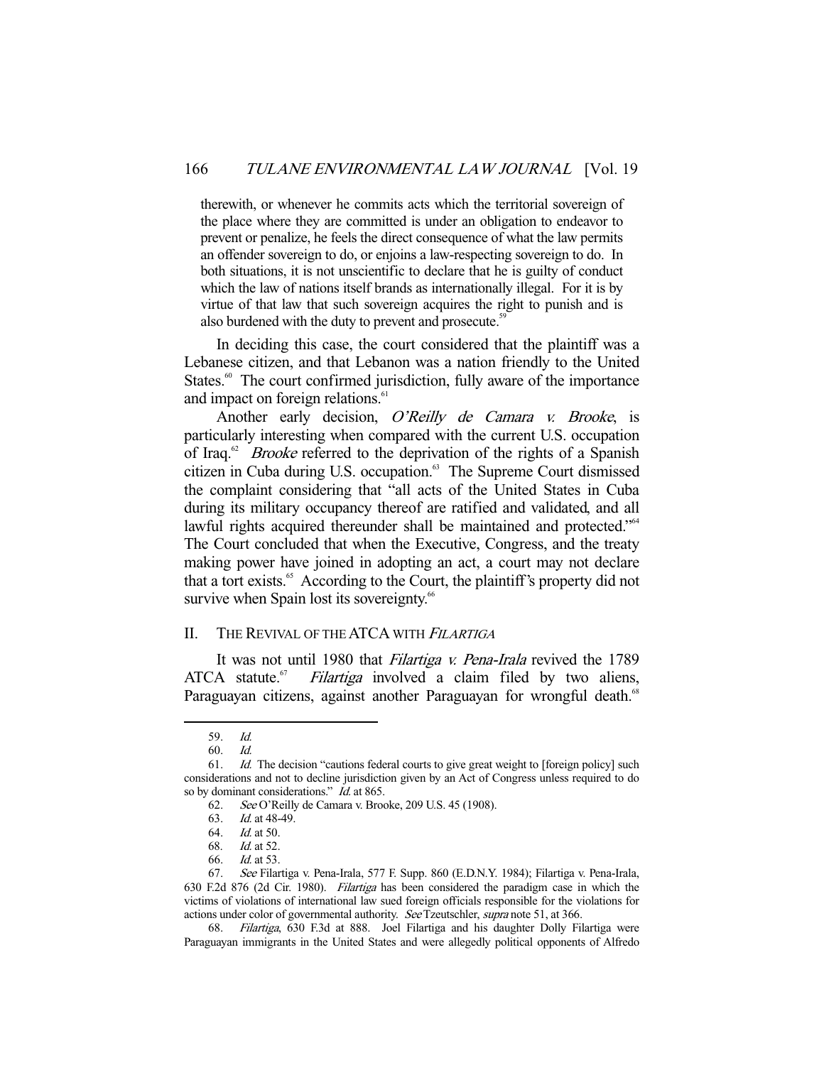therewith, or whenever he commits acts which the territorial sovereign of the place where they are committed is under an obligation to endeavor to prevent or penalize, he feels the direct consequence of what the law permits an offender sovereign to do, or enjoins a law-respecting sovereign to do. In both situations, it is not unscientific to declare that he is guilty of conduct which the law of nations itself brands as internationally illegal. For it is by virtue of that law that such sovereign acquires the right to punish and is also burdened with the duty to prevent and prosecute.[59]

In deciding this case, the court considered that the plaintiff was a Lebanese citizen, and that Lebanon was a nation friendly to the United States.[60] The court confirmed jurisdiction, fully aware of the importance and impact on foreign relations.[61]

Another early decision, *O'Reilly de Camara v. Brooke*, is particularly interesting when compared with the current U.S. occupation of Iraq.[62] *Brooke* referred to the deprivation of the rights of a Spanish citizen in Cuba during U.S. occupation.[63] The Supreme Court dismissed the complaint considering that "all acts of the United States in Cuba during its military occupancy thereof are ratified and validated, and all lawful rights acquired thereunder shall be maintained and protected."[64] The Court concluded that when the Executive, Congress, and the treaty making power have joined in adopting an act, a court may not declare that a tort exists.[65] According to the Court, the plaintiff's property did not survive when Spain lost its sovereignty.[66]

## II. The Revival of the ATCA with *Filartiga*

It was not until 1980 that *Filartiga v. Pena-Irala* revived the 1789 ATCA statute.[67] *Filartiga* involved a claim filed by two aliens, Paraguayan citizens, against another Paraguayan for wrongful death.[68]

---

59. *Id.*

60. *Id.*

61. *Id.* The decision "cautions federal courts to give great weight to [foreign policy] such considerations and not to decline jurisdiction given by an Act of Congress unless required to do so by dominant considerations." *Id.* at 865.

62. *See* O'Reilly de Camara v. Brooke, 209 U.S. 45 (1908).

63. *Id.* at 48-49.

64. *Id.* at 50.

68. *Id.* at 52.

66. *Id.* at 53.

67. *See* Filartiga v. Pena-Irala, 577 F. Supp. 860 (E.D.N.Y. 1984); Filartiga v. Pena-Irala, 630 F.2d 876 (2d Cir. 1980). *Filartiga* has been considered the paradigm case in which the victims of violations of international law sued foreign officials responsible for the violations for actions under color of governmental authority. *See* Tzeutschler, *supra* note 51, at 366.

68. *Filartiga*, 630 F.3d at 888. Joel Filartiga and his daughter Dolly Filartiga were Paraguayan immigrants in the United States and were allegedly political opponents of Alfredo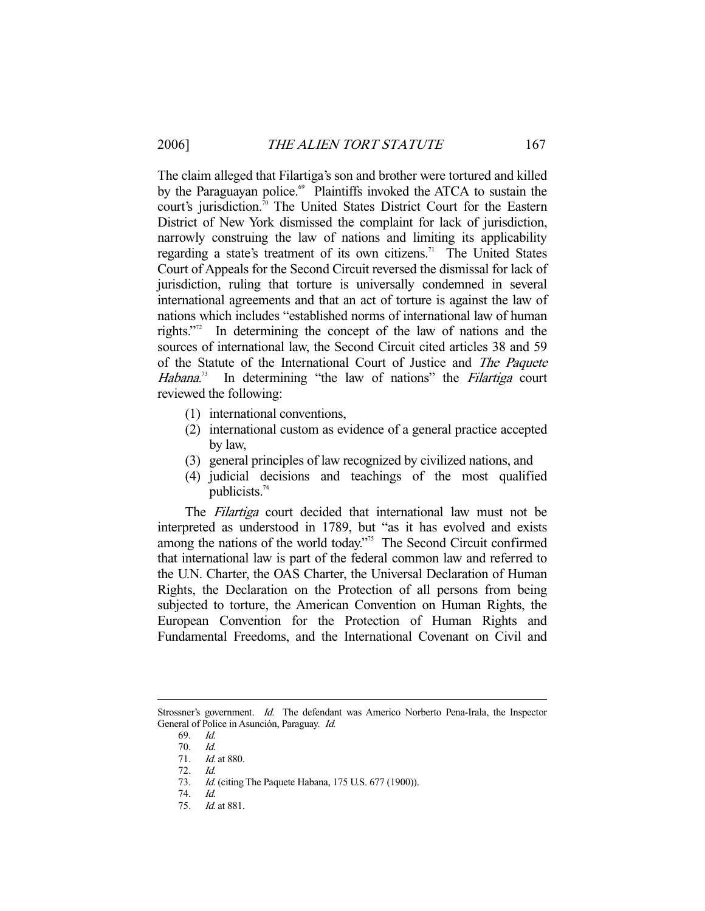The claim alleged that Filartiga's son and brother were tortured and killed by the Paraguayan police.[69] Plaintiffs invoked the ATCA to sustain the court's jurisdiction.[70] The United States District Court for the Eastern District of New York dismissed the complaint for lack of jurisdiction, narrowly construing the law of nations and limiting its applicability regarding a state's treatment of its own citizens.[71] The United States Court of Appeals for the Second Circuit reversed the dismissal for lack of jurisdiction, ruling that torture is universally condemned in several international agreements and that an act of torture is against the law of nations which includes "established norms of international law of human rights."[72] In determining the concept of the law of nations and the sources of international law, the Second Circuit cited articles 38 and 59 of the Statute of the International Court of Justice and *The Paquete Habana*.[73] In determining "the law of nations" the *Filartiga* court reviewed the following:

(1) international conventions,
(2) international custom as evidence of a general practice accepted by law,
(3) general principles of law recognized by civilized nations, and
(4) judicial decisions and teachings of the most qualified publicists.[74]

The *Filartiga* court decided that international law must not be interpreted as understood in 1789, but "as it has evolved and exists among the nations of the world today."[75] The Second Circuit confirmed that international law is part of the federal common law and referred to the U.N. Charter, the OAS Charter, the Universal Declaration of Human Rights, the Declaration on the Protection of all persons from being subjected to torture, the American Convention on Human Rights, the European Convention for the Protection of Human Rights and Fundamental Freedoms, and the International Covenant on Civil and

---

Strossner's government. *Id.* The defendant was Americo Norberto Pena-Irala, the Inspector General of Police in Asunción, Paraguay. *Id.*

69. *Id.*
70. *Id.*
71. *Id.* at 880.
72. *Id.*
73. *Id.* (citing The Paquete Habana, 175 U.S. 677 (1900)).
74. *Id.*
75. *Id.* at 881.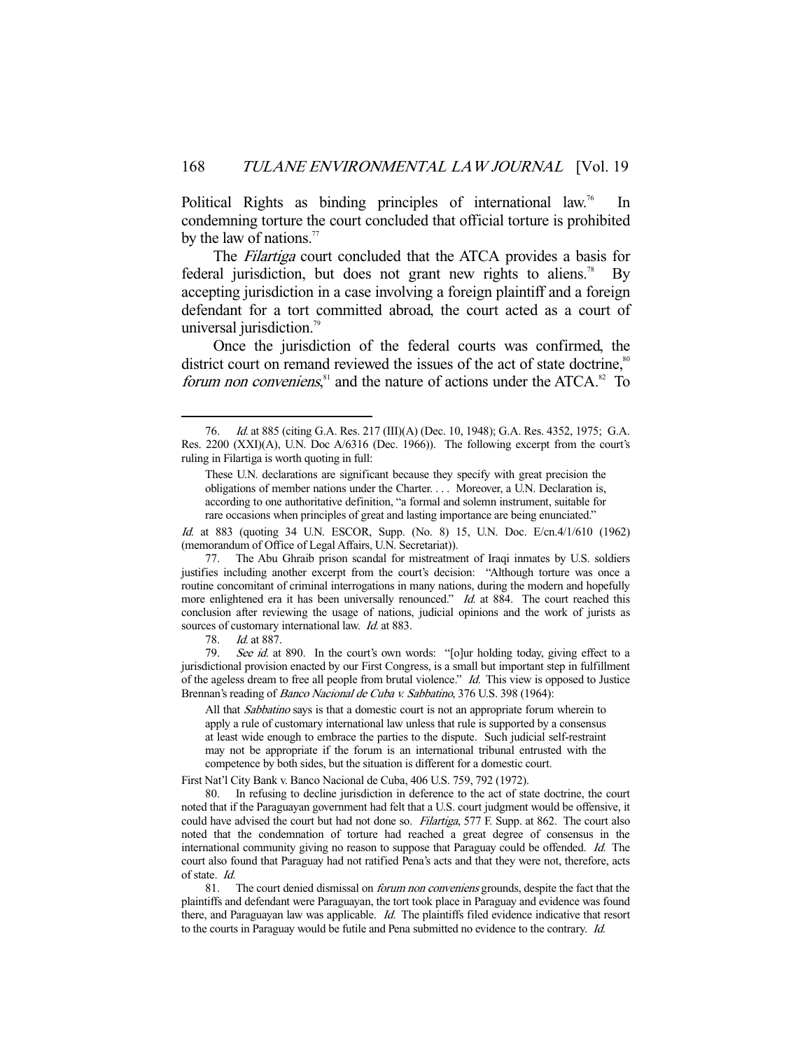Political Rights as binding principles of international law.[76] In condemning torture the court concluded that official torture is prohibited by the law of nations.[77]

The *Filartiga* court concluded that the ATCA provides a basis for federal jurisdiction, but does not grant new rights to aliens.[78] By accepting jurisdiction in a case involving a foreign plaintiff and a foreign defendant for a tort committed abroad, the court acted as a court of universal jurisdiction.[79]

Once the jurisdiction of the federal courts was confirmed, the district court on remand reviewed the issues of the act of state doctrine,[80] *forum non conveniens*,[81] and the nature of actions under the ATCA.[82] To

---

76. *Id.* at 885 (citing G.A. Res. 217 (III)(A) (Dec. 10, 1948); G.A. Res. 4352, 1975; G.A. Res. 2200 (XXI)(A), U.N. Doc A/6316 (Dec. 1966)). The following excerpt from the court's ruling in Filartiga is worth quoting in full:

> These U.N. declarations are significant because they specify with great precision the obligations of member nations under the Charter. . . . Moreover, a U.N. Declaration is, according to one authoritative definition, "a formal and solemn instrument, suitable for rare occasions when principles of great and lasting importance are being enunciated."

*Id.* at 883 (quoting 34 U.N. ESCOR, Supp. (No. 8) 15, U.N. Doc. E/cn.4/1/610 (1962) (memorandum of Office of Legal Affairs, U.N. Secretariat)).

77. The Abu Ghraib prison scandal for mistreatment of Iraqi inmates by U.S. soldiers justifies including another excerpt from the court's decision: "Although torture was once a routine concomitant of criminal interrogations in many nations, during the modern and hopefully more enlightened era it has been universally renounced." *Id.* at 884. The court reached this conclusion after reviewing the usage of nations, judicial opinions and the work of jurists as sources of customary international law. *Id.* at 883.

78. *Id.* at 887.

79. *See id.* at 890. In the court's own words: "[o]ur holding today, giving effect to a jurisdictional provision enacted by our First Congress, is a small but important step in fulfillment of the ageless dream to free all people from brutal violence." *Id.* This view is opposed to Justice Brennan's reading of *Banco Nacional de Cuba v. Sabbatino*, 376 U.S. 398 (1964):

> All that *Sabbatino* says is that a domestic court is not an appropriate forum wherein to apply a rule of customary international law unless that rule is supported by a consensus at least wide enough to embrace the parties to the dispute. Such judicial self-restraint may not be appropriate if the forum is an international tribunal entrusted with the competence by both sides, but the situation is different for a domestic court.

First Nat'l City Bank v. Banco Nacional de Cuba, 406 U.S. 759, 792 (1972).

80. In refusing to decline jurisdiction in deference to the act of state doctrine, the court noted that if the Paraguayan government had felt that a U.S. court judgment would be offensive, it could have advised the court but had not done so. *Filartiga*, 577 F. Supp. at 862. The court also noted that the condemnation of torture had reached a great degree of consensus in the international community giving no reason to suppose that Paraguay could be offended. *Id.* The court also found that Paraguay had not ratified Pena's acts and that they were not, therefore, acts of state. *Id.*

81. The court denied dismissal on *forum non conveniens* grounds, despite the fact that the plaintiffs and defendant were Paraguayan, the tort took place in Paraguay and evidence was found there, and Paraguayan law was applicable. *Id.* The plaintiffs filed evidence indicative that resort to the courts in Paraguay would be futile and Pena submitted no evidence to the contrary. *Id.*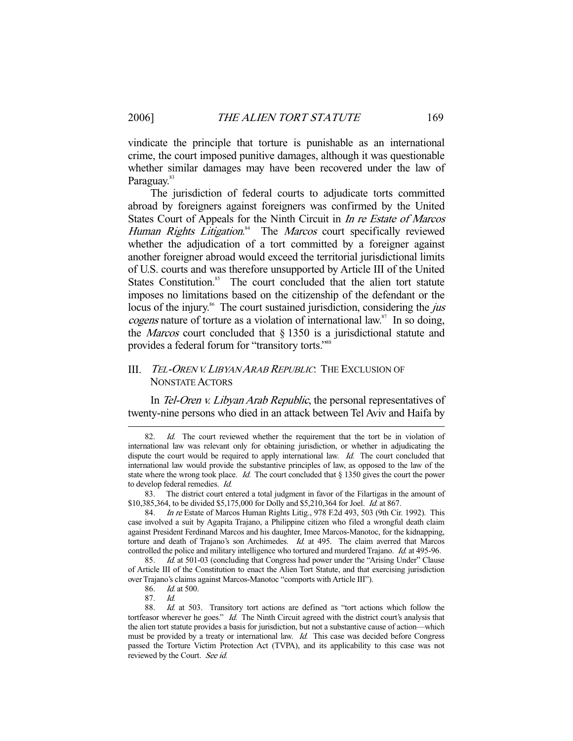vindicate the principle that torture is punishable as an international crime, the court imposed punitive damages, although it was questionable whether similar damages may have been recovered under the law of Paraguay.[83]

The jurisdiction of federal courts to adjudicate torts committed abroad by foreigners against foreigners was confirmed by the United States Court of Appeals for the Ninth Circuit in *In re Estate of Marcos Human Rights Litigation*.[84] The *Marcos* court specifically reviewed whether the adjudication of a tort committed by a foreigner against another foreigner abroad would exceed the territorial jurisdictional limits of U.S. courts and was therefore unsupported by Article III of the United States Constitution.[85] The court concluded that the alien tort statute imposes no limitations based on the citizenship of the defendant or the locus of the injury.[86] The court sustained jurisdiction, considering the *jus cogens* nature of torture as a violation of international law.[87] In so doing, the *Marcos* court concluded that § 1350 is a jurisdictional statute and provides a federal forum for "transitory torts."[88]

## III. *TEL-OREN V. LIBYAN ARAB REPUBLIC*: THE EXCLUSION OF NONSTATE ACTORS

In *Tel-Oren v. Libyan Arab Republic*, the personal representatives of twenty-nine persons who died in an attack between Tel Aviv and Haifa by

---

82. *Id.* The court reviewed whether the requirement that the tort be in violation of international law was relevant only for obtaining jurisdiction, or whether in adjudicating the dispute the court would be required to apply international law. *Id.* The court concluded that international law would provide the substantive principles of law, as opposed to the law of the state where the wrong took place. *Id.* The court concluded that § 1350 gives the court the power to develop federal remedies. *Id.*

83. The district court entered a total judgment in favor of the Filartigas in the amount of $10,385,364, to be divided $5,175,000 for Dolly and $5,210,364 for Joel. *Id.* at 867.

84. *In re* Estate of Marcos Human Rights Litig., 978 F.2d 493, 503 (9th Cir. 1992). This case involved a suit by Agapita Trajano, a Philippine citizen who filed a wrongful death claim against President Ferdinand Marcos and his daughter, Imee Marcos-Manotoc, for the kidnapping, torture and death of Trajano's son Archimedes. *Id.* at 495. The claim averred that Marcos controlled the police and military intelligence who tortured and murdered Trajano. *Id.* at 495-96.

85. *Id.* at 501-03 (concluding that Congress had power under the "Arising Under" Clause of Article III of the Constitution to enact the Alien Tort Statute, and that exercising jurisdiction over Trajano's claims against Marcos-Manotoc "comports with Article III").

86. *Id.* at 500.

87. *Id.*

88. *Id.* at 503. Transitory tort actions are defined as "tort actions which follow the tortfeasor wherever he goes." *Id.* The Ninth Circuit agreed with the district court's analysis that the alien tort statute provides a basis for jurisdiction, but not a substantive cause of action—which must be provided by a treaty or international law. *Id.* This case was decided before Congress passed the Torture Victim Protection Act (TVPA), and its applicability to this case was not reviewed by the Court. *See id.*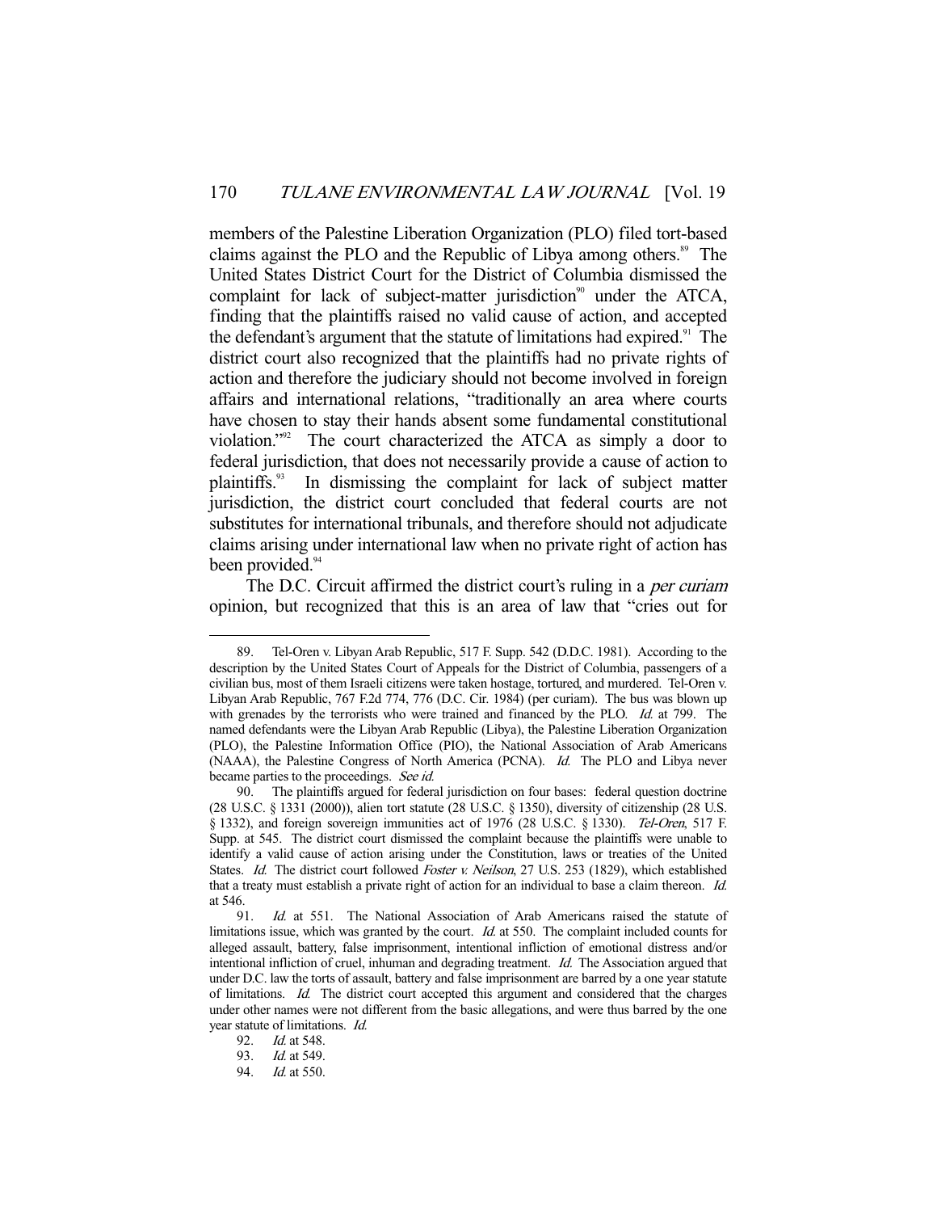members of the Palestine Liberation Organization (PLO) filed tort-based claims against the PLO and the Republic of Libya among others.[89] The United States District Court for the District of Columbia dismissed the complaint for lack of subject-matter jurisdiction[90] under the ATCA, finding that the plaintiffs raised no valid cause of action, and accepted the defendant's argument that the statute of limitations had expired.[91] The district court also recognized that the plaintiffs had no private rights of action and therefore the judiciary should not become involved in foreign affairs and international relations, "traditionally an area where courts have chosen to stay their hands absent some fundamental constitutional violation."[92] The court characterized the ATCA as simply a door to federal jurisdiction, that does not necessarily provide a cause of action to plaintiffs.[93] In dismissing the complaint for lack of subject matter jurisdiction, the district court concluded that federal courts are not substitutes for international tribunals, and therefore should not adjudicate claims arising under international law when no private right of action has been provided.[94]

The D.C. Circuit affirmed the district court's ruling in a *per curiam* opinion, but recognized that this is an area of law that "cries out for

---

89. Tel-Oren v. Libyan Arab Republic, 517 F. Supp. 542 (D.D.C. 1981). According to the description by the United States Court of Appeals for the District of Columbia, passengers of a civilian bus, most of them Israeli citizens were taken hostage, tortured, and murdered. Tel-Oren v. Libyan Arab Republic, 767 F.2d 774, 776 (D.C. Cir. 1984) (per curiam). The bus was blown up with grenades by the terrorists who were trained and financed by the PLO. *Id.* at 799. The named defendants were the Libyan Arab Republic (Libya), the Palestine Liberation Organization (PLO), the Palestine Information Office (PIO), the National Association of Arab Americans (NAAA), the Palestine Congress of North America (PCNA). *Id.* The PLO and Libya never became parties to the proceedings. *See id.*

90. The plaintiffs argued for federal jurisdiction on four bases: federal question doctrine (28 U.S.C. § 1331 (2000)), alien tort statute (28 U.S.C. § 1350), diversity of citizenship (28 U.S. § 1332), and foreign sovereign immunities act of 1976 (28 U.S.C. § 1330). *Tel-Oren*, 517 F. Supp. at 545. The district court dismissed the complaint because the plaintiffs were unable to identify a valid cause of action arising under the Constitution, laws or treaties of the United States. *Id.* The district court followed *Foster v. Neilson*, 27 U.S. 253 (1829), which established that a treaty must establish a private right of action for an individual to base a claim thereon. *Id.* at 546.

91. *Id.* at 551. The National Association of Arab Americans raised the statute of limitations issue, which was granted by the court. *Id.* at 550. The complaint included counts for alleged assault, battery, false imprisonment, intentional infliction of emotional distress and/or intentional infliction of cruel, inhuman and degrading treatment. *Id.* The Association argued that under D.C. law the torts of assault, battery and false imprisonment are barred by a one year statute of limitations. *Id.* The district court accepted this argument and considered that the charges under other names were not different from the basic allegations, and were thus barred by the one year statute of limitations. *Id.*

92. *Id.* at 548.

93. *Id.* at 549.

94. *Id.* at 550.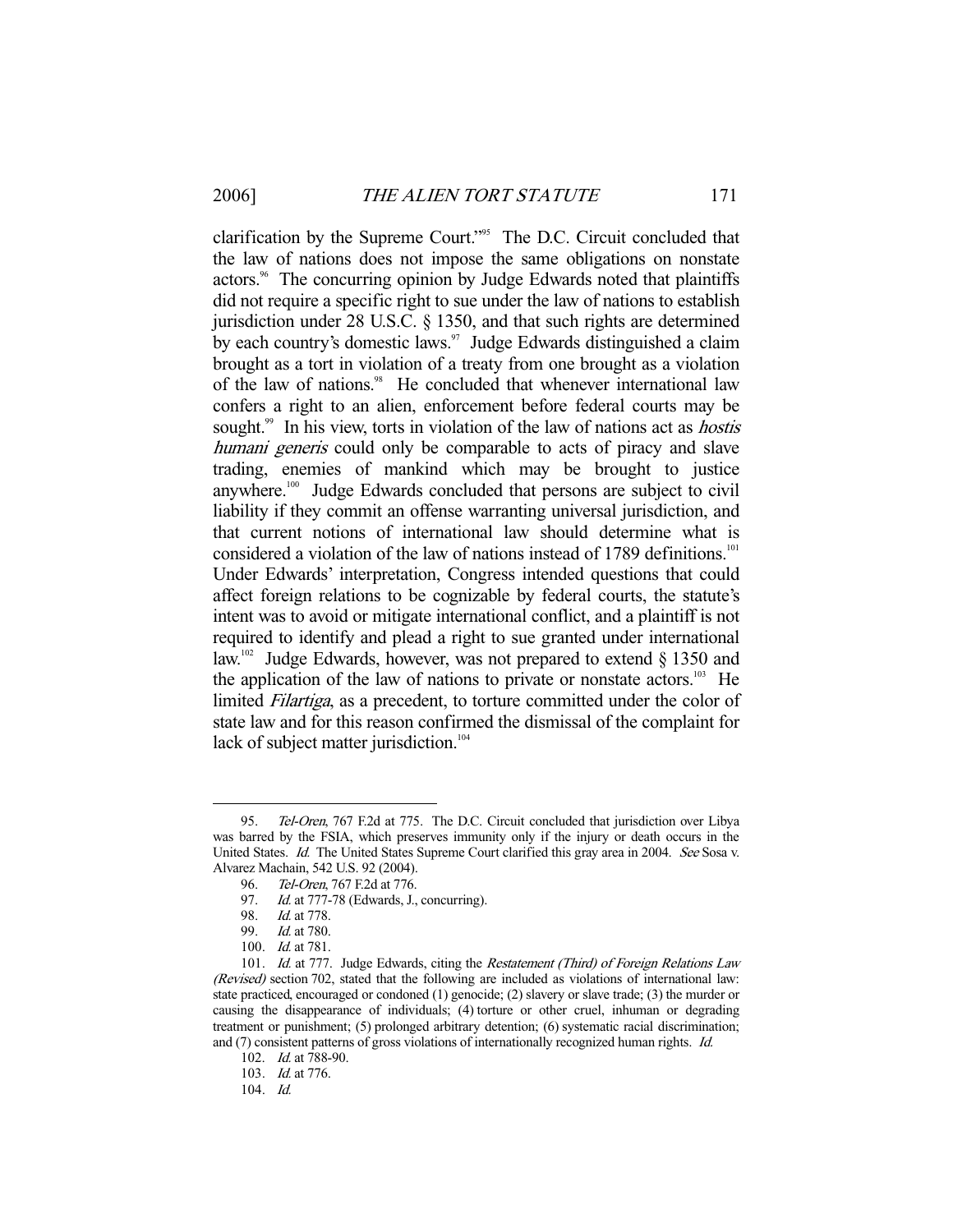clarification by the Supreme Court."[95] The D.C. Circuit concluded that the law of nations does not impose the same obligations on nonstate actors.[96] The concurring opinion by Judge Edwards noted that plaintiffs did not require a specific right to sue under the law of nations to establish jurisdiction under 28 U.S.C. § 1350, and that such rights are determined by each country's domestic laws.[97] Judge Edwards distinguished a claim brought as a tort in violation of a treaty from one brought as a violation of the law of nations.[98] He concluded that whenever international law confers a right to an alien, enforcement before federal courts may be sought.[99] In his view, torts in violation of the law of nations act as *hostis humani generis* could only be comparable to acts of piracy and slave trading, enemies of mankind which may be brought to justice anywhere.[100] Judge Edwards concluded that persons are subject to civil liability if they commit an offense warranting universal jurisdiction, and that current notions of international law should determine what is considered a violation of the law of nations instead of 1789 definitions.[101] Under Edwards' interpretation, Congress intended questions that could affect foreign relations to be cognizable by federal courts, the statute's intent was to avoid or mitigate international conflict, and a plaintiff is not required to identify and plead a right to sue granted under international law.[102] Judge Edwards, however, was not prepared to extend § 1350 and the application of the law of nations to private or nonstate actors.[103] He limited *Filartiga*, as a precedent, to torture committed under the color of state law and for this reason confirmed the dismissal of the complaint for lack of subject matter jurisdiction.[104]

---

95. *Tel-Oren*, 767 F.2d at 775. The D.C. Circuit concluded that jurisdiction over Libya was barred by the FSIA, which preserves immunity only if the injury or death occurs in the United States. *Id.* The United States Supreme Court clarified this gray area in 2004. *See* Sosa v. Alvarez Machain, 542 U.S. 92 (2004).

96. *Tel-Oren*, 767 F.2d at 776.

97. *Id.* at 777-78 (Edwards, J., concurring).

98. *Id.* at 778.

99. *Id.* at 780.

100. *Id.* at 781.

101. *Id.* at 777. Judge Edwards, citing the *Restatement (Third) of Foreign Relations Law (Revised)* section 702, stated that the following are included as violations of international law: state practiced, encouraged or condoned (1) genocide; (2) slavery or slave trade; (3) the murder or causing the disappearance of individuals; (4) torture or other cruel, inhuman or degrading treatment or punishment; (5) prolonged arbitrary detention; (6) systematic racial discrimination; and (7) consistent patterns of gross violations of internationally recognized human rights. *Id.*

102. *Id.* at 788-90.

103. *Id.* at 776.

104. *Id.*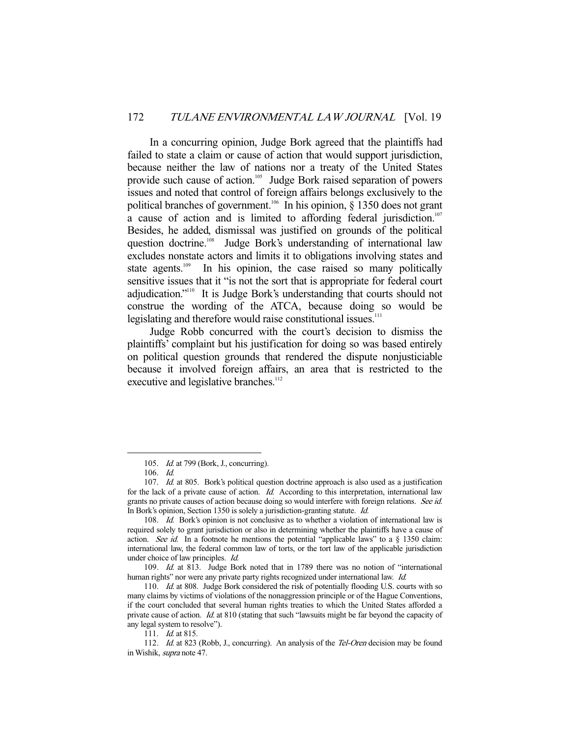In a concurring opinion, Judge Bork agreed that the plaintiffs had failed to state a claim or cause of action that would support jurisdiction, because neither the law of nations nor a treaty of the United States provide such cause of action.[105] Judge Bork raised separation of powers issues and noted that control of foreign affairs belongs exclusively to the political branches of government.[106] In his opinion, § 1350 does not grant a cause of action and is limited to affording federal jurisdiction.[107] Besides, he added, dismissal was justified on grounds of the political question doctrine.[108] Judge Bork's understanding of international law excludes nonstate actors and limits it to obligations involving states and state agents.[109] In his opinion, the case raised so many politically sensitive issues that it "is not the sort that is appropriate for federal court adjudication."[110] It is Judge Bork's understanding that courts should not construe the wording of the ATCA, because doing so would be legislating and therefore would raise constitutional issues.[111]

Judge Robb concurred with the court's decision to dismiss the plaintiffs' complaint but his justification for doing so was based entirely on political question grounds that rendered the dispute nonjusticiable because it involved foreign affairs, an area that is restricted to the executive and legislative branches.[112]

---

105. *Id.* at 799 (Bork, J., concurring).

106. *Id.*

107. *Id.* at 805. Bork's political question doctrine approach is also used as a justification for the lack of a private cause of action. *Id.* According to this interpretation, international law grants no private causes of action because doing so would interfere with foreign relations. *See id.* In Bork's opinion, Section 1350 is solely a jurisdiction-granting statute. *Id.*

108. *Id.* Bork's opinion is not conclusive as to whether a violation of international law is required solely to grant jurisdiction or also in determining whether the plaintiffs have a cause of action. *See id.* In a footnote he mentions the potential "applicable laws" to a § 1350 claim: international law, the federal common law of torts, or the tort law of the applicable jurisdiction under choice of law principles. *Id.*

109. *Id.* at 813. Judge Bork noted that in 1789 there was no notion of "international human rights" nor were any private party rights recognized under international law. *Id.*

110. *Id.* at 808. Judge Bork considered the risk of potentially flooding U.S. courts with so many claims by victims of violations of the nonaggression principle or of the Hague Conventions, if the court concluded that several human rights treaties to which the United States afforded a private cause of action. *Id.* at 810 (stating that such "lawsuits might be far beyond the capacity of any legal system to resolve").

111. *Id.* at 815.

112. *Id.* at 823 (Robb, J., concurring). An analysis of the *Tel-Oren* decision may be found in Wishik, *supra* note 47.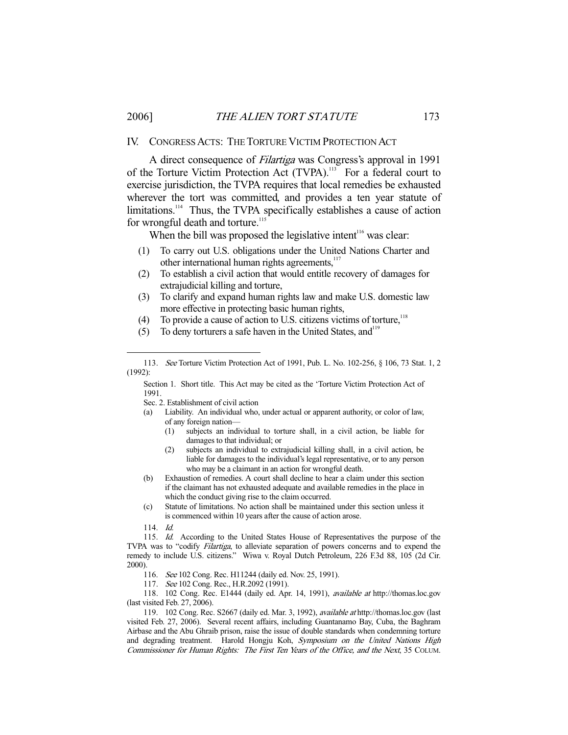## IV. CONGRESS ACTS: THE TORTURE VICTIM PROTECTION ACT

A direct consequence of *Filartiga* was Congress's approval in 1991 of the Torture Victim Protection Act (TVPA).[113] For a federal court to exercise jurisdiction, the TVPA requires that local remedies be exhausted wherever the tort was committed, and provides a ten year statute of limitations.[114] Thus, the TVPA specifically establishes a cause of action for wrongful death and torture.[115]

When the bill was proposed the legislative intent[116] was clear:

(1) To carry out U.S. obligations under the United Nations Charter and other international human rights agreements,[117]
(2) To establish a civil action that would entitle recovery of damages for extrajudicial killing and torture,
(3) To clarify and expand human rights law and make U.S. domestic law more effective in protecting basic human rights,
(4) To provide a cause of action to U.S. citizens victims of torture,[118]
(5) To deny torturers a safe haven in the United States, and[119]

---

113. *See* Torture Victim Protection Act of 1991, Pub. L. No. 102-256, § 106, 73 Stat. 1, 2 (1992):

> Section 1. Short title. This Act may be cited as the 'Torture Victim Protection Act of 1991.
>
> Sec. 2. Establishment of civil action
>
> (a) Liability. An individual who, under actual or apparent authority, or color of law, of any foreign nation—
> (1) subjects an individual to torture shall, in a civil action, be liable for damages to that individual; or
> (2) subjects an individual to extrajudicial killing shall, in a civil action, be liable for damages to the individual's legal representative, or to any person who may be a claimant in an action for wrongful death.
>
> (b) Exhaustion of remedies. A court shall decline to hear a claim under this section if the claimant has not exhausted adequate and available remedies in the place in which the conduct giving rise to the claim occurred.
>
> (c) Statute of limitations. No action shall be maintained under this section unless it is commenced within 10 years after the cause of action arose.

114. *Id.*

115. *Id.* According to the United States House of Representatives the purpose of the TVPA was to "codify *Filartiga*, to alleviate separation of powers concerns and to expend the remedy to include U.S. citizens." Wiwa v. Royal Dutch Petroleum, 226 F.3d 88, 105 (2d Cir. 2000).

116. *See* 102 Cong. Rec. H11244 (daily ed. Nov. 25, 1991).

117. *See* 102 Cong. Rec., H.R.2092 (1991).

118. 102 Cong. Rec. E1444 (daily ed. Apr. 14, 1991), *available at* http://thomas.loc.gov (last visited Feb. 27, 2006).

119. 102 Cong. Rec. S2667 (daily ed. Mar. 3, 1992), *available at* http://thomas.loc.gov (last visited Feb. 27, 2006). Several recent affairs, including Guantanamo Bay, Cuba, the Baghram Airbase and the Abu Ghraib prison, raise the issue of double standards when condemning torture and degrading treatment. Harold Hongju Koh, *Symposium on the United Nations High Commissioner for Human Rights: The First Ten Years of the Office, and the Next*, 35 COLUM.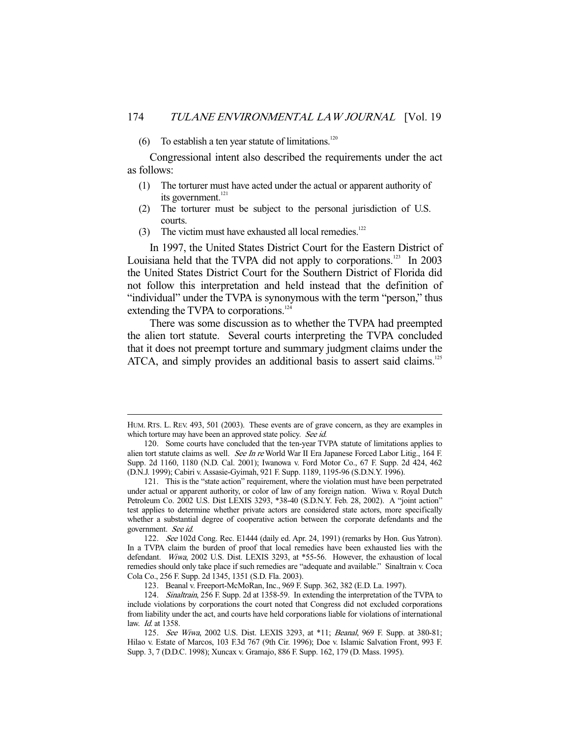(6) To establish a ten year statute of limitations.[120]

Congressional intent also described the requirements under the act as follows:

(1) The torturer must have acted under the actual or apparent authority of its government.[121]
(2) The torturer must be subject to the personal jurisdiction of U.S. courts.
(3) The victim must have exhausted all local remedies.[122]

In 1997, the United States District Court for the Eastern District of Louisiana held that the TVPA did not apply to corporations.[123] In 2003 the United States District Court for the Southern District of Florida did not follow this interpretation and held instead that the definition of "individual" under the TVPA is synonymous with the term "person," thus extending the TVPA to corporations.[124]

There was some discussion as to whether the TVPA had preempted the alien tort statute. Several courts interpreting the TVPA concluded that it does not preempt torture and summary judgment claims under the ATCA, and simply provides an additional basis to assert said claims.[125]

---

HUM. RTS. L. REV. 493, 501 (2003). These events are of grave concern, as they are examples in which torture may have been an approved state policy. *See id.*

120. Some courts have concluded that the ten-year TVPA statute of limitations applies to alien tort statute claims as well. *See In re* World War II Era Japanese Forced Labor Litig., 164 F. Supp. 2d 1160, 1180 (N.D. Cal. 2001); Iwanowa v. Ford Motor Co., 67 F. Supp. 2d 424, 462 (D.N.J. 1999); Cabiri v. Assasie-Gyimah, 921 F. Supp. 1189, 1195-96 (S.D.N.Y. 1996).

121. This is the "state action" requirement, where the violation must have been perpetrated under actual or apparent authority, or color of law of any foreign nation. Wiwa v. Royal Dutch Petroleum Co. 2002 U.S. Dist LEXIS 3293, \*38-40 (S.D.N.Y. Feb. 28, 2002). A "joint action" test applies to determine whether private actors are considered state actors, more specifically whether a substantial degree of cooperative action between the corporate defendants and the government. *See id.*

122. *See* 102d Cong. Rec. E1444 (daily ed. Apr. 24, 1991) (remarks by Hon. Gus Yatron). In a TVPA claim the burden of proof that local remedies have been exhausted lies with the defendant. *Wiwa*, 2002 U.S. Dist. LEXIS 3293, at \*55-56. However, the exhaustion of local remedies should only take place if such remedies are "adequate and available." Sinaltrain v. Coca Cola Co., 256 F. Supp. 2d 1345, 1351 (S.D. Fla. 2003).

123. Beanal v. Freeport-McMoRan, Inc., 969 F. Supp. 362, 382 (E.D. La. 1997).

124. *Sinaltrain*, 256 F. Supp. 2d at 1358-59. In extending the interpretation of the TVPA to include violations by corporations the court noted that Congress did not excluded corporations from liability under the act, and courts have held corporations liable for violations of international law. *Id.* at 1358.

125. *See Wiwa*, 2002 U.S. Dist. LEXIS 3293, at \*11; *Beanal*, 969 F. Supp. at 380-81; Hilao v. Estate of Marcos, 103 F.3d 767 (9th Cir. 1996); Doe v. Islamic Salvation Front, 993 F. Supp. 3, 7 (D.D.C. 1998); Xuncax v. Gramajo, 886 F. Supp. 162, 179 (D. Mass. 1995).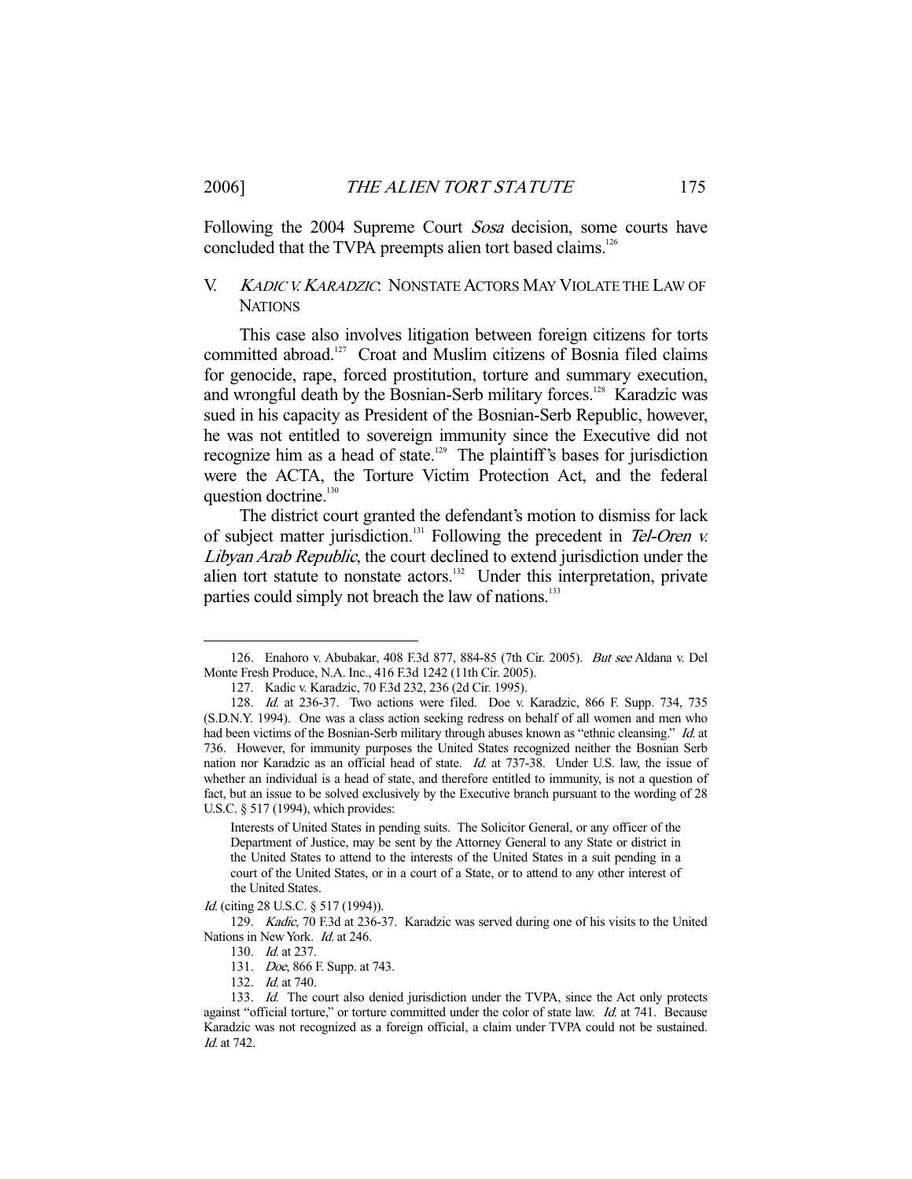Following the 2004 Supreme Court *Sosa* decision, some courts have concluded that the TVPA preempts alien tort based claims.[126]

## V. *KADIC V. KARADZIC*: NONSTATE ACTORS MAY VIOLATE THE LAW OF NATIONS

This case also involves litigation between foreign citizens for torts committed abroad.[127] Croat and Muslim citizens of Bosnia filed claims for genocide, rape, forced prostitution, torture and summary execution, and wrongful death by the Bosnian-Serb military forces.[128] Karadzic was sued in his capacity as President of the Bosnian-Serb Republic, however, he was not entitled to sovereign immunity since the Executive did not recognize him as a head of state.[129] The plaintiff's bases for jurisdiction were the ACTA, the Torture Victim Protection Act, and the federal question doctrine.[130]

The district court granted the defendant's motion to dismiss for lack of subject matter jurisdiction.[131] Following the precedent in *Tel-Oren v. Libyan Arab Republic*, the court declined to extend jurisdiction under the alien tort statute to nonstate actors.[132] Under this interpretation, private parties could simply not breach the law of nations.[133]

---

126. Enahoro v. Abubakar, 408 F.3d 877, 884-85 (7th Cir. 2005). *But see* Aldana v. Del Monte Fresh Produce, N.A. Inc., 416 F.3d 1242 (11th Cir. 2005).

127. Kadic v. Karadzic, 70 F.3d 232, 236 (2d Cir. 1995).

128. *Id.* at 236-37. Two actions were filed. Doe v. Karadzic, 866 F. Supp. 734, 735 (S.D.N.Y. 1994). One was a class action seeking redress on behalf of all women and men who had been victims of the Bosnian-Serb military through abuses known as "ethnic cleansing." *Id.* at 736. However, for immunity purposes the United States recognized neither the Bosnian Serb nation nor Karadzic as an official head of state. *Id.* at 737-38. Under U.S. law, the issue of whether an individual is a head of state, and therefore entitled to immunity, is not a question of fact, but an issue to be solved exclusively by the Executive branch pursuant to the wording of 28 U.S.C. § 517 (1994), which provides:

> Interests of United States in pending suits. The Solicitor General, or any officer of the Department of Justice, may be sent by the Attorney General to any State or district in the United States to attend to the interests of the United States in a suit pending in a court of the United States, or in a court of a State, or to attend to any other interest of the United States.

*Id.* (citing 28 U.S.C. § 517 (1994)).

129. *Kadic*, 70 F.3d at 236-37. Karadzic was served during one of his visits to the United Nations in New York. *Id.* at 246.

130. *Id.* at 237.

131. *Doe*, 866 F. Supp. at 743.

132. *Id.* at 740.

133. *Id.* The court also denied jurisdiction under the TVPA, since the Act only protects against "official torture," or torture committed under the color of state law. *Id.* at 741. Because Karadzic was not recognized as a foreign official, a claim under TVPA could not be sustained. *Id.* at 742.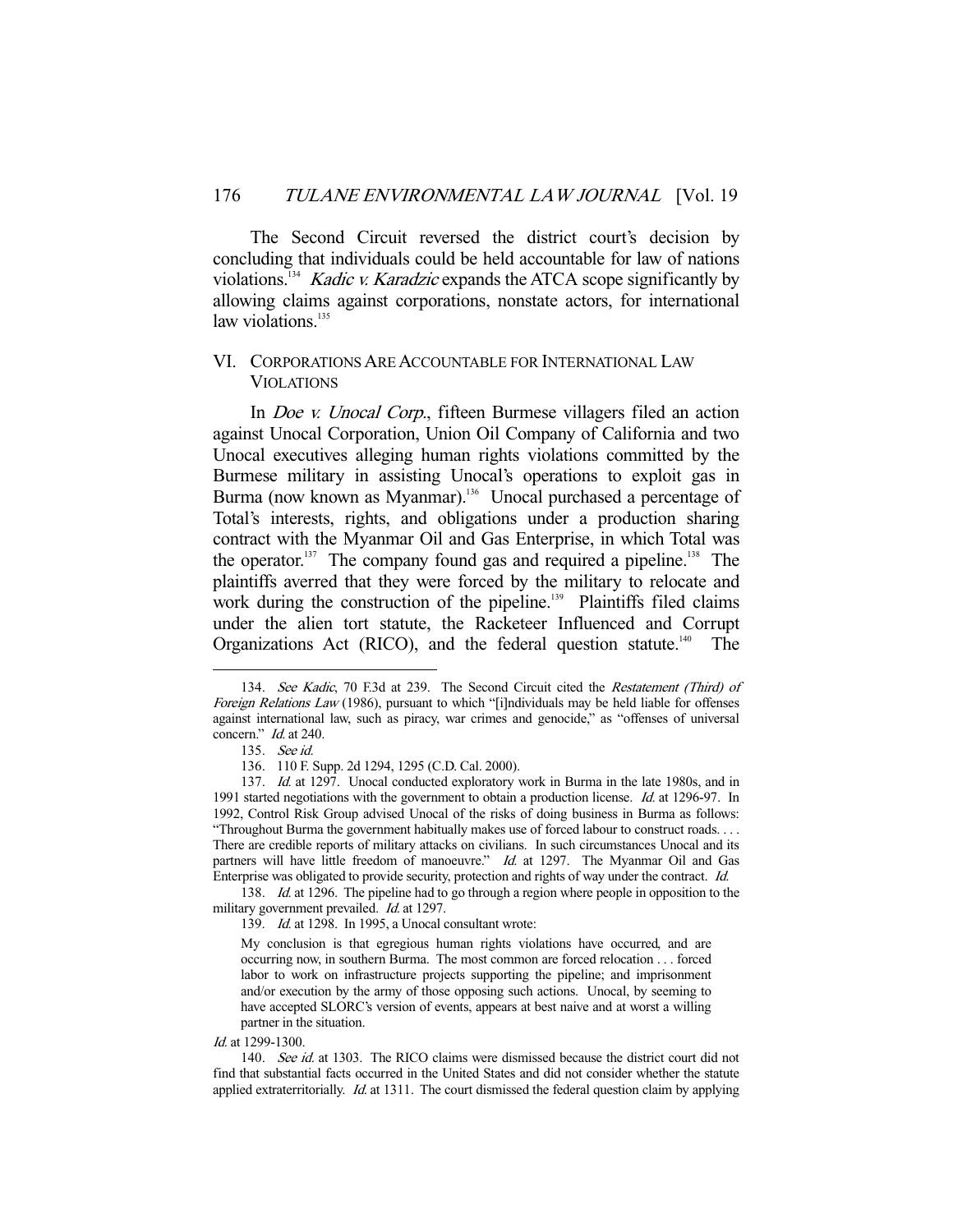The Second Circuit reversed the district court's decision by concluding that individuals could be held accountable for law of nations violations.[134] *Kadic v. Karadzic* expands the ATCA scope significantly by allowing claims against corporations, nonstate actors, for international law violations.[135]

## VI. CORPORATIONS ARE ACCOUNTABLE FOR INTERNATIONAL LAW VIOLATIONS

In *Doe v. Unocal Corp.*, fifteen Burmese villagers filed an action against Unocal Corporation, Union Oil Company of California and two Unocal executives alleging human rights violations committed by the Burmese military in assisting Unocal's operations to exploit gas in Burma (now known as Myanmar).[136] Unocal purchased a percentage of Total's interests, rights, and obligations under a production sharing contract with the Myanmar Oil and Gas Enterprise, in which Total was the operator.[137] The company found gas and required a pipeline.[138] The plaintiffs averred that they were forced by the military to relocate and work during the construction of the pipeline.[139] Plaintiffs filed claims under the alien tort statute, the Racketeer Influenced and Corrupt Organizations Act (RICO), and the federal question statute.[140] The

---

134. *See Kadic*, 70 F.3d at 239. The Second Circuit cited the *Restatement (Third) of Foreign Relations Law* (1986), pursuant to which "[i]ndividuals may be held liable for offenses against international law, such as piracy, war crimes and genocide," as "offenses of universal concern." *Id.* at 240.

135. *See id.*

136. 110 F. Supp. 2d 1294, 1295 (C.D. Cal. 2000).

137. *Id.* at 1297. Unocal conducted exploratory work in Burma in the late 1980s, and in 1991 started negotiations with the government to obtain a production license. *Id.* at 1296-97. In 1992, Control Risk Group advised Unocal of the risks of doing business in Burma as follows: "Throughout Burma the government habitually makes use of forced labour to construct roads. . . . There are credible reports of military attacks on civilians. In such circumstances Unocal and its partners will have little freedom of manoeuvre." *Id.* at 1297. The Myanmar Oil and Gas Enterprise was obligated to provide security, protection and rights of way under the contract. *Id.*

138. *Id.* at 1296. The pipeline had to go through a region where people in opposition to the military government prevailed. *Id.* at 1297.

139. *Id.* at 1298. In 1995, a Unocal consultant wrote:

> My conclusion is that egregious human rights violations have occurred, and are occurring now, in southern Burma. The most common are forced relocation . . . forced labor to work on infrastructure projects supporting the pipeline; and imprisonment and/or execution by the army of those opposing such actions. Unocal, by seeming to have accepted SLORC's version of events, appears at best naive and at worst a willing partner in the situation.

*Id.* at 1299-1300.

140. *See id.* at 1303. The RICO claims were dismissed because the district court did not find that substantial facts occurred in the United States and did not consider whether the statute applied extraterritorially. *Id.* at 1311. The court dismissed the federal question claim by applying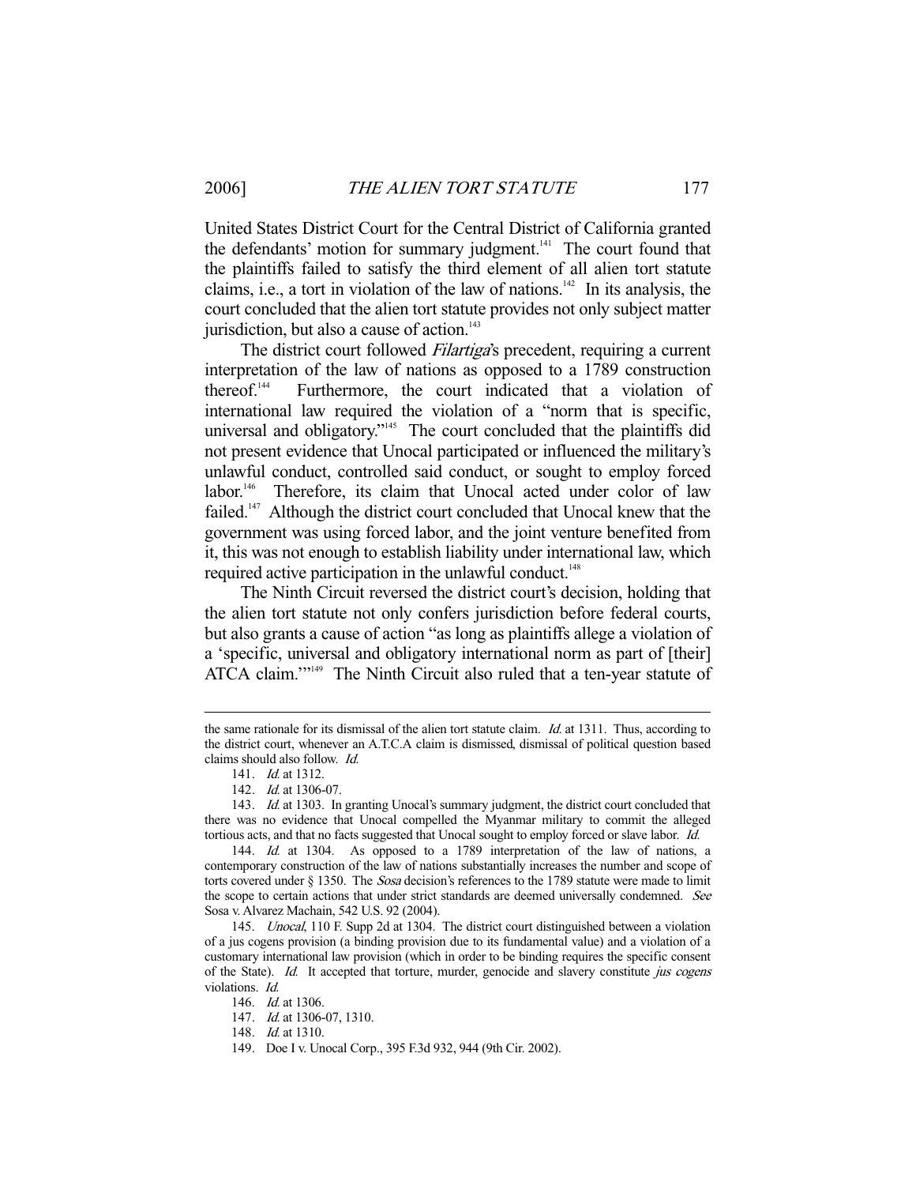United States District Court for the Central District of California granted the defendants' motion for summary judgment.[141] The court found that the plaintiffs failed to satisfy the third element of all alien tort statute claims, i.e., a tort in violation of the law of nations.[142] In its analysis, the court concluded that the alien tort statute provides not only subject matter jurisdiction, but also a cause of action.[143]

The district court followed *Filartiga*'s precedent, requiring a current interpretation of the law of nations as opposed to a 1789 construction thereof.[144] Furthermore, the court indicated that a violation of international law required the violation of a "norm that is specific, universal and obligatory."[145] The court concluded that the plaintiffs did not present evidence that Unocal participated or influenced the military's unlawful conduct, controlled said conduct, or sought to employ forced labor.[146] Therefore, its claim that Unocal acted under color of law failed.[147] Although the district court concluded that Unocal knew that the government was using forced labor, and the joint venture benefited from it, this was not enough to establish liability under international law, which required active participation in the unlawful conduct.[148]

The Ninth Circuit reversed the district court's decision, holding that the alien tort statute not only confers jurisdiction before federal courts, but also grants a cause of action "as long as plaintiffs allege a violation of a 'specific, universal and obligatory international norm as part of [their] ATCA claim.'"[149] The Ninth Circuit also ruled that a ten-year statute of

---

the same rationale for its dismissal of the alien tort statute claim. *Id.* at 1311. Thus, according to the district court, whenever an A.T.C.A claim is dismissed, dismissal of political question based claims should also follow. *Id.*

141. *Id.* at 1312.

142. *Id.* at 1306-07.

143. *Id.* at 1303. In granting Unocal's summary judgment, the district court concluded that there was no evidence that Unocal compelled the Myanmar military to commit the alleged tortious acts, and that no facts suggested that Unocal sought to employ forced or slave labor. *Id.*

144. *Id.* at 1304. As opposed to a 1789 interpretation of the law of nations, a contemporary construction of the law of nations substantially increases the number and scope of torts covered under § 1350. The *Sosa* decision's references to the 1789 statute were made to limit the scope to certain actions that under strict standards are deemed universally condemned. *See* Sosa v. Alvarez Machain, 542 U.S. 92 (2004).

145. *Unocal*, 110 F. Supp 2d at 1304. The district court distinguished between a violation of a jus cogens provision (a binding provision due to its fundamental value) and a violation of a customary international law provision (which in order to be binding requires the specific consent of the State). *Id.* It accepted that torture, murder, genocide and slavery constitute *jus cogens* violations. *Id.*

146. *Id.* at 1306.

147. *Id.* at 1306-07, 1310.

148. *Id.* at 1310.

149. Doe I v. Unocal Corp., 395 F.3d 932, 944 (9th Cir. 2002).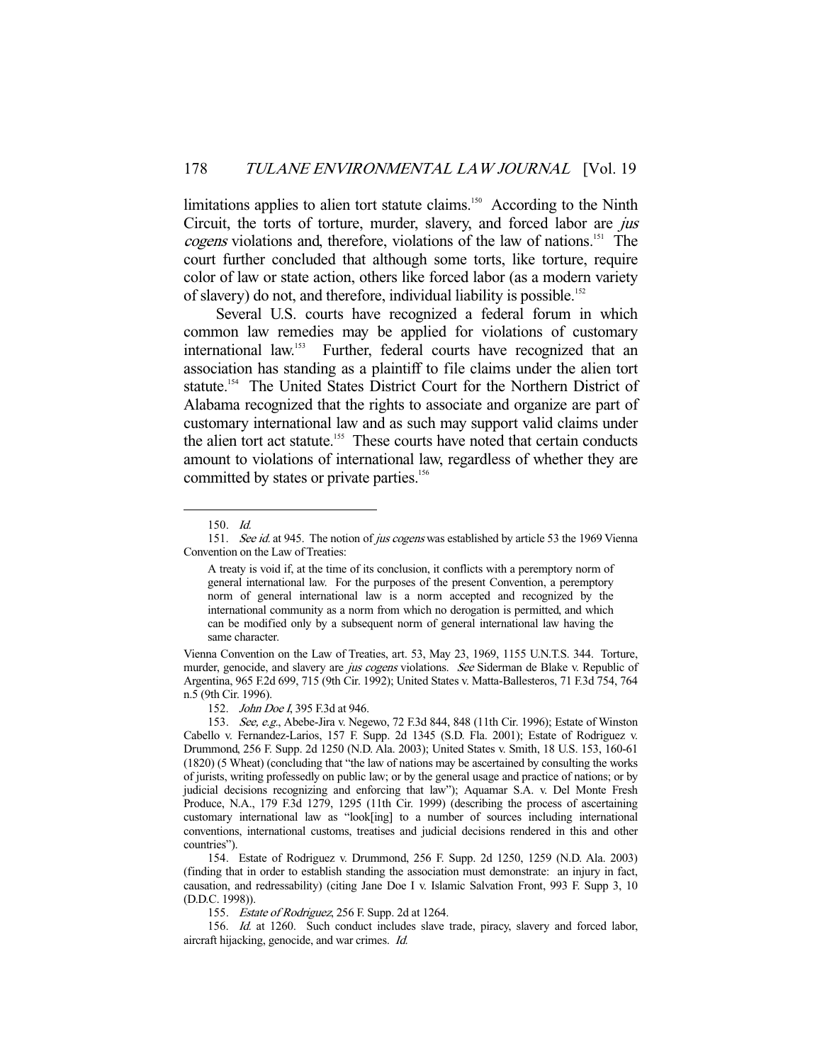limitations applies to alien tort statute claims.[150] According to the Ninth Circuit, the torts of torture, murder, slavery, and forced labor are *jus cogens* violations and, therefore, violations of the law of nations.[151] The court further concluded that although some torts, like torture, require color of law or state action, others like forced labor (as a modern variety of slavery) do not, and therefore, individual liability is possible.[152]

Several U.S. courts have recognized a federal forum in which common law remedies may be applied for violations of customary international law.[153] Further, federal courts have recognized that an association has standing as a plaintiff to file claims under the alien tort statute.[154] The United States District Court for the Northern District of Alabama recognized that the rights to associate and organize are part of customary international law and as such may support valid claims under the alien tort act statute.[155] These courts have noted that certain conducts amount to violations of international law, regardless of whether they are committed by states or private parties.[156]

---

150. *Id.*

151. *See id.* at 945. The notion of *jus cogens* was established by article 53 the 1969 Vienna Convention on the Law of Treaties:

> A treaty is void if, at the time of its conclusion, it conflicts with a peremptory norm of general international law. For the purposes of the present Convention, a peremptory norm of general international law is a norm accepted and recognized by the international community as a norm from which no derogation is permitted, and which can be modified only by a subsequent norm of general international law having the same character.

Vienna Convention on the Law of Treaties, art. 53, May 23, 1969, 1155 U.N.T.S. 344. Torture, murder, genocide, and slavery are *jus cogens* violations. *See* Siderman de Blake v. Republic of Argentina, 965 F.2d 699, 715 (9th Cir. 1992); United States v. Matta-Ballesteros, 71 F.3d 754, 764 n.5 (9th Cir. 1996).

152. *John Doe I*, 395 F.3d at 946.

153. *See, e.g.*, Abebe-Jira v. Negewo, 72 F.3d 844, 848 (11th Cir. 1996); Estate of Winston Cabello v. Fernandez-Larios, 157 F. Supp. 2d 1345 (S.D. Fla. 2001); Estate of Rodriguez v. Drummond, 256 F. Supp. 2d 1250 (N.D. Ala. 2003); United States v. Smith, 18 U.S. 153, 160-61 (1820) (5 Wheat) (concluding that "the law of nations may be ascertained by consulting the works of jurists, writing professedly on public law; or by the general usage and practice of nations; or by judicial decisions recognizing and enforcing that law"); Aquamar S.A. v. Del Monte Fresh Produce, N.A., 179 F.3d 1279, 1295 (11th Cir. 1999) (describing the process of ascertaining customary international law as "look[ing] to a number of sources including international conventions, international customs, treatises and judicial decisions rendered in this and other countries").

154. Estate of Rodriguez v. Drummond, 256 F. Supp. 2d 1250, 1259 (N.D. Ala. 2003) (finding that in order to establish standing the association must demonstrate: an injury in fact, causation, and redressability) (citing Jane Doe I v. Islamic Salvation Front, 993 F. Supp 3, 10 (D.D.C. 1998)).

155. *Estate of Rodriguez*, 256 F. Supp. 2d at 1264.

156. *Id.* at 1260. Such conduct includes slave trade, piracy, slavery and forced labor, aircraft hijacking, genocide, and war crimes. *Id.*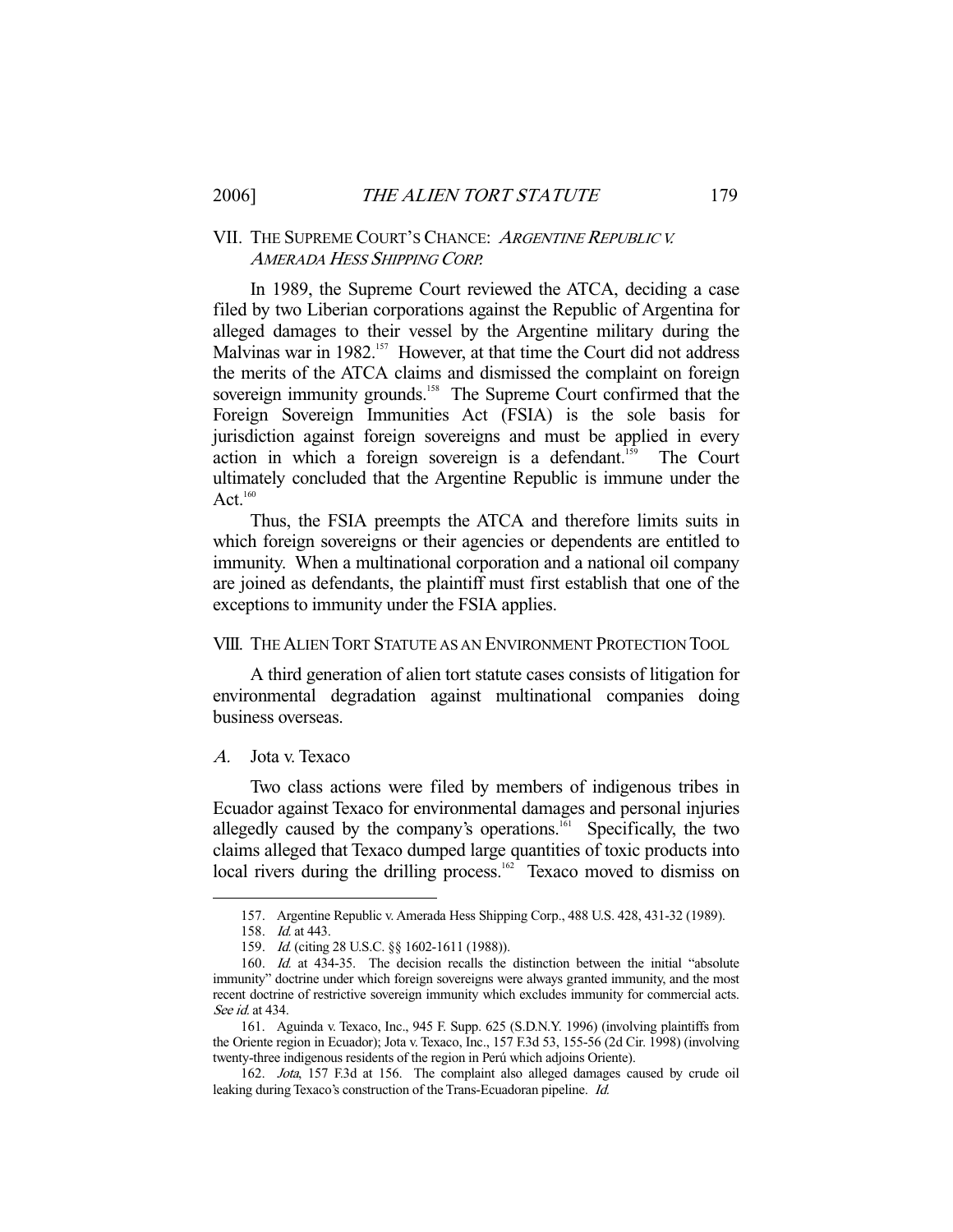## VII. THE SUPREME COURT'S CHANCE: *ARGENTINE REPUBLIC V. AMERADA HESS SHIPPING CORP.*

In 1989, the Supreme Court reviewed the ATCA, deciding a case filed by two Liberian corporations against the Republic of Argentina for alleged damages to their vessel by the Argentine military during the Malvinas war in 1982.[157] However, at that time the Court did not address the merits of the ATCA claims and dismissed the complaint on foreign sovereign immunity grounds.[158] The Supreme Court confirmed that the Foreign Sovereign Immunities Act (FSIA) is the sole basis for jurisdiction against foreign sovereigns and must be applied in every action in which a foreign sovereign is a defendant.[159] The Court ultimately concluded that the Argentine Republic is immune under the Act.[160]

Thus, the FSIA preempts the ATCA and therefore limits suits in which foreign sovereigns or their agencies or dependents are entitled to immunity. When a multinational corporation and a national oil company are joined as defendants, the plaintiff must first establish that one of the exceptions to immunity under the FSIA applies.

## VIII. THE ALIEN TORT STATUTE AS AN ENVIRONMENT PROTECTION TOOL

A third generation of alien tort statute cases consists of litigation for environmental degradation against multinational companies doing business overseas.

### *A.* Jota v. Texaco

Two class actions were filed by members of indigenous tribes in Ecuador against Texaco for environmental damages and personal injuries allegedly caused by the company's operations.[161] Specifically, the two claims alleged that Texaco dumped large quantities of toxic products into local rivers during the drilling process.[162] Texaco moved to dismiss on

---

157. Argentine Republic v. Amerada Hess Shipping Corp., 488 U.S. 428, 431-32 (1989).

158. *Id.* at 443.

159. *Id.* (citing 28 U.S.C. §§ 1602-1611 (1988)).

160. *Id.* at 434-35. The decision recalls the distinction between the initial "absolute immunity" doctrine under which foreign sovereigns were always granted immunity, and the most recent doctrine of restrictive sovereign immunity which excludes immunity for commercial acts. *See id.* at 434.

161. Aguinda v. Texaco, Inc., 945 F. Supp. 625 (S.D.N.Y. 1996) (involving plaintiffs from the Oriente region in Ecuador); Jota v. Texaco, Inc., 157 F.3d 53, 155-56 (2d Cir. 1998) (involving twenty-three indigenous residents of the region in Perú which adjoins Oriente).

162. *Jota*, 157 F.3d at 156. The complaint also alleged damages caused by crude oil leaking during Texaco's construction of the Trans-Ecuadoran pipeline. *Id.*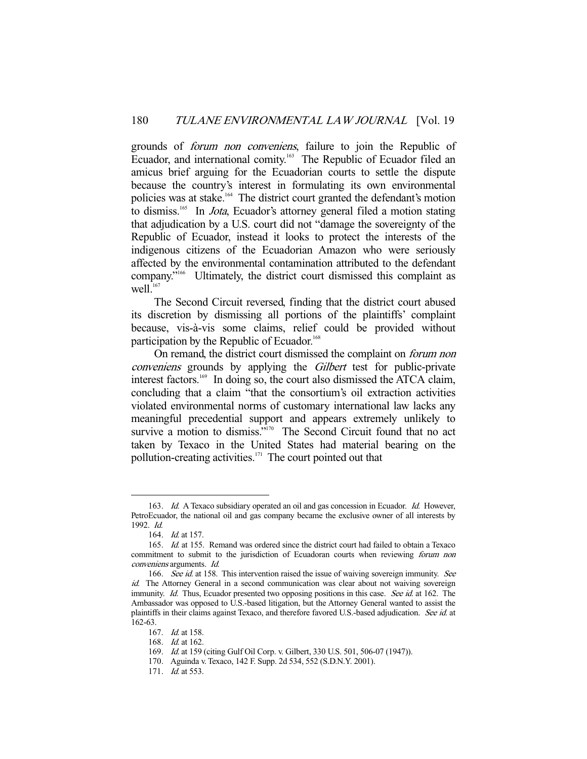grounds of *forum non conveniens*, failure to join the Republic of Ecuador, and international comity.[163] The Republic of Ecuador filed an amicus brief arguing for the Ecuadorian courts to settle the dispute because the country's interest in formulating its own environmental policies was at stake.[164] The district court granted the defendant's motion to dismiss.[165] In *Jota*, Ecuador's attorney general filed a motion stating that adjudication by a U.S. court did not "damage the sovereignty of the Republic of Ecuador, instead it looks to protect the interests of the indigenous citizens of the Ecuadorian Amazon who were seriously affected by the environmental contamination attributed to the defendant company."[166] Ultimately, the district court dismissed this complaint as well.[167]

The Second Circuit reversed, finding that the district court abused its discretion by dismissing all portions of the plaintiffs' complaint because, vis-à-vis some claims, relief could be provided without participation by the Republic of Ecuador.[168]

On remand, the district court dismissed the complaint on *forum non conveniens* grounds by applying the *Gilbert* test for public-private interest factors.[169] In doing so, the court also dismissed the ATCA claim, concluding that a claim "that the consortium's oil extraction activities violated environmental norms of customary international law lacks any meaningful precedential support and appears extremely unlikely to survive a motion to dismiss."[170] The Second Circuit found that no act taken by Texaco in the United States had material bearing on the pollution-creating activities.[171] The court pointed out that

---

163. *Id.* A Texaco subsidiary operated an oil and gas concession in Ecuador. *Id.* However, PetroEcuador, the national oil and gas company became the exclusive owner of all interests by 1992. *Id.*

164. *Id.* at 157.

165. *Id.* at 155. Remand was ordered since the district court had failed to obtain a Texaco commitment to submit to the jurisdiction of Ecuadoran courts when reviewing *forum non conveniens* arguments. *Id.*

166. *See id.* at 158. This intervention raised the issue of waiving sovereign immunity. *See id.* The Attorney General in a second communication was clear about not waiving sovereign immunity. *Id.* Thus, Ecuador presented two opposing positions in this case. *See id.* at 162. The Ambassador was opposed to U.S.-based litigation, but the Attorney General wanted to assist the plaintiffs in their claims against Texaco, and therefore favored U.S.-based adjudication. *See id.* at 162-63.

167. *Id.* at 158.

168. *Id.* at 162.

169. *Id.* at 159 (citing Gulf Oil Corp. v. Gilbert, 330 U.S. 501, 506-07 (1947)).

170. Aguinda v. Texaco, 142 F. Supp. 2d 534, 552 (S.D.N.Y. 2001).

171. *Id.* at 553.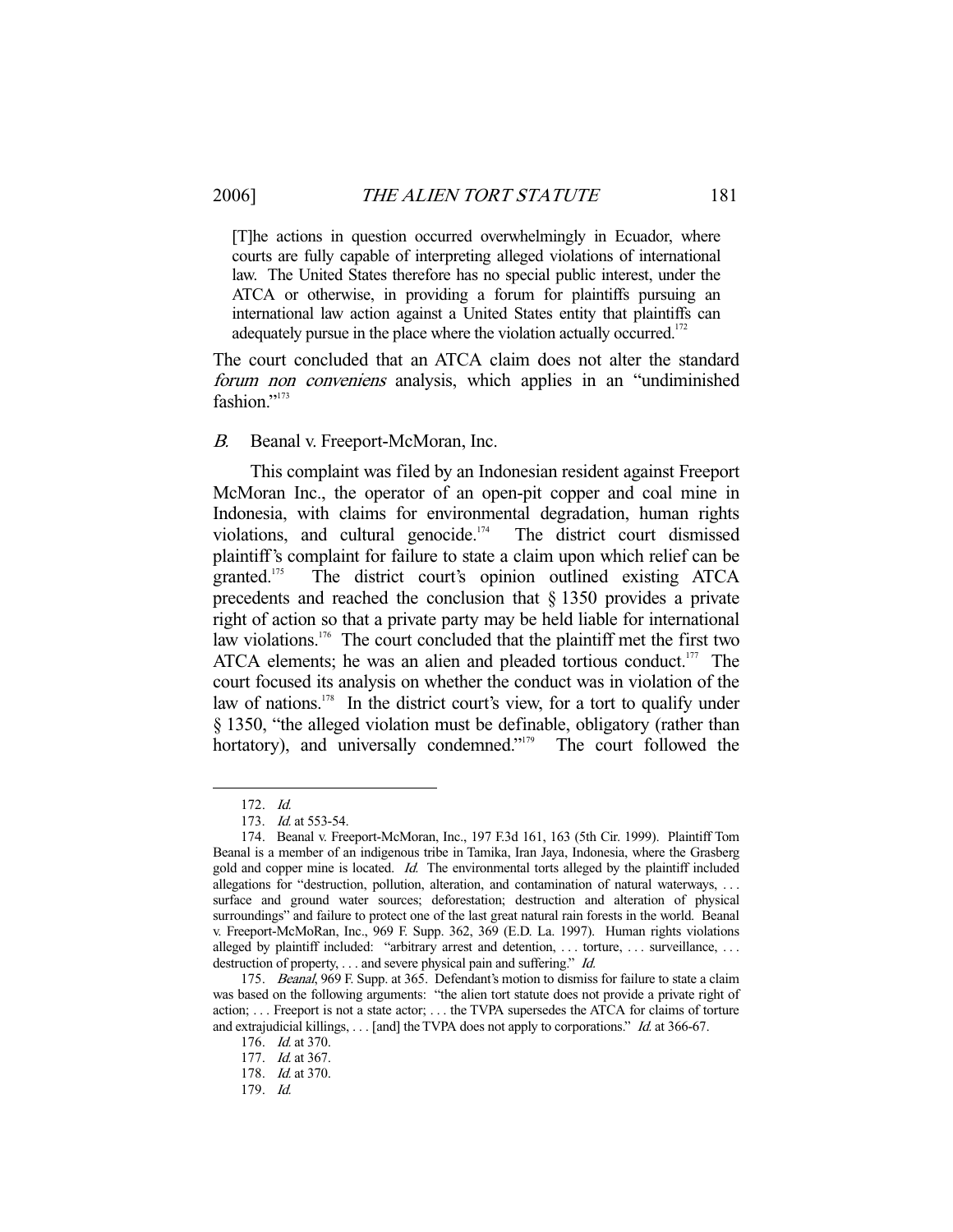> [T]he actions in question occurred overwhelmingly in Ecuador, where courts are fully capable of interpreting alleged violations of international law. The United States therefore has no special public interest, under the ATCA or otherwise, in providing a forum for plaintiffs pursuing an international law action against a United States entity that plaintiffs can adequately pursue in the place where the violation actually occurred.[172]

The court concluded that an ATCA claim does not alter the standard *forum non conveniens* analysis, which applies in an "undiminished fashion."[173]

### *B.* Beanal v. Freeport-McMoran, Inc.

This complaint was filed by an Indonesian resident against Freeport McMoran Inc., the operator of an open-pit copper and coal mine in Indonesia, with claims for environmental degradation, human rights violations, and cultural genocide.[174] The district court dismissed plaintiff's complaint for failure to state a claim upon which relief can be granted.[175] The district court's opinion outlined existing ATCA precedents and reached the conclusion that § 1350 provides a private right of action so that a private party may be held liable for international law violations.[176] The court concluded that the plaintiff met the first two ATCA elements; he was an alien and pleaded tortious conduct.[177] The court focused its analysis on whether the conduct was in violation of the law of nations.[178] In the district court's view, for a tort to qualify under § 1350, "the alleged violation must be definable, obligatory (rather than hortatory), and universally condemned."[179] The court followed the

---

172. *Id.*

173. *Id.* at 553-54.

174. Beanal v. Freeport-McMoran, Inc., 197 F.3d 161, 163 (5th Cir. 1999). Plaintiff Tom Beanal is a member of an indigenous tribe in Tamika, Iran Jaya, Indonesia, where the Grasberg gold and copper mine is located. *Id.* The environmental torts alleged by the plaintiff included allegations for "destruction, pollution, alteration, and contamination of natural waterways, . . . surface and ground water sources; deforestation; destruction and alteration of physical surroundings" and failure to protect one of the last great natural rain forests in the world. Beanal v. Freeport-McMoRan, Inc., 969 F. Supp. 362, 369 (E.D. La. 1997). Human rights violations alleged by plaintiff included: "arbitrary arrest and detention, . . . torture, . . . surveillance, . . . destruction of property, . . . and severe physical pain and suffering." *Id.*

175. *Beanal*, 969 F. Supp. at 365. Defendant's motion to dismiss for failure to state a claim was based on the following arguments: "the alien tort statute does not provide a private right of action; . . . Freeport is not a state actor; . . . the TVPA supersedes the ATCA for claims of torture and extrajudicial killings, . . . [and] the TVPA does not apply to corporations." *Id.* at 366-67.

176. *Id.* at 370.

177. *Id.* at 367.

178. *Id.* at 370.

179. *Id.*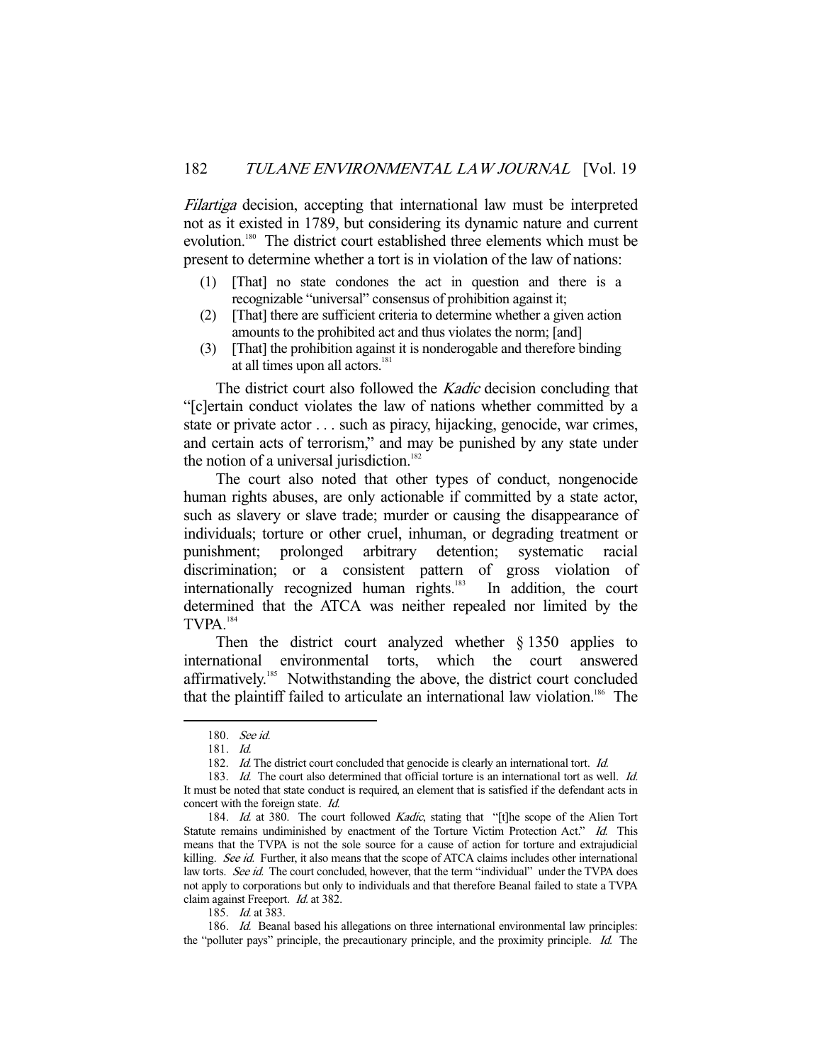*Filartiga* decision, accepting that international law must be interpreted not as it existed in 1789, but considering its dynamic nature and current evolution.[180] The district court established three elements which must be present to determine whether a tort is in violation of the law of nations:

> (1) [That] no state condones the act in question and there is a recognizable "universal" consensus of prohibition against it;
> (2) [That] there are sufficient criteria to determine whether a given action amounts to the prohibited act and thus violates the norm; [and]
> (3) [That] the prohibition against it is nonderogable and therefore binding at all times upon all actors.[181]

The district court also followed the *Kadic* decision concluding that "[c]ertain conduct violates the law of nations whether committed by a state or private actor . . . such as piracy, hijacking, genocide, war crimes, and certain acts of terrorism," and may be punished by any state under the notion of a universal jurisdiction.[182]

The court also noted that other types of conduct, nongenocide human rights abuses, are only actionable if committed by a state actor, such as slavery or slave trade; murder or causing the disappearance of individuals; torture or other cruel, inhuman, or degrading treatment or punishment; prolonged arbitrary detention; systematic racial discrimination; or a consistent pattern of gross violation of internationally recognized human rights.[183] In addition, the court determined that the ATCA was neither repealed nor limited by the TVPA.[184]

Then the district court analyzed whether § 1350 applies to international environmental torts, which the court answered affirmatively.[185] Notwithstanding the above, the district court concluded that the plaintiff failed to articulate an international law violation.[186] The

---

180. *See id.*

181. *Id.*

182. *Id.* The district court concluded that genocide is clearly an international tort. *Id.*

183. *Id.* The court also determined that official torture is an international tort as well. *Id.* It must be noted that state conduct is required, an element that is satisfied if the defendant acts in concert with the foreign state. *Id.*

184. *Id.* at 380. The court followed *Kadic*, stating that "[t]he scope of the Alien Tort Statute remains undiminished by enactment of the Torture Victim Protection Act." *Id.* This means that the TVPA is not the sole source for a cause of action for torture and extrajudicial killing. *See id.* Further, it also means that the scope of ATCA claims includes other international law torts. *See id.* The court concluded, however, that the term "individual" under the TVPA does not apply to corporations but only to individuals and that therefore Beanal failed to state a TVPA claim against Freeport. *Id.* at 382.

185. *Id.* at 383.

186. *Id.* Beanal based his allegations on three international environmental law principles: the "polluter pays" principle, the precautionary principle, and the proximity principle. *Id.* The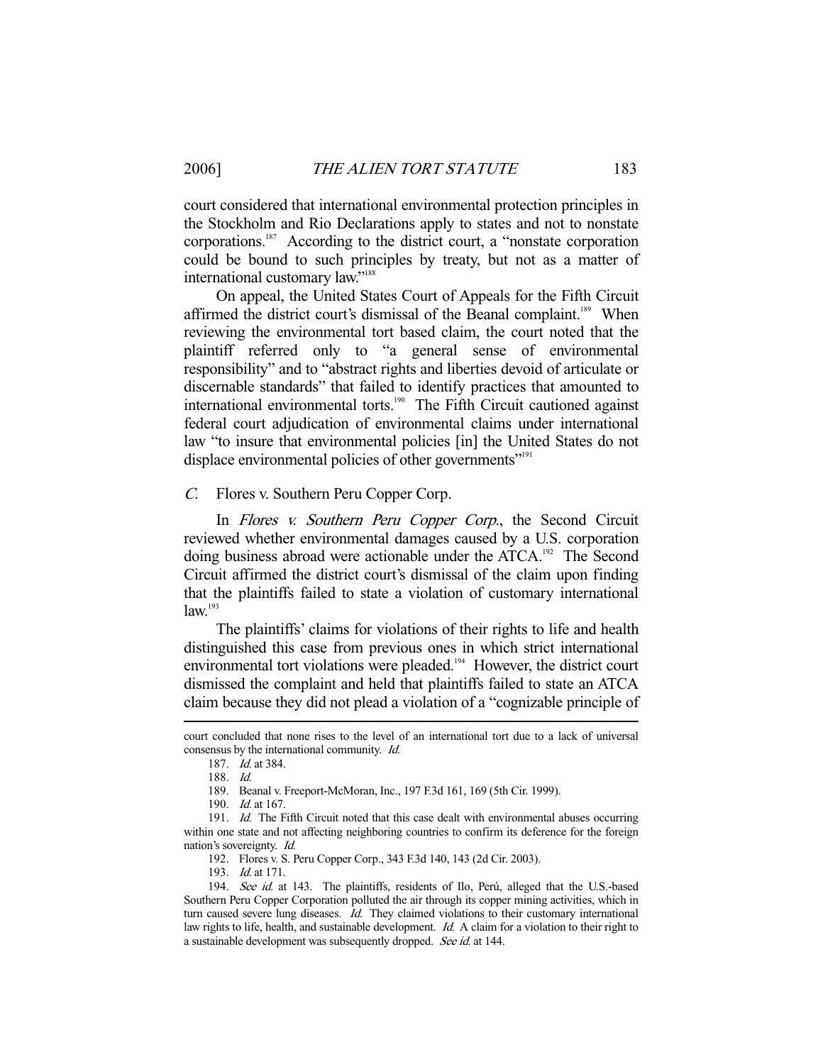court considered that international environmental protection principles in the Stockholm and Rio Declarations apply to states and not to nonstate corporations.[187] According to the district court, a "nonstate corporation could be bound to such principles by treaty, but not as a matter of international customary law."[188]

On appeal, the United States Court of Appeals for the Fifth Circuit affirmed the district court's dismissal of the Beanal complaint.[189] When reviewing the environmental tort based claim, the court noted that the plaintiff referred only to "a general sense of environmental responsibility" and to "abstract rights and liberties devoid of articulate or discernable standards" that failed to identify practices that amounted to international environmental torts.[190] The Fifth Circuit cautioned against federal court adjudication of environmental claims under international law "to insure that environmental policies [in] the United States do not displace environmental policies of other governments"[191]

### *C.* Flores v. Southern Peru Copper Corp.

In *Flores v. Southern Peru Copper Corp.*, the Second Circuit reviewed whether environmental damages caused by a U.S. corporation doing business abroad were actionable under the ATCA.[192] The Second Circuit affirmed the district court's dismissal of the claim upon finding that the plaintiffs failed to state a violation of customary international law.[193]

The plaintiffs' claims for violations of their rights to life and health distinguished this case from previous ones in which strict international environmental tort violations were pleaded.[194] However, the district court dismissed the complaint and held that plaintiffs failed to state an ATCA claim because they did not plead a violation of a "cognizable principle of

---

court concluded that none rises to the level of an international tort due to a lack of universal consensus by the international community. *Id.*

187. *Id.* at 384.

188. *Id.*

189. Beanal v. Freeport-McMoran, Inc., 197 F.3d 161, 169 (5th Cir. 1999).

190. *Id.* at 167.

191. *Id.* The Fifth Circuit noted that this case dealt with environmental abuses occurring within one state and not affecting neighboring countries to confirm its deference for the foreign nation's sovereignty. *Id.*

192. Flores v. S. Peru Copper Corp., 343 F.3d 140, 143 (2d Cir. 2003).

193. *Id.* at 171.

194. *See id.* at 143. The plaintiffs, residents of Ilo, Perú, alleged that the U.S.-based Southern Peru Copper Corporation polluted the air through its copper mining activities, which in turn caused severe lung diseases. *Id.* They claimed violations to their customary international law rights to life, health, and sustainable development. *Id.* A claim for a violation to their right to a sustainable development was subsequently dropped. *See id.* at 144.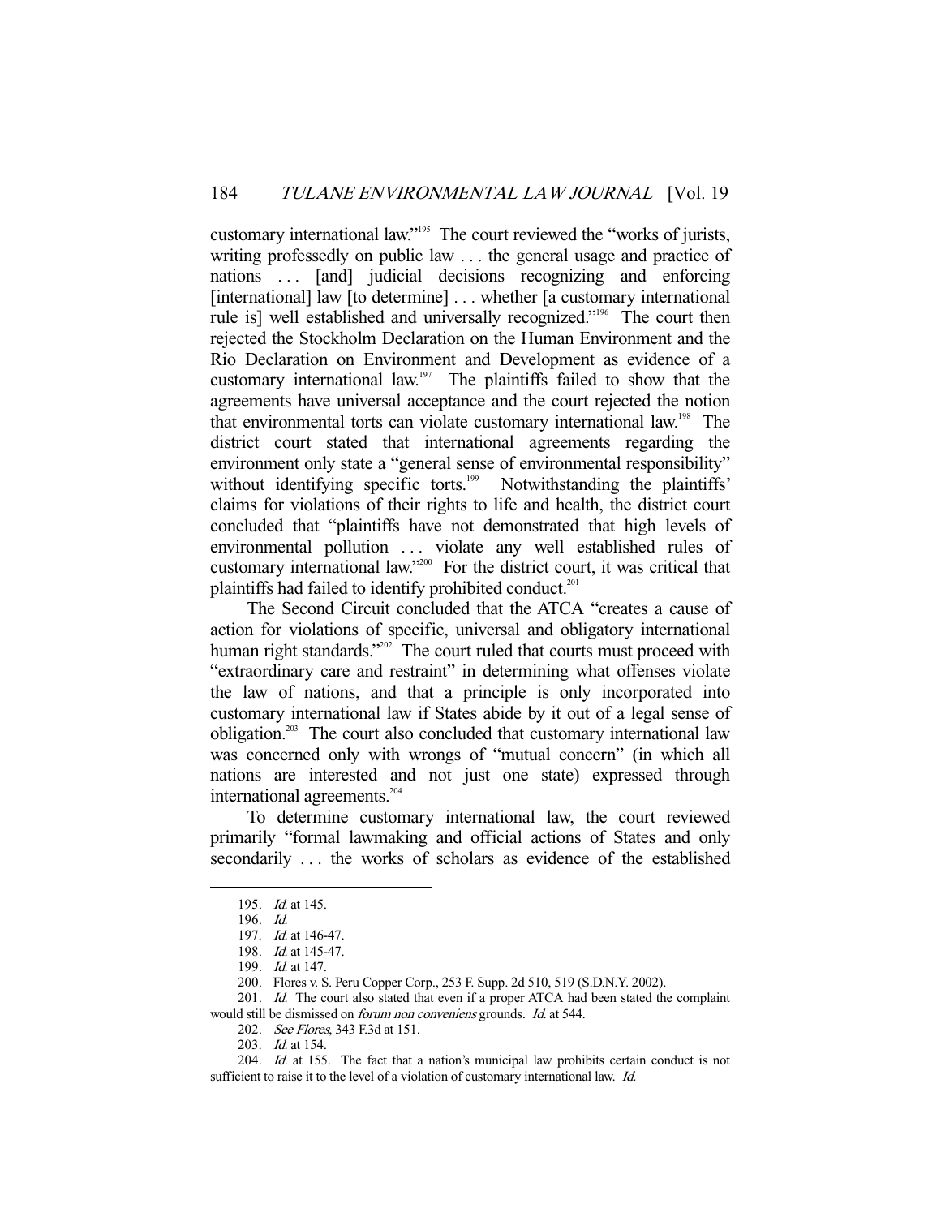customary international law."[195] The court reviewed the "works of jurists, writing professedly on public law . . . the general usage and practice of nations . . . [and] judicial decisions recognizing and enforcing [international] law [to determine] . . . whether [a customary international rule is] well established and universally recognized."[196] The court then rejected the Stockholm Declaration on the Human Environment and the Rio Declaration on Environment and Development as evidence of a customary international law.[197] The plaintiffs failed to show that the agreements have universal acceptance and the court rejected the notion that environmental torts can violate customary international law.[198] The district court stated that international agreements regarding the environment only state a "general sense of environmental responsibility" without identifying specific torts.[199] Notwithstanding the plaintiffs' claims for violations of their rights to life and health, the district court concluded that "plaintiffs have not demonstrated that high levels of environmental pollution . . . violate any well established rules of customary international law."[200] For the district court, it was critical that plaintiffs had failed to identify prohibited conduct.[201]

The Second Circuit concluded that the ATCA "creates a cause of action for violations of specific, universal and obligatory international human right standards."[202] The court ruled that courts must proceed with "extraordinary care and restraint" in determining what offenses violate the law of nations, and that a principle is only incorporated into customary international law if States abide by it out of a legal sense of obligation.[203] The court also concluded that customary international law was concerned only with wrongs of "mutual concern" (in which all nations are interested and not just one state) expressed through international agreements.[204]

To determine customary international law, the court reviewed primarily "formal lawmaking and official actions of States and only secondarily . . . the works of scholars as evidence of the established

---

195. *Id.* at 145.

196. *Id.*

197. *Id.* at 146-47.

198. *Id.* at 145-47.

199. *Id.* at 147.

200. Flores v. S. Peru Copper Corp., 253 F. Supp. 2d 510, 519 (S.D.N.Y. 2002).

201. *Id.* The court also stated that even if a proper ATCA had been stated the complaint would still be dismissed on *forum non conveniens* grounds. *Id.* at 544.

202. *See Flores*, 343 F.3d at 151.

203. *Id.* at 154.

204. *Id.* at 155. The fact that a nation's municipal law prohibits certain conduct is not sufficient to raise it to the level of a violation of customary international law. *Id.*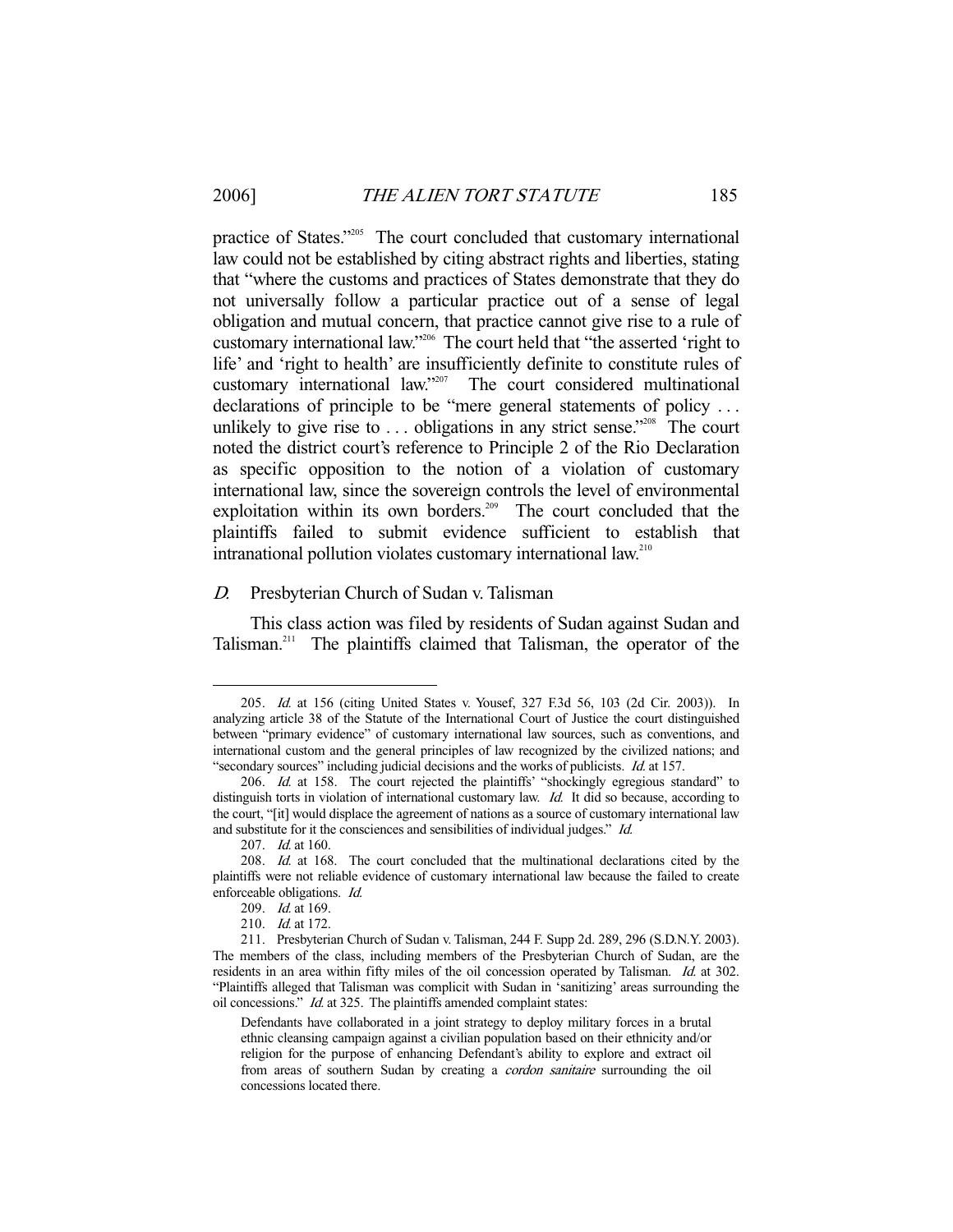practice of States."[205] The court concluded that customary international law could not be established by citing abstract rights and liberties, stating that "where the customs and practices of States demonstrate that they do not universally follow a particular practice out of a sense of legal obligation and mutual concern, that practice cannot give rise to a rule of customary international law."[206] The court held that "the asserted 'right to life' and 'right to health' are insufficiently definite to constitute rules of customary international law."[207] The court considered multinational declarations of principle to be "mere general statements of policy . . . unlikely to give rise to . . . obligations in any strict sense."[208] The court noted the district court's reference to Principle 2 of the Rio Declaration as specific opposition to the notion of a violation of customary international law, since the sovereign controls the level of environmental exploitation within its own borders.[209] The court concluded that the plaintiffs failed to submit evidence sufficient to establish that intranational pollution violates customary international law.[210]

### *D.* Presbyterian Church of Sudan v. Talisman

This class action was filed by residents of Sudan against Sudan and Talisman.[211] The plaintiffs claimed that Talisman, the operator of the

---

205. *Id.* at 156 (citing United States v. Yousef, 327 F.3d 56, 103 (2d Cir. 2003)). In analyzing article 38 of the Statute of the International Court of Justice the court distinguished between "primary evidence" of customary international law sources, such as conventions, and international custom and the general principles of law recognized by the civilized nations; and "secondary sources" including judicial decisions and the works of publicists. *Id.* at 157.

206. *Id.* at 158. The court rejected the plaintiffs' "shockingly egregious standard" to distinguish torts in violation of international customary law. *Id.* It did so because, according to the court, "[it] would displace the agreement of nations as a source of customary international law and substitute for it the consciences and sensibilities of individual judges." *Id.*

207. *Id.* at 160.

208. *Id.* at 168. The court concluded that the multinational declarations cited by the plaintiffs were not reliable evidence of customary international law because the failed to create enforceable obligations. *Id.*

209. *Id.* at 169.

210. *Id.* at 172.

211. Presbyterian Church of Sudan v. Talisman, 244 F. Supp 2d. 289, 296 (S.D.N.Y. 2003). The members of the class, including members of the Presbyterian Church of Sudan, are the residents in an area within fifty miles of the oil concession operated by Talisman. *Id.* at 302. "Plaintiffs alleged that Talisman was complicit with Sudan in 'sanitizing' areas surrounding the oil concessions." *Id.* at 325. The plaintiffs amended complaint states:

> Defendants have collaborated in a joint strategy to deploy military forces in a brutal ethnic cleansing campaign against a civilian population based on their ethnicity and/or religion for the purpose of enhancing Defendant's ability to explore and extract oil from areas of southern Sudan by creating a *cordon sanitaire* surrounding the oil concessions located there.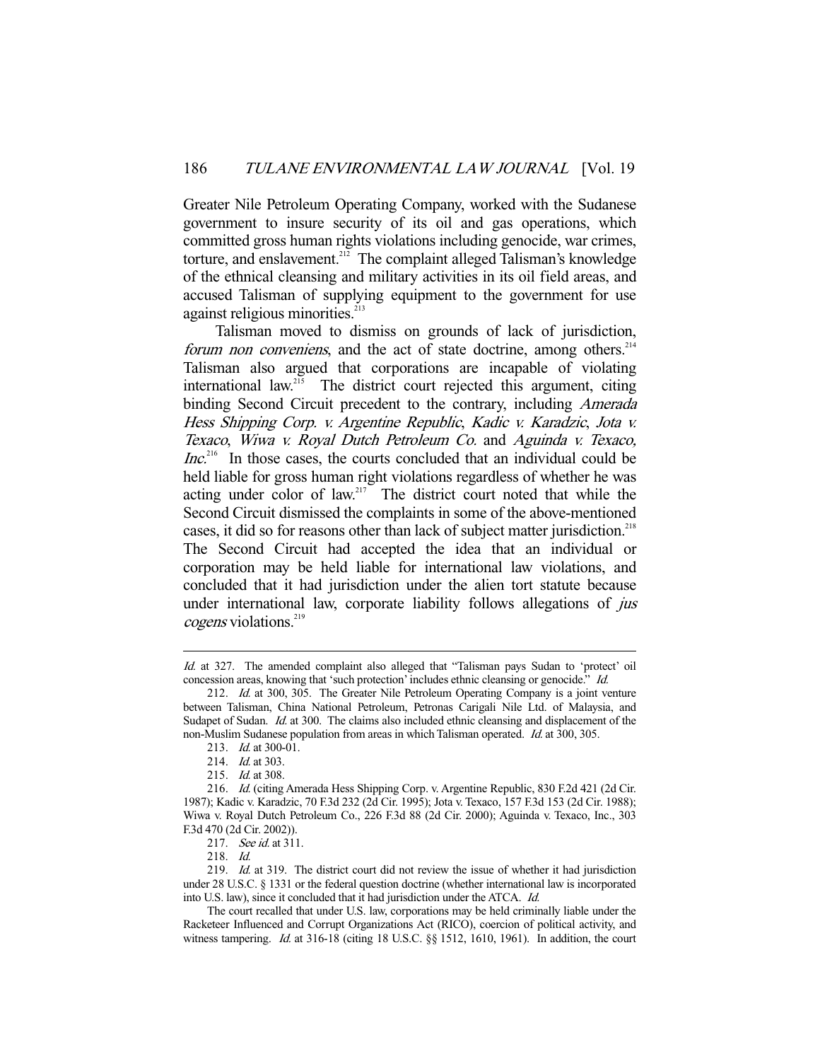Greater Nile Petroleum Operating Company, worked with the Sudanese government to insure security of its oil and gas operations, which committed gross human rights violations including genocide, war crimes, torture, and enslavement.[212] The complaint alleged Talisman's knowledge of the ethnical cleansing and military activities in its oil field areas, and accused Talisman of supplying equipment to the government for use against religious minorities.[213]

Talisman moved to dismiss on grounds of lack of jurisdiction, *forum non conveniens*, and the act of state doctrine, among others.[214] Talisman also argued that corporations are incapable of violating international law.[215] The district court rejected this argument, citing binding Second Circuit precedent to the contrary, including *Amerada Hess Shipping Corp. v. Argentine Republic*, *Kadic v. Karadzic*, *Jota v. Texaco*, *Wiwa v. Royal Dutch Petroleum Co.* and *Aguinda v. Texaco, Inc.*[216] In those cases, the courts concluded that an individual could be held liable for gross human right violations regardless of whether he was acting under color of law.[217] The district court noted that while the Second Circuit dismissed the complaints in some of the above-mentioned cases, it did so for reasons other than lack of subject matter jurisdiction.[218] The Second Circuit had accepted the idea that an individual or corporation may be held liable for international law violations, and concluded that it had jurisdiction under the alien tort statute because under international law, corporate liability follows allegations of *jus cogens* violations.[219]

---

*Id.* at 327. The amended complaint also alleged that "Talisman pays Sudan to 'protect' oil concession areas, knowing that 'such protection' includes ethnic cleansing or genocide." *Id.*

212. *Id.* at 300, 305. The Greater Nile Petroleum Operating Company is a joint venture between Talisman, China National Petroleum, Petronas Carigali Nile Ltd. of Malaysia, and Sudapet of Sudan. *Id.* at 300. The claims also included ethnic cleansing and displacement of the non-Muslim Sudanese population from areas in which Talisman operated. *Id.* at 300, 305.

213. *Id.* at 300-01.

214. *Id.* at 303.

215. *Id.* at 308.

216. *Id.* (citing Amerada Hess Shipping Corp. v. Argentine Republic, 830 F.2d 421 (2d Cir. 1987); Kadic v. Karadzic, 70 F.3d 232 (2d Cir. 1995); Jota v. Texaco, 157 F.3d 153 (2d Cir. 1988); Wiwa v. Royal Dutch Petroleum Co., 226 F.3d 88 (2d Cir. 2000); Aguinda v. Texaco, Inc., 303 F.3d 470 (2d Cir. 2002)).

217. *See id.* at 311.

218. *Id.*

219. *Id.* at 319. The district court did not review the issue of whether it had jurisdiction under 28 U.S.C. § 1331 or the federal question doctrine (whether international law is incorporated into U.S. law), since it concluded that it had jurisdiction under the ATCA. *Id.*

The court recalled that under U.S. law, corporations may be held criminally liable under the Racketeer Influenced and Corrupt Organizations Act (RICO), coercion of political activity, and witness tampering. *Id.* at 316-18 (citing 18 U.S.C. §§ 1512, 1610, 1961). In addition, the court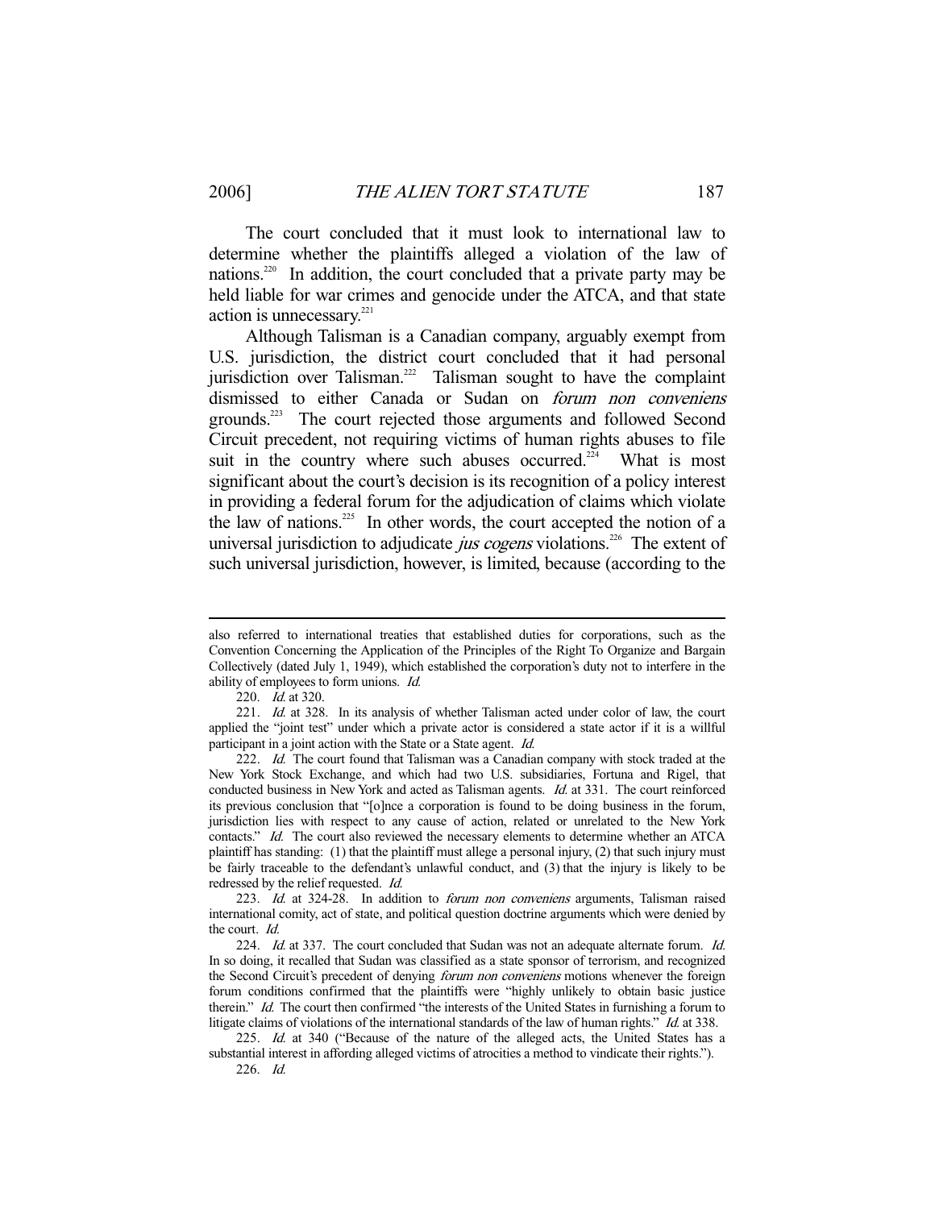The court concluded that it must look to international law to determine whether the plaintiffs alleged a violation of the law of nations.[220] In addition, the court concluded that a private party may be held liable for war crimes and genocide under the ATCA, and that state action is unnecessary.[221]

Although Talisman is a Canadian company, arguably exempt from U.S. jurisdiction, the district court concluded that it had personal jurisdiction over Talisman.[222] Talisman sought to have the complaint dismissed to either Canada or Sudan on *forum non conveniens* grounds.[223] The court rejected those arguments and followed Second Circuit precedent, not requiring victims of human rights abuses to file suit in the country where such abuses occurred.[224] What is most significant about the court's decision is its recognition of a policy interest in providing a federal forum for the adjudication of claims which violate the law of nations.[225] In other words, the court accepted the notion of a universal jurisdiction to adjudicate *jus cogens* violations.[226] The extent of such universal jurisdiction, however, is limited, because (according to the

---

also referred to international treaties that established duties for corporations, such as the Convention Concerning the Application of the Principles of the Right To Organize and Bargain Collectively (dated July 1, 1949), which established the corporation's duty not to interfere in the ability of employees to form unions. *Id.*

220. *Id.* at 320.

221. *Id.* at 328. In its analysis of whether Talisman acted under color of law, the court applied the "joint test" under which a private actor is considered a state actor if it is a willful participant in a joint action with the State or a State agent. *Id.*

222. *Id.* The court found that Talisman was a Canadian company with stock traded at the New York Stock Exchange, and which had two U.S. subsidiaries, Fortuna and Rigel, that conducted business in New York and acted as Talisman agents. *Id.* at 331. The court reinforced its previous conclusion that "[o]nce a corporation is found to be doing business in the forum, jurisdiction lies with respect to any cause of action, related or unrelated to the New York contacts." *Id.* The court also reviewed the necessary elements to determine whether an ATCA plaintiff has standing: (1) that the plaintiff must allege a personal injury, (2) that such injury must be fairly traceable to the defendant's unlawful conduct, and (3) that the injury is likely to be redressed by the relief requested. *Id.*

223. *Id.* at 324-28. In addition to *forum non conveniens* arguments, Talisman raised international comity, act of state, and political question doctrine arguments which were denied by the court. *Id.*

224. *Id.* at 337. The court concluded that Sudan was not an adequate alternate forum. *Id.* In so doing, it recalled that Sudan was classified as a state sponsor of terrorism, and recognized the Second Circuit's precedent of denying *forum non conveniens* motions whenever the foreign forum conditions confirmed that the plaintiffs were "highly unlikely to obtain basic justice therein." *Id.* The court then confirmed "the interests of the United States in furnishing a forum to litigate claims of violations of the international standards of the law of human rights." *Id.* at 338.

225. *Id.* at 340 ("Because of the nature of the alleged acts, the United States has a substantial interest in affording alleged victims of atrocities a method to vindicate their rights.").

226. *Id.*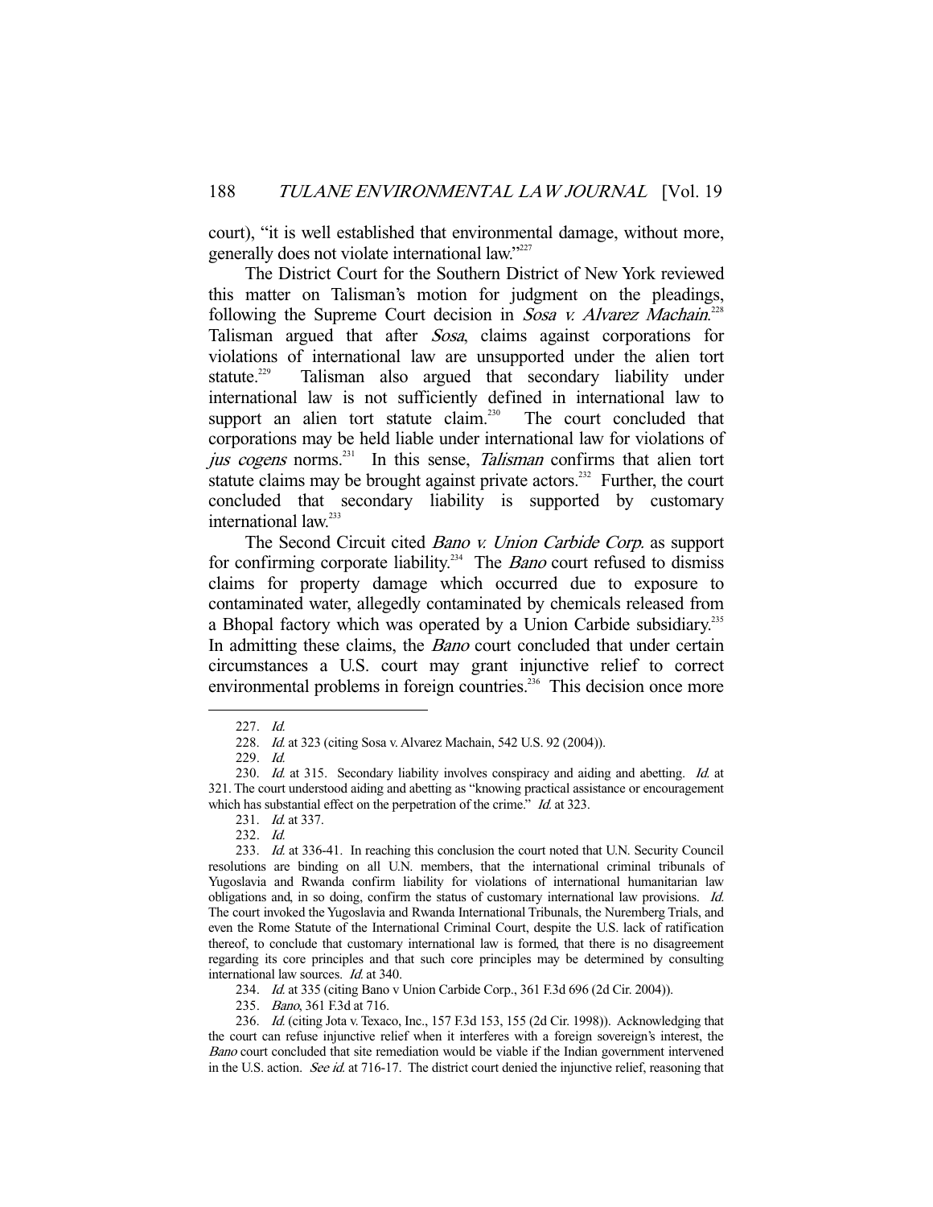court), "it is well established that environmental damage, without more, generally does not violate international law."[227]

The District Court for the Southern District of New York reviewed this matter on Talisman's motion for judgment on the pleadings, following the Supreme Court decision in *Sosa v. Alvarez Machain*.[228] Talisman argued that after *Sosa*, claims against corporations for violations of international law are unsupported under the alien tort statute.[229] Talisman also argued that secondary liability under international law is not sufficiently defined in international law to support an alien tort statute claim.[230] The court concluded that corporations may be held liable under international law for violations of *jus cogens* norms.[231] In this sense, *Talisman* confirms that alien tort statute claims may be brought against private actors.[232] Further, the court concluded that secondary liability is supported by customary international law.[233]

The Second Circuit cited *Bano v. Union Carbide Corp.* as support for confirming corporate liability.[234] The *Bano* court refused to dismiss claims for property damage which occurred due to exposure to contaminated water, allegedly contaminated by chemicals released from a Bhopal factory which was operated by a Union Carbide subsidiary.[235] In admitting these claims, the *Bano* court concluded that under certain circumstances a U.S. court may grant injunctive relief to correct environmental problems in foreign countries.[236] This decision once more

---

227. *Id.*

228. *Id.* at 323 (citing Sosa v. Alvarez Machain, 542 U.S. 92 (2004)).

229. *Id.*

230. *Id.* at 315. Secondary liability involves conspiracy and aiding and abetting. *Id.* at 321. The court understood aiding and abetting as "knowing practical assistance or encouragement which has substantial effect on the perpetration of the crime." *Id.* at 323.

231. *Id.* at 337.

232. *Id.*

233. *Id.* at 336-41. In reaching this conclusion the court noted that U.N. Security Council resolutions are binding on all U.N. members, that the international criminal tribunals of Yugoslavia and Rwanda confirm liability for violations of international humanitarian law obligations and, in so doing, confirm the status of customary international law provisions. *Id.* The court invoked the Yugoslavia and Rwanda International Tribunals, the Nuremberg Trials, and even the Rome Statute of the International Criminal Court, despite the U.S. lack of ratification thereof, to conclude that customary international law is formed, that there is no disagreement regarding its core principles and that such core principles may be determined by consulting international law sources. *Id.* at 340.

234. *Id.* at 335 (citing Bano v Union Carbide Corp., 361 F.3d 696 (2d Cir. 2004)).

235. *Bano*, 361 F.3d at 716.

236. *Id.* (citing Jota v. Texaco, Inc., 157 F.3d 153, 155 (2d Cir. 1998)). Acknowledging that the court can refuse injunctive relief when it interferes with a foreign sovereign's interest, the *Bano* court concluded that site remediation would be viable if the Indian government intervened in the U.S. action. *See id.* at 716-17. The district court denied the injunctive relief, reasoning that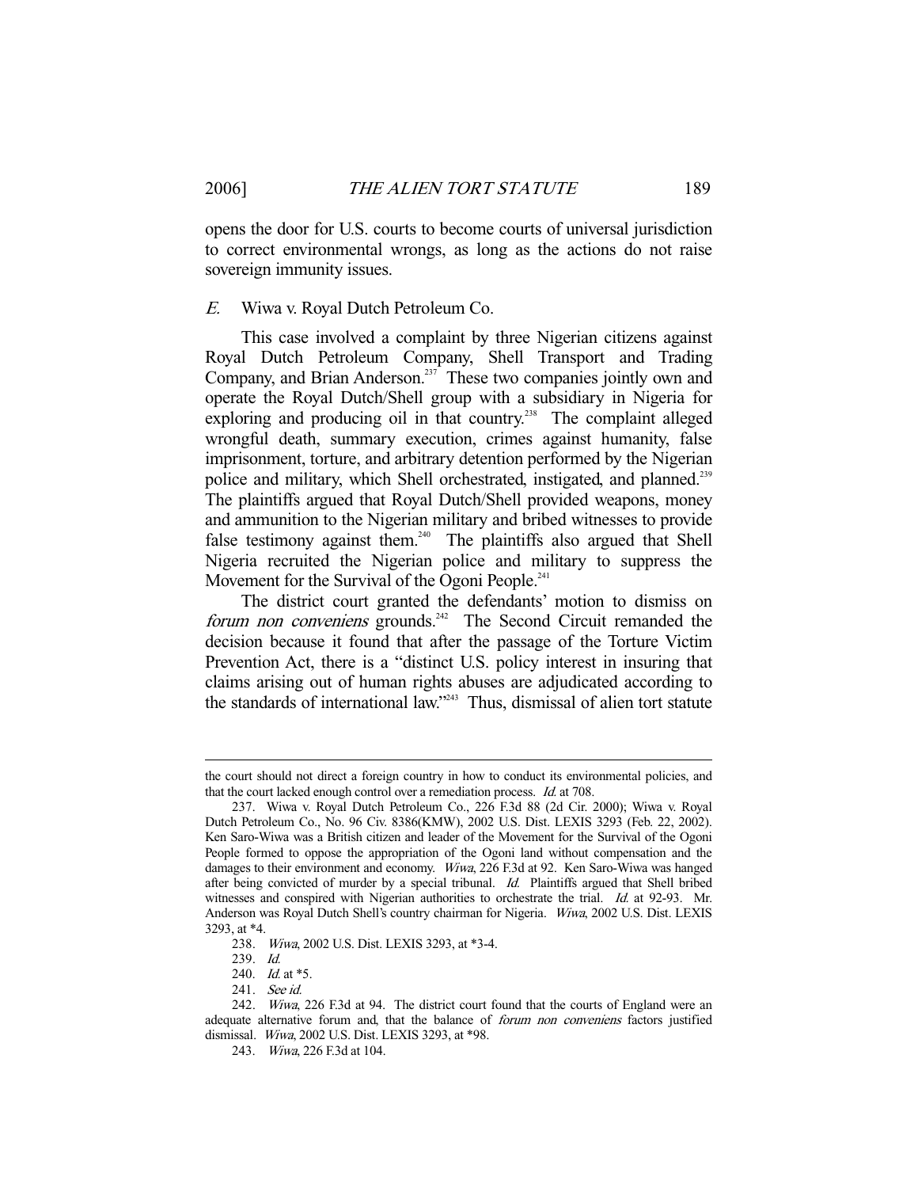opens the door for U.S. courts to become courts of universal jurisdiction to correct environmental wrongs, as long as the actions do not raise sovereign immunity issues.

### *E.* Wiwa v. Royal Dutch Petroleum Co.

This case involved a complaint by three Nigerian citizens against Royal Dutch Petroleum Company, Shell Transport and Trading Company, and Brian Anderson.[237] These two companies jointly own and operate the Royal Dutch/Shell group with a subsidiary in Nigeria for exploring and producing oil in that country.[238] The complaint alleged wrongful death, summary execution, crimes against humanity, false imprisonment, torture, and arbitrary detention performed by the Nigerian police and military, which Shell orchestrated, instigated, and planned.[239] The plaintiffs argued that Royal Dutch/Shell provided weapons, money and ammunition to the Nigerian military and bribed witnesses to provide false testimony against them.[240] The plaintiffs also argued that Shell Nigeria recruited the Nigerian police and military to suppress the Movement for the Survival of the Ogoni People.[241]

The district court granted the defendants' motion to dismiss on *forum non conveniens* grounds.[242] The Second Circuit remanded the decision because it found that after the passage of the Torture Victim Prevention Act, there is a "distinct U.S. policy interest in insuring that claims arising out of human rights abuses are adjudicated according to the standards of international law."[243] Thus, dismissal of alien tort statute

---

the court should not direct a foreign country in how to conduct its environmental policies, and that the court lacked enough control over a remediation process. *Id.* at 708.

237. Wiwa v. Royal Dutch Petroleum Co., 226 F.3d 88 (2d Cir. 2000); Wiwa v. Royal Dutch Petroleum Co., No. 96 Civ. 8386(KMW), 2002 U.S. Dist. LEXIS 3293 (Feb. 22, 2002). Ken Saro-Wiwa was a British citizen and leader of the Movement for the Survival of the Ogoni People formed to oppose the appropriation of the Ogoni land without compensation and the damages to their environment and economy. *Wiwa*, 226 F.3d at 92. Ken Saro-Wiwa was hanged after being convicted of murder by a special tribunal. *Id.* Plaintiffs argued that Shell bribed witnesses and conspired with Nigerian authorities to orchestrate the trial. *Id.* at 92-93. Mr. Anderson was Royal Dutch Shell's country chairman for Nigeria. *Wiwa*, 2002 U.S. Dist. LEXIS 3293, at *4.

238. *Wiwa*, 2002 U.S. Dist. LEXIS 3293, at *3-4.

239. *Id.*

240. *Id.* at *5.

241. *See id.*

242. *Wiwa*, 226 F.3d at 94. The district court found that the courts of England were an adequate alternative forum and, that the balance of *forum non conveniens* factors justified dismissal. *Wiwa*, 2002 U.S. Dist. LEXIS 3293, at *98.

243. *Wiwa*, 226 F.3d at 104.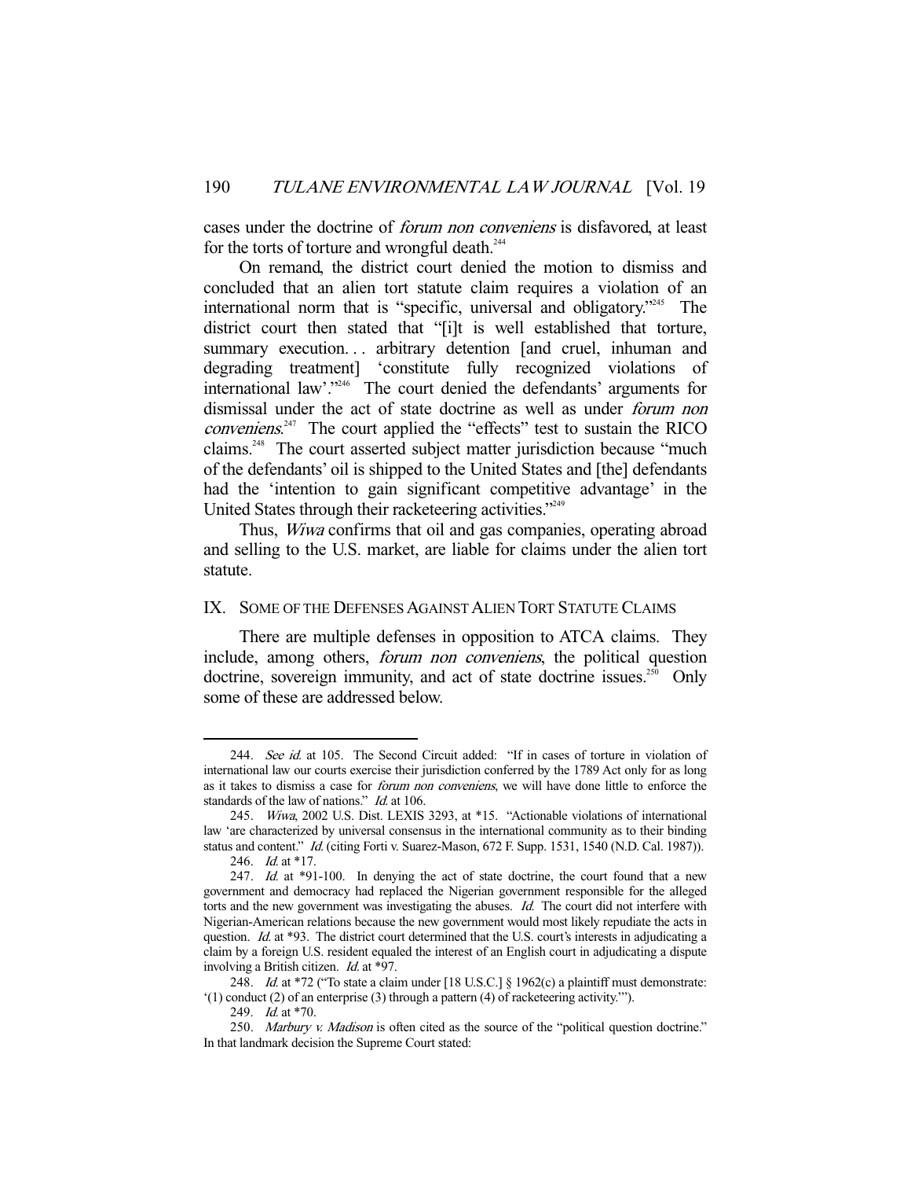cases under the doctrine of *forum non conveniens* is disfavored, at least for the torts of torture and wrongful death.[244]

On remand, the district court denied the motion to dismiss and concluded that an alien tort statute claim requires a violation of an international norm that is "specific, universal and obligatory."[245] The district court then stated that "[i]t is well established that torture, summary execution. . . arbitrary detention [and cruel, inhuman and degrading treatment] 'constitute fully recognized violations of international law'."[246] The court denied the defendants' arguments for dismissal under the act of state doctrine as well as under *forum non conveniens*.[247] The court applied the "effects" test to sustain the RICO claims.[248] The court asserted subject matter jurisdiction because "much of the defendants' oil is shipped to the United States and [the] defendants had the 'intention to gain significant competitive advantage' in the United States through their racketeering activities."[249]

Thus, *Wiwa* confirms that oil and gas companies, operating abroad and selling to the U.S. market, are liable for claims under the alien tort statute.

## IX. Some of the Defenses Against Alien Tort Statute Claims

There are multiple defenses in opposition to ATCA claims. They include, among others, *forum non conveniens*, the political question doctrine, sovereign immunity, and act of state doctrine issues.[250] Only some of these are addressed below.

---

244. *See id.* at 105. The Second Circuit added: "If in cases of torture in violation of international law our courts exercise their jurisdiction conferred by the 1789 Act only for as long as it takes to dismiss a case for *forum non conveniens*, we will have done little to enforce the standards of the law of nations." *Id.* at 106.

245. *Wiwa*, 2002 U.S. Dist. LEXIS 3293, at *15. "Actionable violations of international law 'are characterized by universal consensus in the international community as to their binding status and content." *Id.* (citing Forti v. Suarez-Mason, 672 F. Supp. 1531, 1540 (N.D. Cal. 1987)).

246. *Id.* at *17.

247. *Id.* at *91-100. In denying the act of state doctrine, the court found that a new government and democracy had replaced the Nigerian government responsible for the alleged torts and the new government was investigating the abuses. *Id.* The court did not interfere with Nigerian-American relations because the new government would most likely repudiate the acts in question. *Id.* at *93. The district court determined that the U.S. court's interests in adjudicating a claim by a foreign U.S. resident equaled the interest of an English court in adjudicating a dispute involving a British citizen. *Id.* at *97.

248. *Id.* at *72 ("To state a claim under [18 U.S.C.] § 1962(c) a plaintiff must demonstrate: '(1) conduct (2) of an enterprise (3) through a pattern (4) of racketeering activity.'").

249. *Id.* at *70.

250. *Marbury v. Madison* is often cited as the source of the "political question doctrine." In that landmark decision the Supreme Court stated: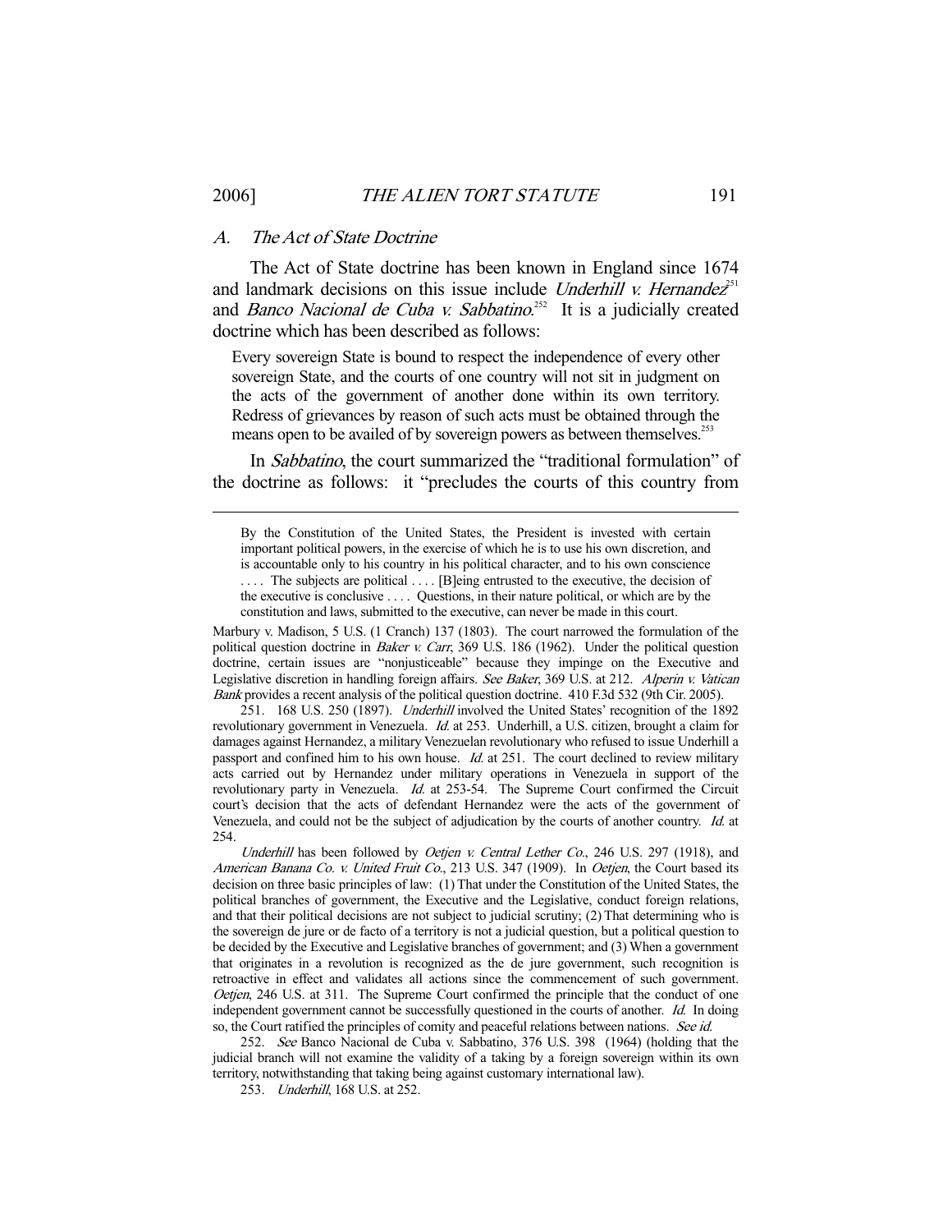### A. *The Act of State Doctrine*

The Act of State doctrine has been known in England since 1674 and landmark decisions on this issue include *Underhill v. Hernandez*[251] and *Banco Nacional de Cuba v. Sabbatino*.[252] It is a judicially created doctrine which has been described as follows:

> Every sovereign State is bound to respect the independence of every other sovereign State, and the courts of one country will not sit in judgment on the acts of the government of another done within its own territory. Redress of grievances by reason of such acts must be obtained through the means open to be availed of by sovereign powers as between themselves.[253]

In *Sabbatino*, the court summarized the "traditional formulation" of the doctrine as follows: it "precludes the courts of this country from

---

> By the Constitution of the United States, the President is invested with certain important political powers, in the exercise of which he is to use his own discretion, and is accountable only to his country in his political character, and to his own conscience . . . . The subjects are political . . . . [B]eing entrusted to the executive, the decision of the executive is conclusive . . . . Questions, in their nature political, or which are by the constitution and laws, submitted to the executive, can never be made in this court.

Marbury v. Madison, 5 U.S. (1 Cranch) 137 (1803). The court narrowed the formulation of the political question doctrine in *Baker v. Carr*, 369 U.S. 186 (1962). Under the political question doctrine, certain issues are "nonjusticeable" because they impinge on the Executive and Legislative discretion in handling foreign affairs. *See Baker*, 369 U.S. at 212. *Alperin v. Vatican Bank* provides a recent analysis of the political question doctrine. 410 F.3d 532 (9th Cir. 2005).

251. 168 U.S. 250 (1897). *Underhill* involved the United States' recognition of the 1892 revolutionary government in Venezuela. *Id.* at 253. Underhill, a U.S. citizen, brought a claim for damages against Hernandez, a military Venezuelan revolutionary who refused to issue Underhill a passport and confined him to his own house. *Id.* at 251. The court declined to review military acts carried out by Hernandez under military operations in Venezuela in support of the revolutionary party in Venezuela. *Id.* at 253-54. The Supreme Court confirmed the Circuit court's decision that the acts of defendant Hernandez were the acts of the government of Venezuela, and could not be the subject of adjudication by the courts of another country. *Id.* at 254.

*Underhill* has been followed by *Oetjen v. Central Lether Co.*, 246 U.S. 297 (1918), and *American Banana Co. v. United Fruit Co.*, 213 U.S. 347 (1909). In *Oetjen*, the Court based its decision on three basic principles of law: (1) That under the Constitution of the United States, the political branches of government, the Executive and the Legislative, conduct foreign relations, and that their political decisions are not subject to judicial scrutiny; (2) That determining who is the sovereign de jure or de facto of a territory is not a judicial question, but a political question to be decided by the Executive and Legislative branches of government; and (3) When a government that originates in a revolution is recognized as the de jure government, such recognition is retroactive in effect and validates all actions since the commencement of such government. *Oetjen*, 246 U.S. at 311. The Supreme Court confirmed the principle that the conduct of one independent government cannot be successfully questioned in the courts of another. *Id.* In doing so, the Court ratified the principles of comity and peaceful relations between nations. *See id.*

252. *See* Banco Nacional de Cuba v. Sabbatino, 376 U.S. 398 (1964) (holding that the judicial branch will not examine the validity of a taking by a foreign sovereign within its own territory, notwithstanding that taking being against customary international law).

253. *Underhill*, 168 U.S. at 252.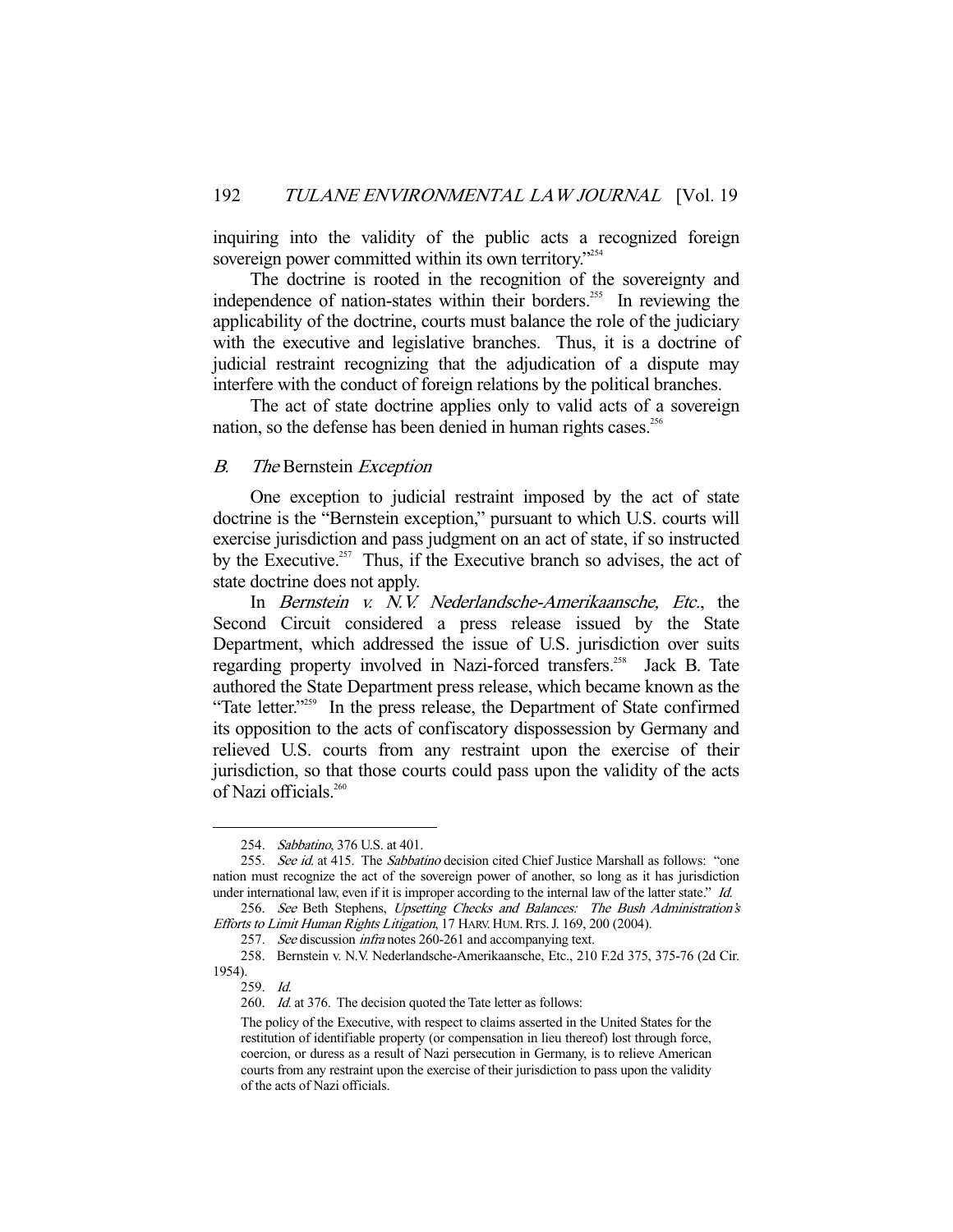inquiring into the validity of the public acts a recognized foreign sovereign power committed within its own territory."[254]

The doctrine is rooted in the recognition of the sovereignty and independence of nation-states within their borders.[255] In reviewing the applicability of the doctrine, courts must balance the role of the judiciary with the executive and legislative branches. Thus, it is a doctrine of judicial restraint recognizing that the adjudication of a dispute may interfere with the conduct of foreign relations by the political branches.

The act of state doctrine applies only to valid acts of a sovereign nation, so the defense has been denied in human rights cases.[256]

### *B. The* Bernstein *Exception*

One exception to judicial restraint imposed by the act of state doctrine is the "Bernstein exception," pursuant to which U.S. courts will exercise jurisdiction and pass judgment on an act of state, if so instructed by the Executive.[257] Thus, if the Executive branch so advises, the act of state doctrine does not apply.

In *Bernstein v. N.V. Nederlandsche-Amerikaansche, Etc.*, the Second Circuit considered a press release issued by the State Department, which addressed the issue of U.S. jurisdiction over suits regarding property involved in Nazi-forced transfers.[258] Jack B. Tate authored the State Department press release, which became known as the "Tate letter."[259] In the press release, the Department of State confirmed its opposition to the acts of confiscatory dispossession by Germany and relieved U.S. courts from any restraint upon the exercise of their jurisdiction, so that those courts could pass upon the validity of the acts of Nazi officials.[260]

---

254. *Sabbatino*, 376 U.S. at 401.

255. *See id.* at 415. The *Sabbatino* decision cited Chief Justice Marshall as follows: "one nation must recognize the act of the sovereign power of another, so long as it has jurisdiction under international law, even if it is improper according to the internal law of the latter state." *Id.*

256. *See* Beth Stephens, *Upsetting Checks and Balances: The Bush Administration's Efforts to Limit Human Rights Litigation*, 17 HARV. HUM. RTS. J. 169, 200 (2004).

257. *See* discussion *infra* notes 260-261 and accompanying text.

258. Bernstein v. N.V. Nederlandsche-Amerikaansche, Etc., 210 F.2d 375, 375-76 (2d Cir. 1954).

259. *Id.*

260. *Id.* at 376. The decision quoted the Tate letter as follows:

> The policy of the Executive, with respect to claims asserted in the United States for the restitution of identifiable property (or compensation in lieu thereof) lost through force, coercion, or duress as a result of Nazi persecution in Germany, is to relieve American courts from any restraint upon the exercise of their jurisdiction to pass upon the validity of the acts of Nazi officials.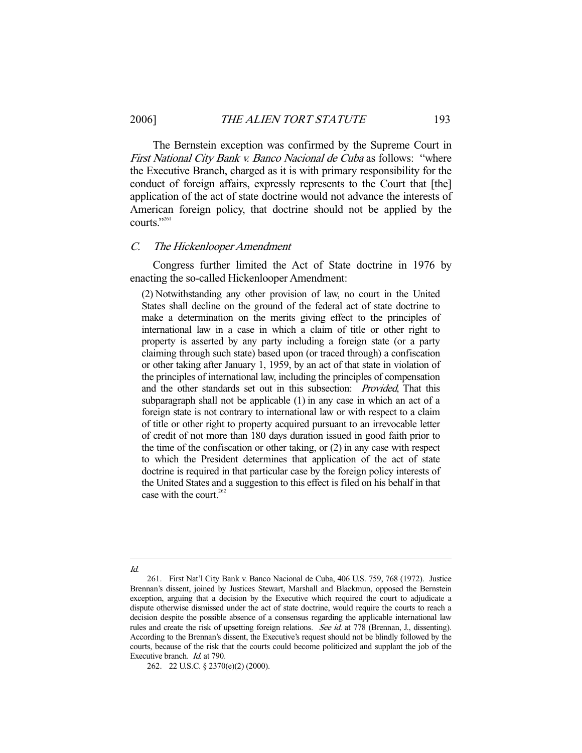The Bernstein exception was confirmed by the Supreme Court in *First National City Bank v. Banco Nacional de Cuba* as follows: "where the Executive Branch, charged as it is with primary responsibility for the conduct of foreign affairs, expressly represents to the Court that [the] application of the act of state doctrine would not advance the interests of American foreign policy, that doctrine should not be applied by the courts."[261]

### C. *The Hickenlooper Amendment*

Congress further limited the Act of State doctrine in 1976 by enacting the so-called Hickenlooper Amendment:

> (2) Notwithstanding any other provision of law, no court in the United States shall decline on the ground of the federal act of state doctrine to make a determination on the merits giving effect to the principles of international law in a case in which a claim of title or other right to property is asserted by any party including a foreign state (or a party claiming through such state) based upon (or traced through) a confiscation or other taking after January 1, 1959, by an act of that state in violation of the principles of international law, including the principles of compensation and the other standards set out in this subsection: *Provided*, That this subparagraph shall not be applicable (1) in any case in which an act of a foreign state is not contrary to international law or with respect to a claim of title or other right to property acquired pursuant to an irrevocable letter of credit of not more than 180 days duration issued in good faith prior to the time of the confiscation or other taking, or (2) in any case with respect to which the President determines that application of the act of state doctrine is required in that particular case by the foreign policy interests of the United States and a suggestion to this effect is filed on his behalf in that case with the court.[262]

---

*Id.*

261. First Nat'l City Bank v. Banco Nacional de Cuba, 406 U.S. 759, 768 (1972). Justice Brennan's dissent, joined by Justices Stewart, Marshall and Blackmun, opposed the Bernstein exception, arguing that a decision by the Executive which required the court to adjudicate a dispute otherwise dismissed under the act of state doctrine, would require the courts to reach a decision despite the possible absence of a consensus regarding the applicable international law rules and create the risk of upsetting foreign relations. *See id.* at 778 (Brennan, J., dissenting). According to the Brennan's dissent, the Executive's request should not be blindly followed by the courts, because of the risk that the courts could become politicized and supplant the job of the Executive branch. *Id.* at 790.

262. 22 U.S.C. § 2370(e)(2) (2000).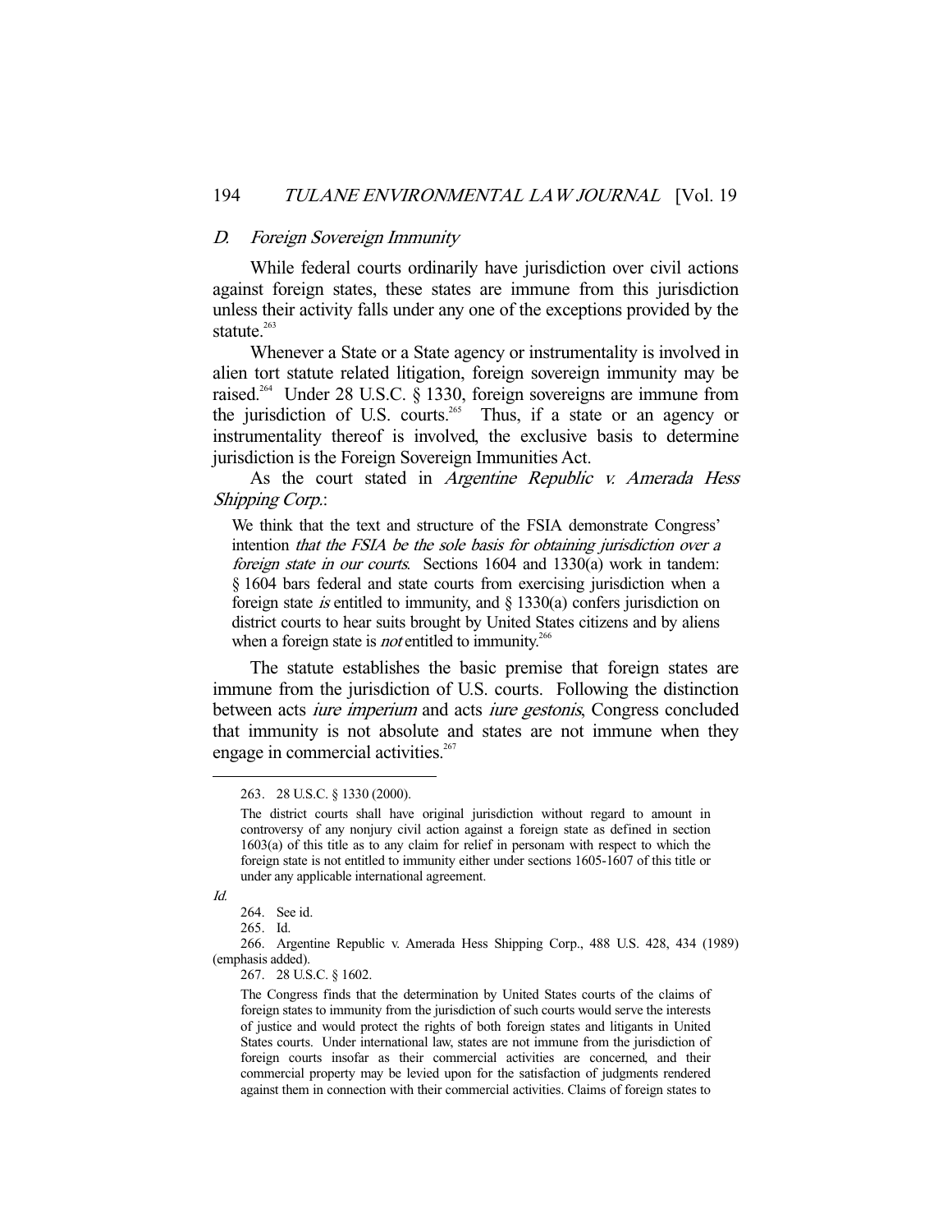### D. *Foreign Sovereign Immunity*

While federal courts ordinarily have jurisdiction over civil actions against foreign states, these states are immune from this jurisdiction unless their activity falls under any one of the exceptions provided by the statute.[263]

Whenever a State or a State agency or instrumentality is involved in alien tort statute related litigation, foreign sovereign immunity may be raised.[264] Under 28 U.S.C. § 1330, foreign sovereigns are immune from the jurisdiction of U.S. courts.[265] Thus, if a state or an agency or instrumentality thereof is involved, the exclusive basis to determine jurisdiction is the Foreign Sovereign Immunities Act.

As the court stated in *Argentine Republic v. Amerada Hess Shipping Corp.*:

> We think that the text and structure of the FSIA demonstrate Congress' intention *that the FSIA be the sole basis for obtaining jurisdiction over a foreign state in our courts*. Sections 1604 and 1330(a) work in tandem: § 1604 bars federal and state courts from exercising jurisdiction when a foreign state *is* entitled to immunity, and § 1330(a) confers jurisdiction on district courts to hear suits brought by United States citizens and by aliens when a foreign state is *not* entitled to immunity.[266]

The statute establishes the basic premise that foreign states are immune from the jurisdiction of U.S. courts. Following the distinction between acts *iure imperium* and acts *iure gestonis*, Congress concluded that immunity is not absolute and states are not immune when they engage in commercial activities.[267]

---

263. 28 U.S.C. § 1330 (2000).

> The district courts shall have original jurisdiction without regard to amount in controversy of any nonjury civil action against a foreign state as defined in section 1603(a) of this title as to any claim for relief in personam with respect to which the foreign state is not entitled to immunity either under sections 1605-1607 of this title or under any applicable international agreement.

*Id.*

264. See id.

265. Id.

266. Argentine Republic v. Amerada Hess Shipping Corp., 488 U.S. 428, 434 (1989) (emphasis added).

267. 28 U.S.C. § 1602.

> The Congress finds that the determination by United States courts of the claims of foreign states to immunity from the jurisdiction of such courts would serve the interests of justice and would protect the rights of both foreign states and litigants in United States courts. Under international law, states are not immune from the jurisdiction of foreign courts insofar as their commercial activities are concerned, and their commercial property may be levied upon for the satisfaction of judgments rendered against them in connection with their commercial activities. Claims of foreign states to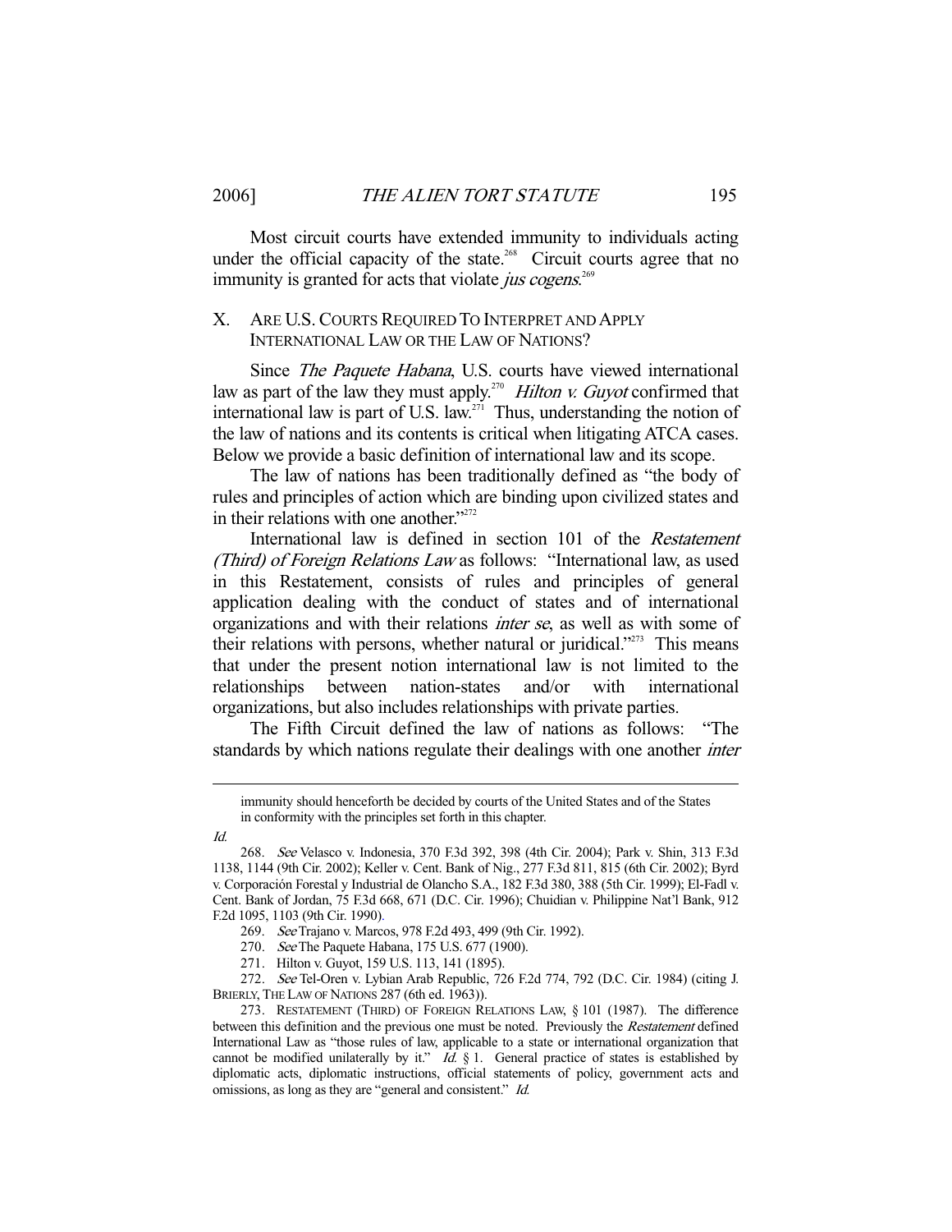Most circuit courts have extended immunity to individuals acting under the official capacity of the state.[268] Circuit courts agree that no immunity is granted for acts that violate *jus cogens*.[269]

## X. ARE U.S. COURTS REQUIRED TO INTERPRET AND APPLY INTERNATIONAL LAW OR THE LAW OF NATIONS?

Since *The Paquete Habana*, U.S. courts have viewed international law as part of the law they must apply.[270] *Hilton v. Guyot* confirmed that international law is part of U.S. law.[271] Thus, understanding the notion of the law of nations and its contents is critical when litigating ATCA cases. Below we provide a basic definition of international law and its scope.

The law of nations has been traditionally defined as "the body of rules and principles of action which are binding upon civilized states and in their relations with one another."[272]

International law is defined in section 101 of the *Restatement (Third) of Foreign Relations Law* as follows: "International law, as used in this Restatement, consists of rules and principles of general application dealing with the conduct of states and of international organizations and with their relations *inter se*, as well as with some of their relations with persons, whether natural or juridical."[273] This means that under the present notion international law is not limited to the relationships between nation-states and/or with international organizations, but also includes relationships with private parties.

The Fifth Circuit defined the law of nations as follows: "The standards by which nations regulate their dealings with one another *inter*

---

immunity should henceforth be decided by courts of the United States and of the States in conformity with the principles set forth in this chapter.

*Id.*

268. *See* Velasco v. Indonesia, 370 F.3d 392, 398 (4th Cir. 2004); Park v. Shin, 313 F.3d 1138, 1144 (9th Cir. 2002); Keller v. Cent. Bank of Nig., 277 F.3d 811, 815 (6th Cir. 2002); Byrd v. Corporación Forestal y Industrial de Olancho S.A., 182 F.3d 380, 388 (5th Cir. 1999); El-Fadl v. Cent. Bank of Jordan, 75 F.3d 668, 671 (D.C. Cir. 1996); Chuidian v. Philippine Nat'l Bank, 912 F.2d 1095, 1103 (9th Cir. 1990).

269. *See* Trajano v. Marcos, 978 F.2d 493, 499 (9th Cir. 1992).

270. *See* The Paquete Habana, 175 U.S. 677 (1900).

271. Hilton v. Guyot, 159 U.S. 113, 141 (1895).

272. *See* Tel-Oren v. Lybian Arab Republic, 726 F.2d 774, 792 (D.C. Cir. 1984) (citing J. BRIERLY, THE LAW OF NATIONS 287 (6th ed. 1963)).

273. RESTATEMENT (THIRD) OF FOREIGN RELATIONS LAW, § 101 (1987). The difference between this definition and the previous one must be noted. Previously the *Restatement* defined International Law as "those rules of law, applicable to a state or international organization that cannot be modified unilaterally by it." *Id.* § 1. General practice of states is established by diplomatic acts, diplomatic instructions, official statements of policy, government acts and omissions, as long as they are "general and consistent." *Id.*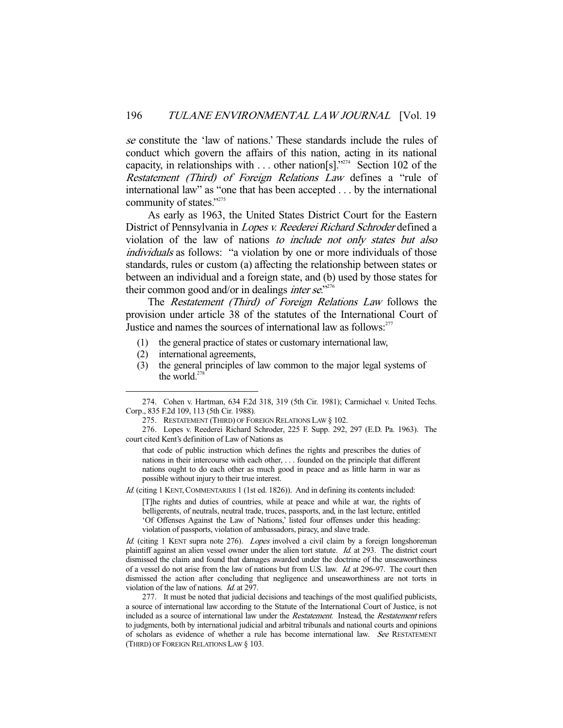*se* constitute the 'law of nations.' These standards include the rules of conduct which govern the affairs of this nation, acting in its national capacity, in relationships with . . . other nation[s]."[274] Section 102 of the *Restatement (Third) of Foreign Relations Law* defines a "rule of international law" as "one that has been accepted . . . by the international community of states."[275]

As early as 1963, the United States District Court for the Eastern District of Pennsylvania in *Lopes v. Reederei Richard Schroder* defined a violation of the law of nations *to include not only states but also individuals* as follows: "a violation by one or more individuals of those standards, rules or custom (a) affecting the relationship between states or between an individual and a foreign state, and (b) used by those states for their common good and/or in dealings *inter se*."[276]

The *Restatement (Third) of Foreign Relations Law* follows the provision under article 38 of the statutes of the International Court of Justice and names the sources of international law as follows:[277]

(1) the general practice of states or customary international law,
(2) international agreements,
(3) the general principles of law common to the major legal systems of the world.[278]

---

274. Cohen v. Hartman, 634 F.2d 318, 319 (5th Cir. 1981); Carmichael v. United Techs. Corp., 835 F.2d 109, 113 (5th Cir. 1988).

275. RESTATEMENT (THIRD) OF FOREIGN RELATIONS LAW § 102.

276. Lopes v. Reederei Richard Schroder, 225 F. Supp. 292, 297 (E.D. Pa. 1963). The court cited Kent's definition of Law of Nations as

> that code of public instruction which defines the rights and prescribes the duties of nations in their intercourse with each other, . . . founded on the principle that different nations ought to do each other as much good in peace and as little harm in war as possible without injury to their true interest.

*Id.* (citing 1 KENT, COMMENTARIES 1 (1st ed. 1826)). And in defining its contents included:

> [T]he rights and duties of countries, while at peace and while at war, the rights of belligerents, of neutrals, neutral trade, truces, passports, and, in the last lecture, entitled 'Of Offenses Against the Law of Nations,' listed four offenses under this heading: violation of passports, violation of ambassadors, piracy, and slave trade.

*Id.* (citing 1 KENT supra note 276). *Lopes* involved a civil claim by a foreign longshoreman plaintiff against an alien vessel owner under the alien tort statute. *Id.* at 293. The district court dismissed the claim and found that damages awarded under the doctrine of the unseaworthiness of a vessel do not arise from the law of nations but from U.S. law. *Id.* at 296-97. The court then dismissed the action after concluding that negligence and unseaworthiness are not torts in violation of the law of nations. *Id.* at 297.

277. It must be noted that judicial decisions and teachings of the most qualified publicists, a source of international law according to the Statute of the International Court of Justice, is not included as a source of international law under the *Restatement*. Instead, the *Restatement* refers to judgments, both by international judicial and arbitral tribunals and national courts and opinions of scholars as evidence of whether a rule has become international law. *See* RESTATEMENT (THIRD) OF FOREIGN RELATIONS LAW § 103.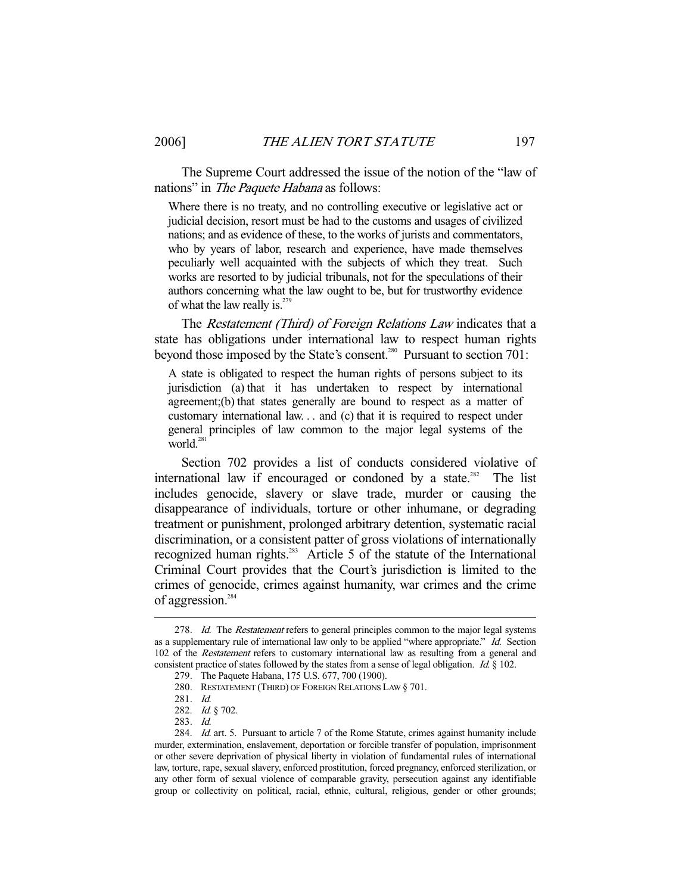The Supreme Court addressed the issue of the notion of the "law of nations" in *The Paquete Habana* as follows:

> Where there is no treaty, and no controlling executive or legislative act or judicial decision, resort must be had to the customs and usages of civilized nations; and as evidence of these, to the works of jurists and commentators, who by years of labor, research and experience, have made themselves peculiarly well acquainted with the subjects of which they treat. Such works are resorted to by judicial tribunals, not for the speculations of their authors concerning what the law ought to be, but for trustworthy evidence of what the law really is.[279]

The *Restatement (Third) of Foreign Relations Law* indicates that a state has obligations under international law to respect human rights beyond those imposed by the State's consent.[280] Pursuant to section 701:

> A state is obligated to respect the human rights of persons subject to its jurisdiction (a) that it has undertaken to respect by international agreement;(b) that states generally are bound to respect as a matter of customary international law. . . and (c) that it is required to respect under general principles of law common to the major legal systems of the world.[281]

Section 702 provides a list of conducts considered violative of international law if encouraged or condoned by a state.[282] The list includes genocide, slavery or slave trade, murder or causing the disappearance of individuals, torture or other inhumane, or degrading treatment or punishment, prolonged arbitrary detention, systematic racial discrimination, or a consistent patter of gross violations of internationally recognized human rights.[283] Article 5 of the statute of the International Criminal Court provides that the Court's jurisdiction is limited to the crimes of genocide, crimes against humanity, war crimes and the crime of aggression.[284]

---

278. *Id.* The *Restatement* refers to general principles common to the major legal systems as a supplementary rule of international law only to be applied "where appropriate." *Id.* Section 102 of the *Restatement* refers to customary international law as resulting from a general and consistent practice of states followed by the states from a sense of legal obligation. *Id.* § 102.

279. The Paquete Habana, 175 U.S. 677, 700 (1900).

280. RESTATEMENT (THIRD) OF FOREIGN RELATIONS LAW § 701.

281. *Id.*

282. *Id.* § 702.

283. *Id.*

284. *Id.* art. 5. Pursuant to article 7 of the Rome Statute, crimes against humanity include murder, extermination, enslavement, deportation or forcible transfer of population, imprisonment or other severe deprivation of physical liberty in violation of fundamental rules of international law, torture, rape, sexual slavery, enforced prostitution, forced pregnancy, enforced sterilization, or any other form of sexual violence of comparable gravity, persecution against any identifiable group or collectivity on political, racial, ethnic, cultural, religious, gender or other grounds;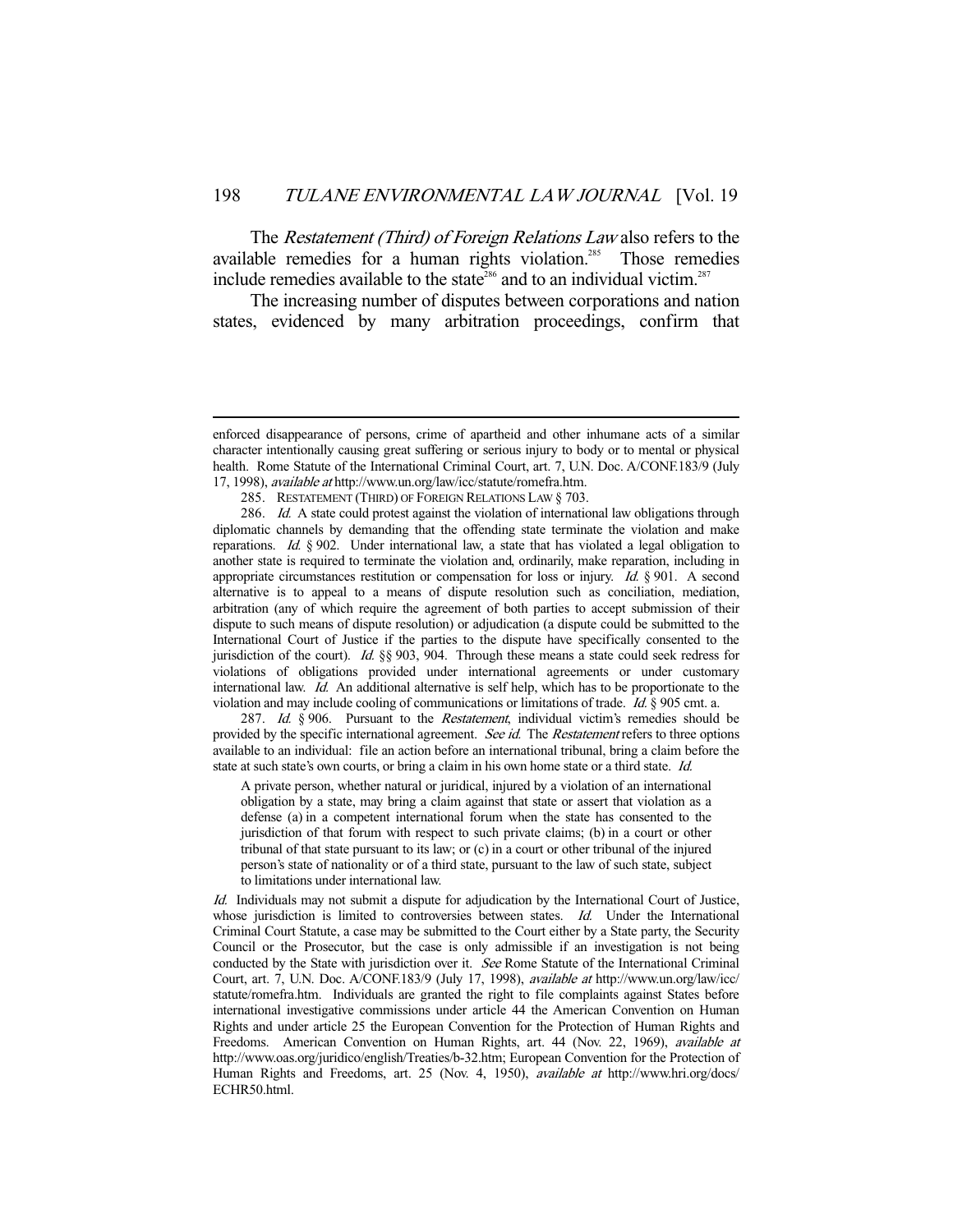The *Restatement (Third) of Foreign Relations Law* also refers to the available remedies for a human rights violation.[285] Those remedies include remedies available to the state[286] and to an individual victim.[287]

The increasing number of disputes between corporations and nation states, evidenced by many arbitration proceedings, confirm that

---

enforced disappearance of persons, crime of apartheid and other inhumane acts of a similar character intentionally causing great suffering or serious injury to body or to mental or physical health. Rome Statute of the International Criminal Court, art. 7, U.N. Doc. A/CONF.183/9 (July 17, 1998), *available at* http://www.un.org/law/icc/statute/romefra.htm.

285. RESTATEMENT (THIRD) OF FOREIGN RELATIONS LAW § 703.

286. *Id.* A state could protest against the violation of international law obligations through diplomatic channels by demanding that the offending state terminate the violation and make reparations. *Id.* § 902. Under international law, a state that has violated a legal obligation to another state is required to terminate the violation and, ordinarily, make reparation, including in appropriate circumstances restitution or compensation for loss or injury. *Id.* § 901. A second alternative is to appeal to a means of dispute resolution such as conciliation, mediation, arbitration (any of which require the agreement of both parties to accept submission of their dispute to such means of dispute resolution) or adjudication (a dispute could be submitted to the International Court of Justice if the parties to the dispute have specifically consented to the jurisdiction of the court). *Id.* §§ 903, 904. Through these means a state could seek redress for violations of obligations provided under international agreements or under customary international law. *Id.* An additional alternative is self help, which has to be proportionate to the violation and may include cooling of communications or limitations of trade. *Id.* § 905 cmt. a.

287. *Id.* § 906. Pursuant to the *Restatement*, individual victim's remedies should be provided by the specific international agreement. *See id.* The *Restatement* refers to three options available to an individual: file an action before an international tribunal, bring a claim before the state at such state's own courts, or bring a claim in his own home state or a third state. *Id.*

> A private person, whether natural or juridical, injured by a violation of an international obligation by a state, may bring a claim against that state or assert that violation as a defense (a) in a competent international forum when the state has consented to the jurisdiction of that forum with respect to such private claims; (b) in a court or other tribunal of that state pursuant to its law; or (c) in a court or other tribunal of the injured person's state of nationality or of a third state, pursuant to the law of such state, subject to limitations under international law.

*Id.* Individuals may not submit a dispute for adjudication by the International Court of Justice, whose jurisdiction is limited to controversies between states. *Id.* Under the International Criminal Court Statute, a case may be submitted to the Court either by a State party, the Security Council or the Prosecutor, but the case is only admissible if an investigation is not being conducted by the State with jurisdiction over it. *See* Rome Statute of the International Criminal Court, art. 7, U.N. Doc. A/CONF.183/9 (July 17, 1998), *available at* http://www.un.org/law/icc/statute/romefra.htm. Individuals are granted the right to file complaints against States before international investigative commissions under article 44 the American Convention on Human Rights and under article 25 the European Convention for the Protection of Human Rights and Freedoms. American Convention on Human Rights, art. 44 (Nov. 22, 1969), *available at* http://www.oas.org/juridico/english/Treaties/b-32.htm; European Convention for the Protection of Human Rights and Freedoms, art. 25 (Nov. 4, 1950), *available at* http://www.hri.org/docs/ECHR50.html.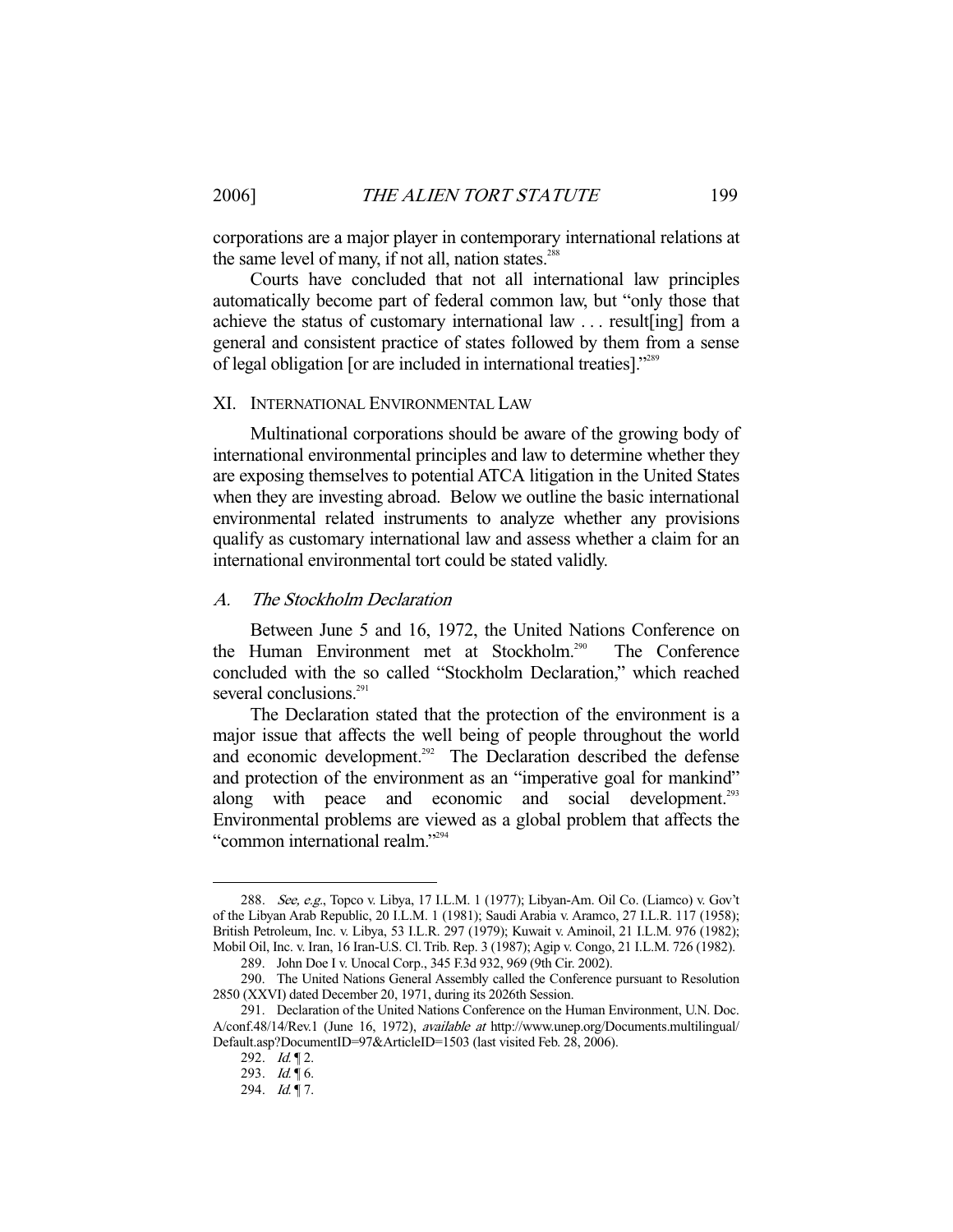corporations are a major player in contemporary international relations at the same level of many, if not all, nation states.[288]

Courts have concluded that not all international law principles automatically become part of federal common law, but "only those that achieve the status of customary international law . . . result[ing] from a general and consistent practice of states followed by them from a sense of legal obligation [or are included in international treaties]."[289]

## XI. INTERNATIONAL ENVIRONMENTAL LAW

Multinational corporations should be aware of the growing body of international environmental principles and law to determine whether they are exposing themselves to potential ATCA litigation in the United States when they are investing abroad. Below we outline the basic international environmental related instruments to analyze whether any provisions qualify as customary international law and assess whether a claim for an international environmental tort could be stated validly.

### *A. The Stockholm Declaration*

Between June 5 and 16, 1972, the United Nations Conference on the Human Environment met at Stockholm.[290] The Conference concluded with the so called "Stockholm Declaration," which reached several conclusions.[291]

The Declaration stated that the protection of the environment is a major issue that affects the well being of people throughout the world and economic development.[292] The Declaration described the defense and protection of the environment as an "imperative goal for mankind" along with peace and economic and social development.[293] Environmental problems are viewed as a global problem that affects the "common international realm."[294]

---

288. *See, e.g.*, Topco v. Libya, 17 I.L.M. 1 (1977); Libyan-Am. Oil Co. (Liamco) v. Gov't of the Libyan Arab Republic, 20 I.L.M. 1 (1981); Saudi Arabia v. Aramco, 27 I.L.R. 117 (1958); British Petroleum, Inc. v. Libya, 53 I.L.R. 297 (1979); Kuwait v. Aminoil, 21 I.L.M. 976 (1982); Mobil Oil, Inc. v. Iran, 16 Iran-U.S. Cl. Trib. Rep. 3 (1987); Agip v. Congo, 21 I.L.M. 726 (1982).

289. John Doe I v. Unocal Corp., 345 F.3d 932, 969 (9th Cir. 2002).

290. The United Nations General Assembly called the Conference pursuant to Resolution 2850 (XXVI) dated December 20, 1971, during its 2026th Session.

291. Declaration of the United Nations Conference on the Human Environment, U.N. Doc. A/conf.48/14/Rev.1 (June 16, 1972), *available at* http://www.unep.org/Documents.multilingual/Default.asp?DocumentID=97&ArticleID=1503 (last visited Feb. 28, 2006).

292. *Id.* ¶ 2.

293. *Id.* ¶ 6.

294. *Id.* ¶ 7.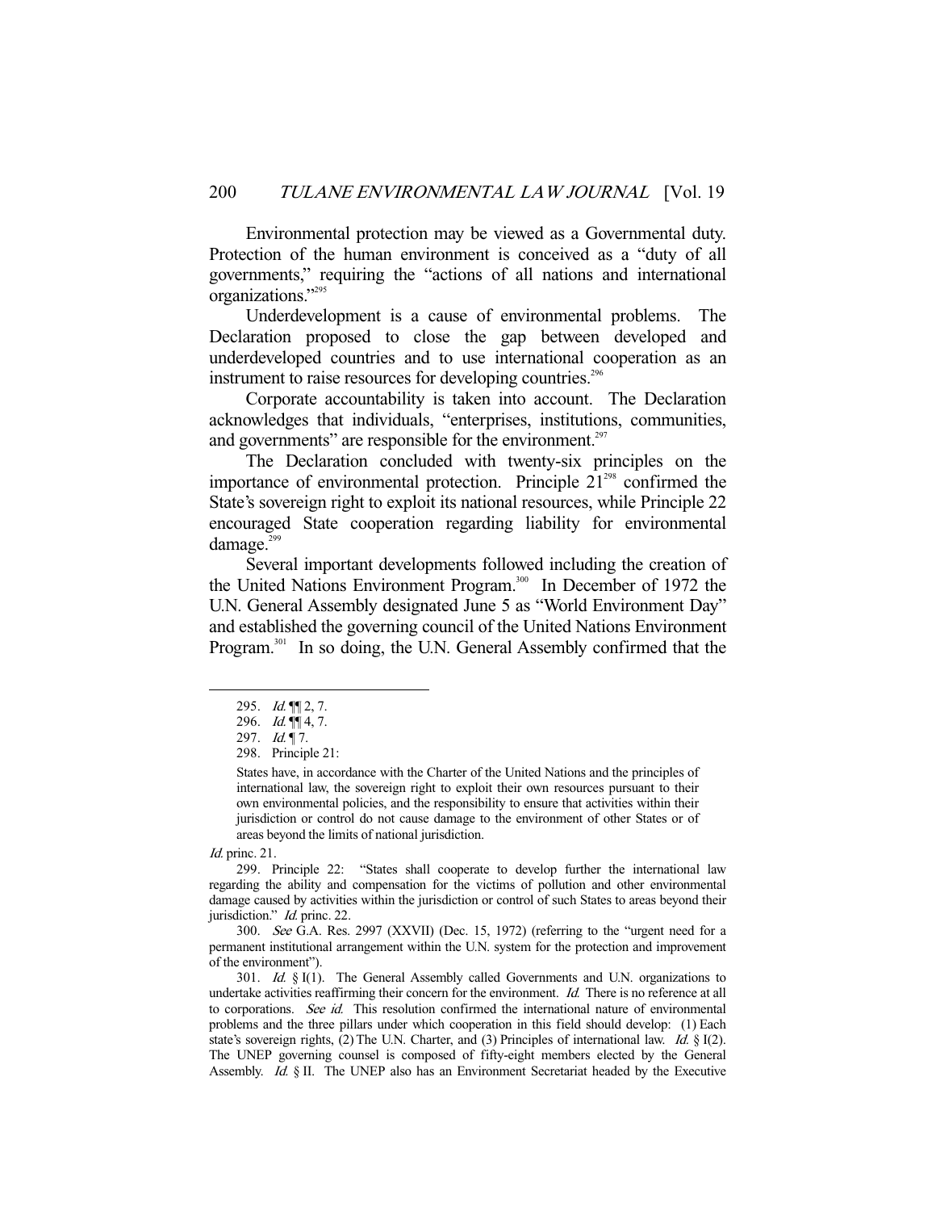Environmental protection may be viewed as a Governmental duty. Protection of the human environment is conceived as a "duty of all governments," requiring the "actions of all nations and international organizations."[295]

Underdevelopment is a cause of environmental problems. The Declaration proposed to close the gap between developed and underdeveloped countries and to use international cooperation as an instrument to raise resources for developing countries.[296]

Corporate accountability is taken into account. The Declaration acknowledges that individuals, "enterprises, institutions, communities, and governments" are responsible for the environment.[297]

The Declaration concluded with twenty-six principles on the importance of environmental protection. Principle 21[298] confirmed the State's sovereign right to exploit its national resources, while Principle 22 encouraged State cooperation regarding liability for environmental damage.[299]

Several important developments followed including the creation of the United Nations Environment Program.[300] In December of 1972 the U.N. General Assembly designated June 5 as "World Environment Day" and established the governing council of the United Nations Environment Program.[301] In so doing, the U.N. General Assembly confirmed that the

---

295. *Id.* ¶¶ 2, 7.

296. *Id.* ¶¶ 4, 7.

297. *Id.* ¶ 7.

298. Principle 21:

> States have, in accordance with the Charter of the United Nations and the principles of international law, the sovereign right to exploit their own resources pursuant to their own environmental policies, and the responsibility to ensure that activities within their jurisdiction or control do not cause damage to the environment of other States or of areas beyond the limits of national jurisdiction.

*Id.* princ. 21.

299. Principle 22: "States shall cooperate to develop further the international law regarding the ability and compensation for the victims of pollution and other environmental damage caused by activities within the jurisdiction or control of such States to areas beyond their jurisdiction." *Id.* princ. 22.

300. *See* G.A. Res. 2997 (XXVII) (Dec. 15, 1972) (referring to the "urgent need for a permanent institutional arrangement within the U.N. system for the protection and improvement of the environment").

301. *Id.* § I(1). The General Assembly called Governments and U.N. organizations to undertake activities reaffirming their concern for the environment. *Id.* There is no reference at all to corporations. *See id.* This resolution confirmed the international nature of environmental problems and the three pillars under which cooperation in this field should develop: (1) Each state's sovereign rights, (2) The U.N. Charter, and (3) Principles of international law. *Id.* § I(2). The UNEP governing counsel is composed of fifty-eight members elected by the General Assembly. *Id.* § II. The UNEP also has an Environment Secretariat headed by the Executive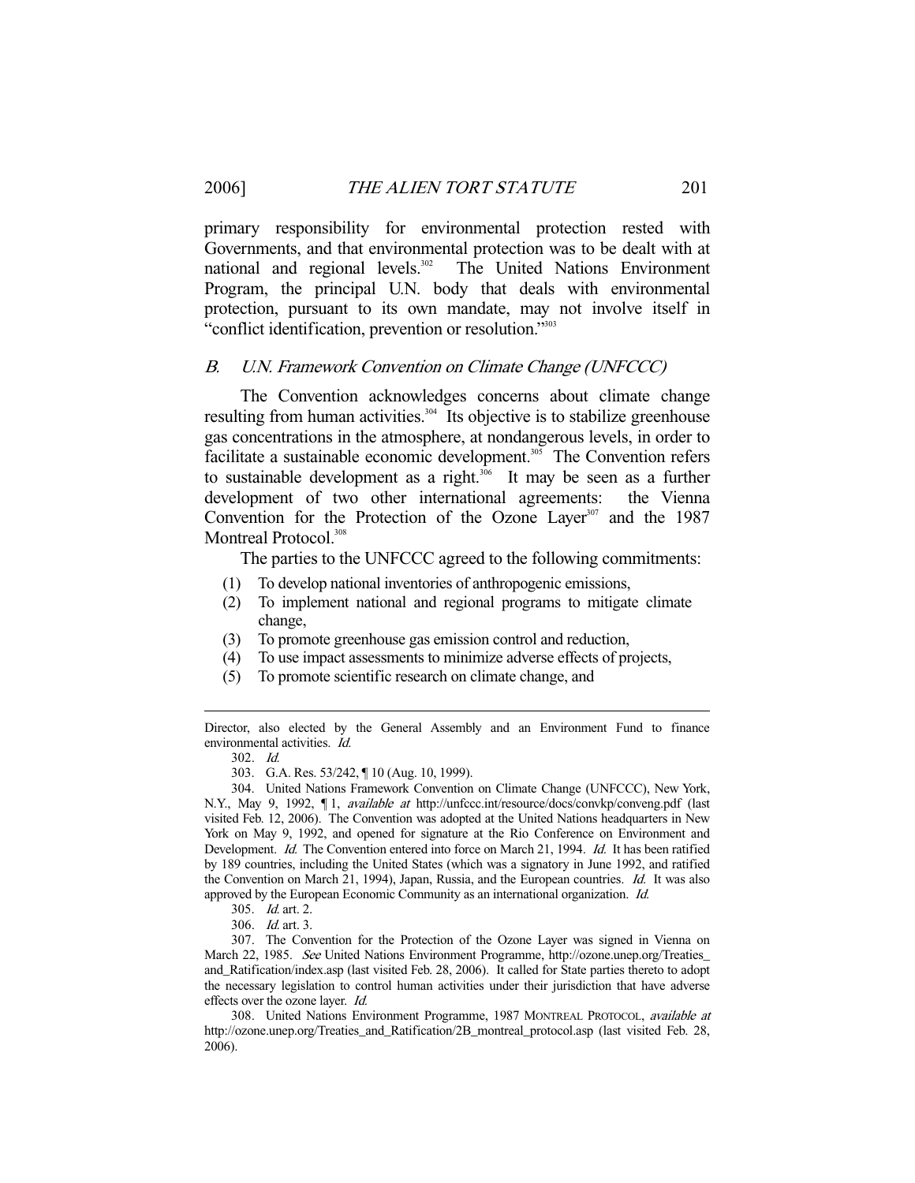primary responsibility for environmental protection rested with Governments, and that environmental protection was to be dealt with at national and regional levels.[302] The United Nations Environment Program, the principal U.N. body that deals with environmental protection, pursuant to its own mandate, may not involve itself in "conflict identification, prevention or resolution."[303]

### *B. U.N. Framework Convention on Climate Change (UNFCCC)*

The Convention acknowledges concerns about climate change resulting from human activities.[304] Its objective is to stabilize greenhouse gas concentrations in the atmosphere, at nondangerous levels, in order to facilitate a sustainable economic development.[305] The Convention refers to sustainable development as a right.[306] It may be seen as a further development of two other international agreements: the Vienna Convention for the Protection of the Ozone Layer[307] and the 1987 Montreal Protocol.[308]

The parties to the UNFCCC agreed to the following commitments:

(1) To develop national inventories of anthropogenic emissions,
(2) To implement national and regional programs to mitigate climate change,
(3) To promote greenhouse gas emission control and reduction,
(4) To use impact assessments to minimize adverse effects of projects,
(5) To promote scientific research on climate change, and

---

Director, also elected by the General Assembly and an Environment Fund to finance environmental activities. *Id.*

302. *Id.*

303. G.A. Res. 53/242, ¶ 10 (Aug. 10, 1999).

304. United Nations Framework Convention on Climate Change (UNFCCC), New York, N.Y., May 9, 1992, ¶ 1, *available at* http://unfccc.int/resource/docs/convkp/conveng.pdf (last visited Feb. 12, 2006). The Convention was adopted at the United Nations headquarters in New York on May 9, 1992, and opened for signature at the Rio Conference on Environment and Development. *Id.* The Convention entered into force on March 21, 1994. *Id.* It has been ratified by 189 countries, including the United States (which was a signatory in June 1992, and ratified the Convention on March 21, 1994), Japan, Russia, and the European countries. *Id.* It was also approved by the European Economic Community as an international organization. *Id.*

305. *Id.* art. 2.

306. *Id.* art. 3.

307. The Convention for the Protection of the Ozone Layer was signed in Vienna on March 22, 1985. *See* United Nations Environment Programme, http://ozone.unep.org/Treaties_and_Ratification/index.asp (last visited Feb. 28, 2006). It called for State parties thereto to adopt the necessary legislation to control human activities under their jurisdiction that have adverse effects over the ozone layer. *Id.*

308. United Nations Environment Programme, 1987 MONTREAL PROTOCOL, *available at* http://ozone.unep.org/Treaties_and_Ratification/2B_montreal_protocol.asp (last visited Feb. 28, 2006).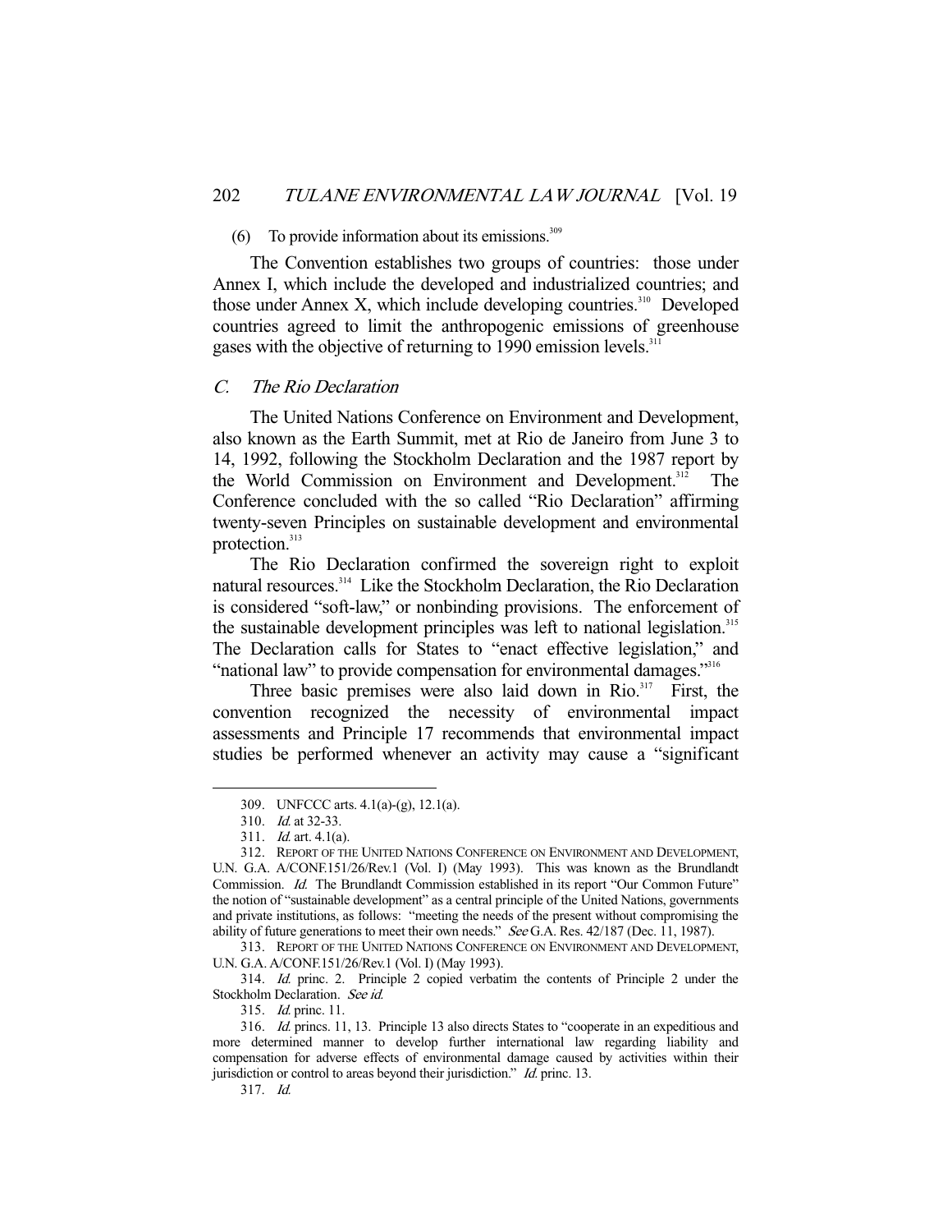(6) To provide information about its emissions.[309]

The Convention establishes two groups of countries: those under Annex I, which include the developed and industrialized countries; and those under Annex X, which include developing countries.[310] Developed countries agreed to limit the anthropogenic emissions of greenhouse gases with the objective of returning to 1990 emission levels.[311]

### C. *The Rio Declaration*

The United Nations Conference on Environment and Development, also known as the Earth Summit, met at Rio de Janeiro from June 3 to 14, 1992, following the Stockholm Declaration and the 1987 report by the World Commission on Environment and Development.[312] The Conference concluded with the so called "Rio Declaration" affirming twenty-seven Principles on sustainable development and environmental protection.[313]

The Rio Declaration confirmed the sovereign right to exploit natural resources.[314] Like the Stockholm Declaration, the Rio Declaration is considered "soft-law," or nonbinding provisions. The enforcement of the sustainable development principles was left to national legislation.[315] The Declaration calls for States to "enact effective legislation," and "national law" to provide compensation for environmental damages."[316]

Three basic premises were also laid down in Rio.[317] First, the convention recognized the necessity of environmental impact assessments and Principle 17 recommends that environmental impact studies be performed whenever an activity may cause a "significant

---

309. UNFCCC arts. 4.1(a)-(g), 12.1(a).

310. *Id.* at 32-33.

311. *Id.* art. 4.1(a).

312. REPORT OF THE UNITED NATIONS CONFERENCE ON ENVIRONMENT AND DEVELOPMENT, U.N. G.A. A/CONF.151/26/Rev.1 (Vol. I) (May 1993). This was known as the Brundlandt Commission. *Id.* The Brundlandt Commission established in its report "Our Common Future" the notion of "sustainable development" as a central principle of the United Nations, governments and private institutions, as follows: "meeting the needs of the present without compromising the ability of future generations to meet their own needs." *See* G.A. Res. 42/187 (Dec. 11, 1987).

313. REPORT OF THE UNITED NATIONS CONFERENCE ON ENVIRONMENT AND DEVELOPMENT, U.N. G.A. A/CONF.151/26/Rev.1 (Vol. I) (May 1993).

314. *Id.* princ. 2. Principle 2 copied verbatim the contents of Principle 2 under the Stockholm Declaration. *See id.*

315. *Id.* princ. 11.

316. *Id.* princs. 11, 13. Principle 13 also directs States to "cooperate in an expeditious and more determined manner to develop further international law regarding liability and compensation for adverse effects of environmental damage caused by activities within their jurisdiction or control to areas beyond their jurisdiction." *Id.* princ. 13.

317. *Id.*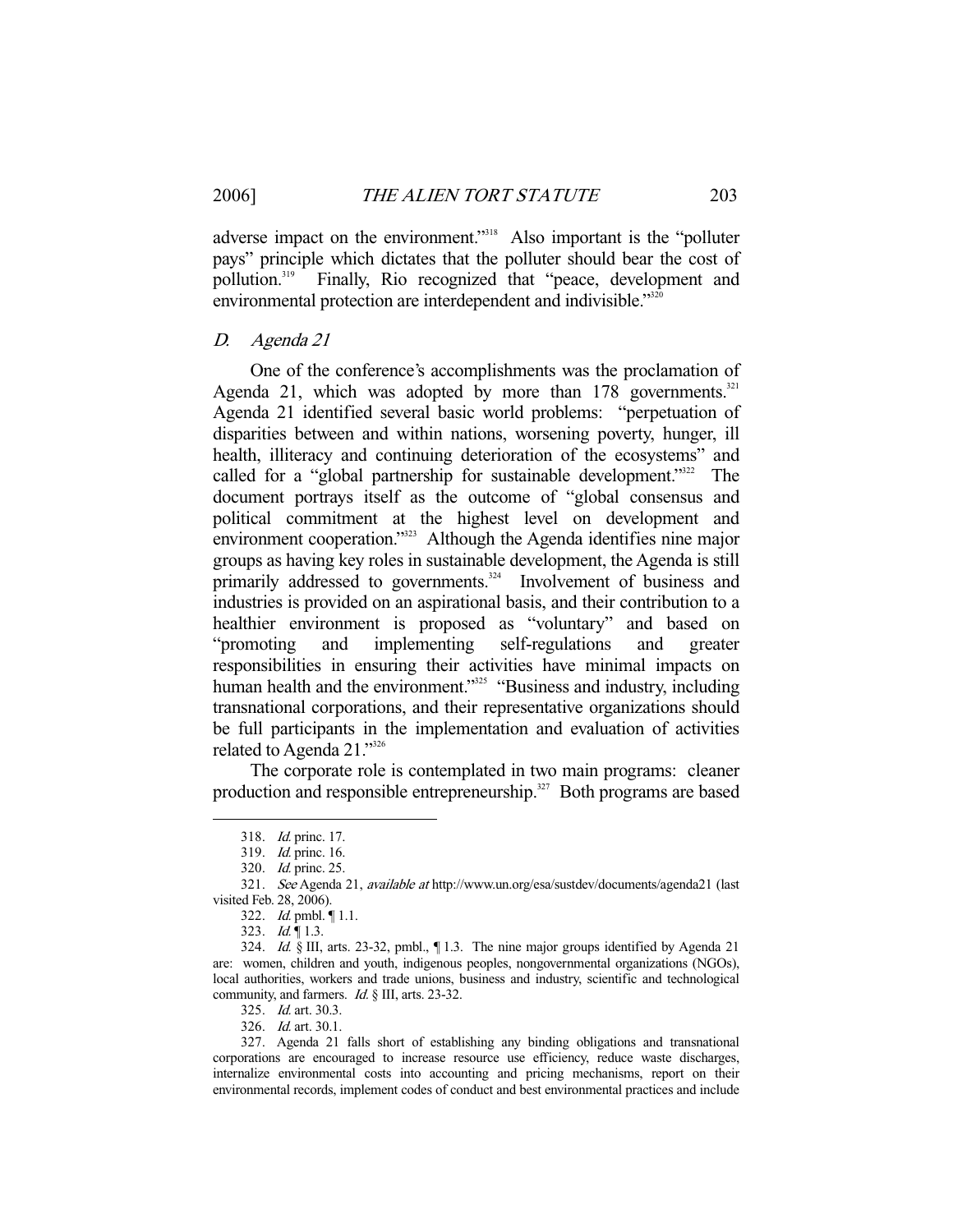adverse impact on the environment."[318] Also important is the "polluter pays" principle which dictates that the polluter should bear the cost of pollution.[319] Finally, Rio recognized that "peace, development and environmental protection are interdependent and indivisible."[320]

### *D. Agenda 21*

One of the conference's accomplishments was the proclamation of Agenda 21, which was adopted by more than 178 governments.[321] Agenda 21 identified several basic world problems: "perpetuation of disparities between and within nations, worsening poverty, hunger, ill health, illiteracy and continuing deterioration of the ecosystems" and called for a "global partnership for sustainable development."[322] The document portrays itself as the outcome of "global consensus and political commitment at the highest level on development and environment cooperation."[323] Although the Agenda identifies nine major groups as having key roles in sustainable development, the Agenda is still primarily addressed to governments.[324] Involvement of business and industries is provided on an aspirational basis, and their contribution to a healthier environment is proposed as "voluntary" and based on "promoting and implementing self-regulations and greater responsibilities in ensuring their activities have minimal impacts on human health and the environment."[325] "Business and industry, including transnational corporations, and their representative organizations should be full participants in the implementation and evaluation of activities related to Agenda 21."[326]

The corporate role is contemplated in two main programs: cleaner production and responsible entrepreneurship.[327] Both programs are based

---

318. *Id.* princ. 17.

319. *Id.* princ. 16.

320. *Id.* princ. 25.

321. *See* Agenda 21, *available at* http://www.un.org/esa/sustdev/documents/agenda21 (last visited Feb. 28, 2006).

322. *Id.* pmbl. ¶ 1.1.

323. *Id.* ¶ 1.3.

324. *Id.* § III, arts. 23-32, pmbl., ¶ 1.3. The nine major groups identified by Agenda 21 are: women, children and youth, indigenous peoples, nongovernmental organizations (NGOs), local authorities, workers and trade unions, business and industry, scientific and technological community, and farmers. *Id.* § III, arts. 23-32.

325. *Id.* art. 30.3.

326. *Id.* art. 30.1.

327. Agenda 21 falls short of establishing any binding obligations and transnational corporations are encouraged to increase resource use efficiency, reduce waste discharges, internalize environmental costs into accounting and pricing mechanisms, report on their environmental records, implement codes of conduct and best environmental practices and include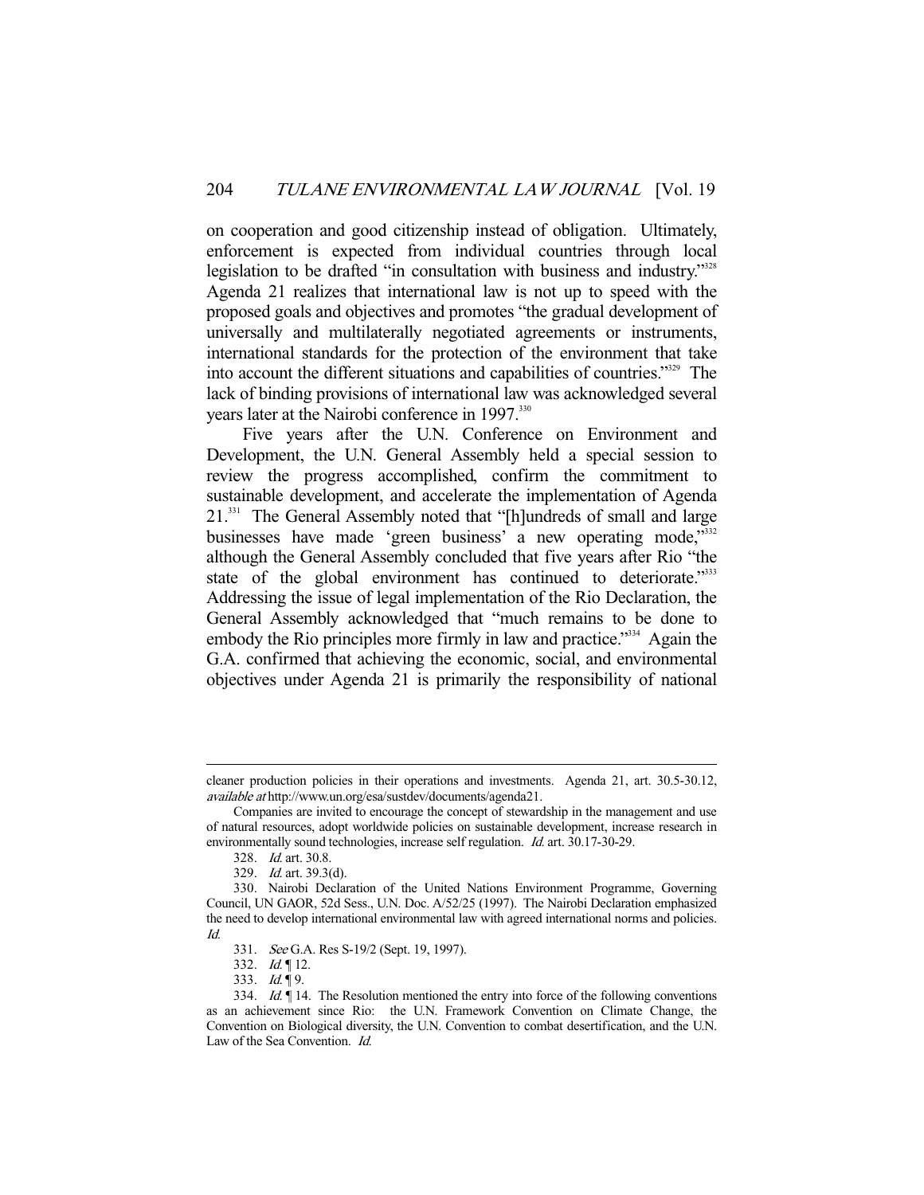on cooperation and good citizenship instead of obligation. Ultimately, enforcement is expected from individual countries through local legislation to be drafted "in consultation with business and industry."[328] Agenda 21 realizes that international law is not up to speed with the proposed goals and objectives and promotes "the gradual development of universally and multilaterally negotiated agreements or instruments, international standards for the protection of the environment that take into account the different situations and capabilities of countries."[329] The lack of binding provisions of international law was acknowledged several years later at the Nairobi conference in 1997.[330]

Five years after the U.N. Conference on Environment and Development, the U.N. General Assembly held a special session to review the progress accomplished, confirm the commitment to sustainable development, and accelerate the implementation of Agenda 21.[331] The General Assembly noted that "[h]undreds of small and large businesses have made 'green business' a new operating mode,"[332] although the General Assembly concluded that five years after Rio "the state of the global environment has continued to deteriorate."[333] Addressing the issue of legal implementation of the Rio Declaration, the General Assembly acknowledged that "much remains to be done to embody the Rio principles more firmly in law and practice."[334] Again the G.A. confirmed that achieving the economic, social, and environmental objectives under Agenda 21 is primarily the responsibility of national

---

cleaner production policies in their operations and investments. Agenda 21, art. 30.5-30.12, *available at* http://www.un.org/esa/sustdev/documents/agenda21.

Companies are invited to encourage the concept of stewardship in the management and use of natural resources, adopt worldwide policies on sustainable development, increase research in environmentally sound technologies, increase self regulation. *Id.* art. 30.17-30-29.

328. *Id.* art. 30.8.

329. *Id.* art. 39.3(d).

330. Nairobi Declaration of the United Nations Environment Programme, Governing Council, UN GAOR, 52d Sess., U.N. Doc. A/52/25 (1997). The Nairobi Declaration emphasized the need to develop international environmental law with agreed international norms and policies. *Id.*

331. *See* G.A. Res S-19/2 (Sept. 19, 1997).

332. *Id.* ¶ 12.

333. *Id.* ¶ 9.

334. *Id.* ¶ 14. The Resolution mentioned the entry into force of the following conventions as an achievement since Rio: the U.N. Framework Convention on Climate Change, the Convention on Biological diversity, the U.N. Convention to combat desertification, and the U.N. Law of the Sea Convention. *Id.*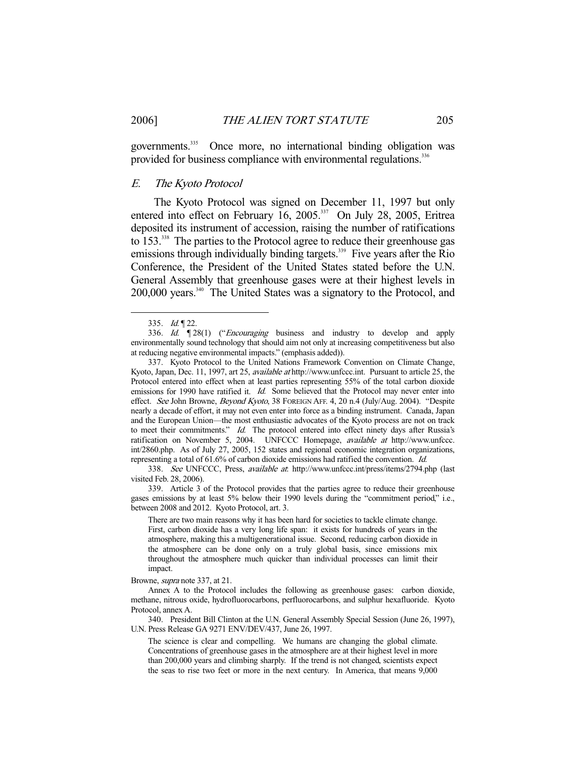governments.[335] Once more, no international binding obligation was provided for business compliance with environmental regulations.[336]

### *E. The Kyoto Protocol*

The Kyoto Protocol was signed on December 11, 1997 but only entered into effect on February 16, 2005.[337] On July 28, 2005, Eritrea deposited its instrument of accession, raising the number of ratifications to 153.[338] The parties to the Protocol agree to reduce their greenhouse gas emissions through individually binding targets.[339] Five years after the Rio Conference, the President of the United States stated before the U.N. General Assembly that greenhouse gases were at their highest levels in 200,000 years.[340] The United States was a signatory to the Protocol, and

---

335. *Id.* ¶ 22.

336. *Id.* ¶ 28(1) ("*Encouraging* business and industry to develop and apply environmentally sound technology that should aim not only at increasing competitiveness but also at reducing negative environmental impacts." (emphasis added)).

337. Kyoto Protocol to the United Nations Framework Convention on Climate Change, Kyoto, Japan, Dec. 11, 1997, art 25, *available at* http://www.unfccc.int. Pursuant to article 25, the Protocol entered into effect when at least parties representing 55% of the total carbon dioxide emissions for 1990 have ratified it. *Id.* Some believed that the Protocol may never enter into effect. *See* John Browne, *Beyond Kyoto*, 38 FOREIGN AFF. 4, 20 n.4 (July/Aug. 2004). "Despite nearly a decade of effort, it may not even enter into force as a binding instrument. Canada, Japan and the European Union—the most enthusiastic advocates of the Kyoto process are not on track to meet their commitments." *Id.* The protocol entered into effect ninety days after Russia's ratification on November 5, 2004. UNFCCC Homepage, *available at* http://www.unfccc.int/2860.php. As of July 27, 2005, 152 states and regional economic integration organizations, representing a total of 61.6% of carbon dioxide emissions had ratified the convention. *Id.*

338. *See* UNFCCC, Press, *available at*: http://www.unfccc.int/press/items/2794.php (last visited Feb. 28, 2006).

339. Article 3 of the Protocol provides that the parties agree to reduce their greenhouse gases emissions by at least 5% below their 1990 levels during the "commitment period," i.e., between 2008 and 2012. Kyoto Protocol, art. 3.

> There are two main reasons why it has been hard for societies to tackle climate change. First, carbon dioxide has a very long life span: it exists for hundreds of years in the atmosphere, making this a multigenerational issue. Second, reducing carbon dioxide in the atmosphere can be done only on a truly global basis, since emissions mix throughout the atmosphere much quicker than individual processes can limit their impact.

Browne, *supra* note 337, at 21.

Annex A to the Protocol includes the following as greenhouse gases: carbon dioxide, methane, nitrous oxide, hydrofluorocarbons, perfluorocarbons, and sulphur hexafluoride. Kyoto Protocol, annex A.

340. President Bill Clinton at the U.N. General Assembly Special Session (June 26, 1997), U.N. Press Release GA 9271 ENV/DEV/437, June 26, 1997.

> The science is clear and compelling. We humans are changing the global climate. Concentrations of greenhouse gases in the atmosphere are at their highest level in more than 200,000 years and climbing sharply. If the trend is not changed, scientists expect the seas to rise two feet or more in the next century. In America, that means 9,000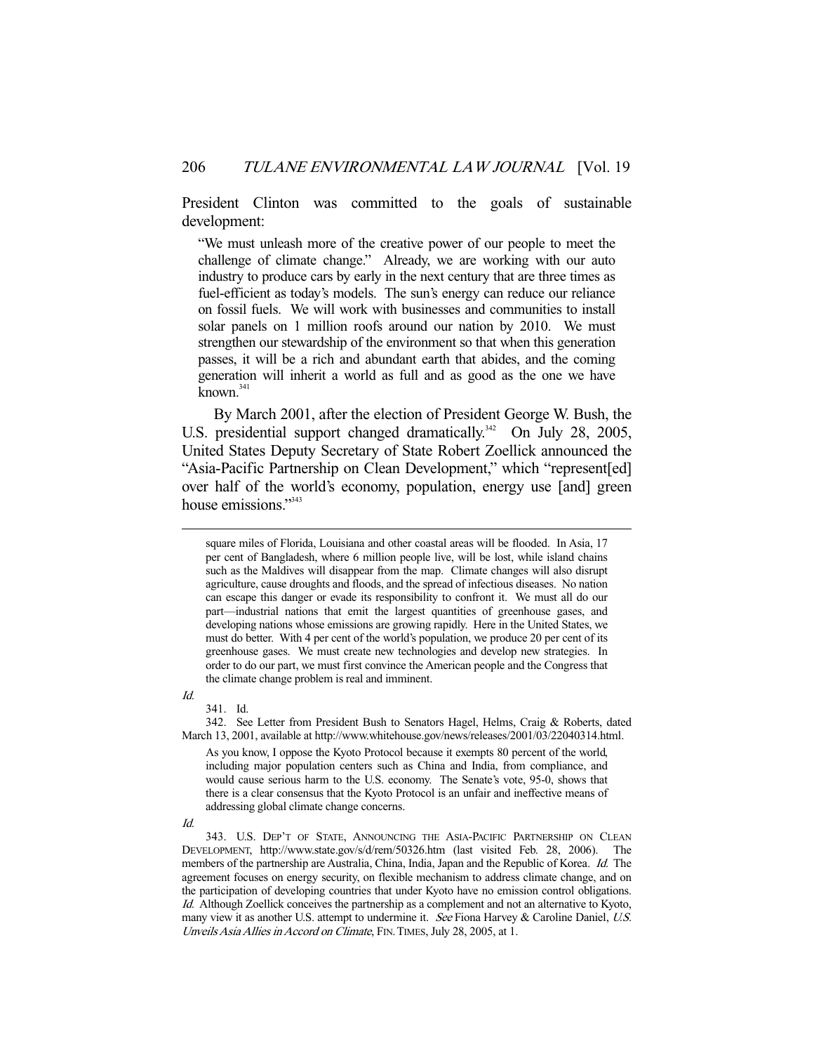President Clinton was committed to the goals of sustainable development:

> "We must unleash more of the creative power of our people to meet the challenge of climate change." Already, we are working with our auto industry to produce cars by early in the next century that are three times as fuel-efficient as today's models. The sun's energy can reduce our reliance on fossil fuels. We will work with businesses and communities to install solar panels on 1 million roofs around our nation by 2010. We must strengthen our stewardship of the environment so that when this generation passes, it will be a rich and abundant earth that abides, and the coming generation will inherit a world as full and as good as the one we have known.[341]

By March 2001, after the election of President George W. Bush, the U.S. presidential support changed dramatically.[342] On July 28, 2005, United States Deputy Secretary of State Robert Zoellick announced the "Asia-Pacific Partnership on Clean Development," which "represent[ed] over half of the world's economy, population, energy use [and] green house emissions."[343]

---

> square miles of Florida, Louisiana and other coastal areas will be flooded. In Asia, 17 per cent of Bangladesh, where 6 million people live, will be lost, while island chains such as the Maldives will disappear from the map. Climate changes will also disrupt agriculture, cause droughts and floods, and the spread of infectious diseases. No nation can escape this danger or evade its responsibility to confront it. We must all do our part—industrial nations that emit the largest quantities of greenhouse gases, and developing nations whose emissions are growing rapidly. Here in the United States, we must do better. With 4 per cent of the world's population, we produce 20 per cent of its greenhouse gases. We must create new technologies and develop new strategies. In order to do our part, we must first convince the American people and the Congress that the climate change problem is real and imminent.

*Id.*

341. Id.

342. See Letter from President Bush to Senators Hagel, Helms, Craig & Roberts, dated March 13, 2001, available at http://www.whitehouse.gov/news/releases/2001/03/22040314.html.

> As you know, I oppose the Kyoto Protocol because it exempts 80 percent of the world, including major population centers such as China and India, from compliance, and would cause serious harm to the U.S. economy. The Senate's vote, 95-0, shows that there is a clear consensus that the Kyoto Protocol is an unfair and ineffective means of addressing global climate change concerns.

*Id.*

343. U.S. DEP'T OF STATE, ANNOUNCING THE ASIA-PACIFIC PARTNERSHIP ON CLEAN DEVELOPMENT, http://www.state.gov/s/d/rem/50326.htm (last visited Feb. 28, 2006). The members of the partnership are Australia, China, India, Japan and the Republic of Korea. *Id.* The agreement focuses on energy security, on flexible mechanism to address climate change, and on the participation of developing countries that under Kyoto have no emission control obligations. *Id.* Although Zoellick conceives the partnership as a complement and not an alternative to Kyoto, many view it as another U.S. attempt to undermine it. *See* Fiona Harvey & Caroline Daniel, *U.S. Unveils Asia Allies in Accord on Climate*, FIN. TIMES, July 28, 2005, at 1.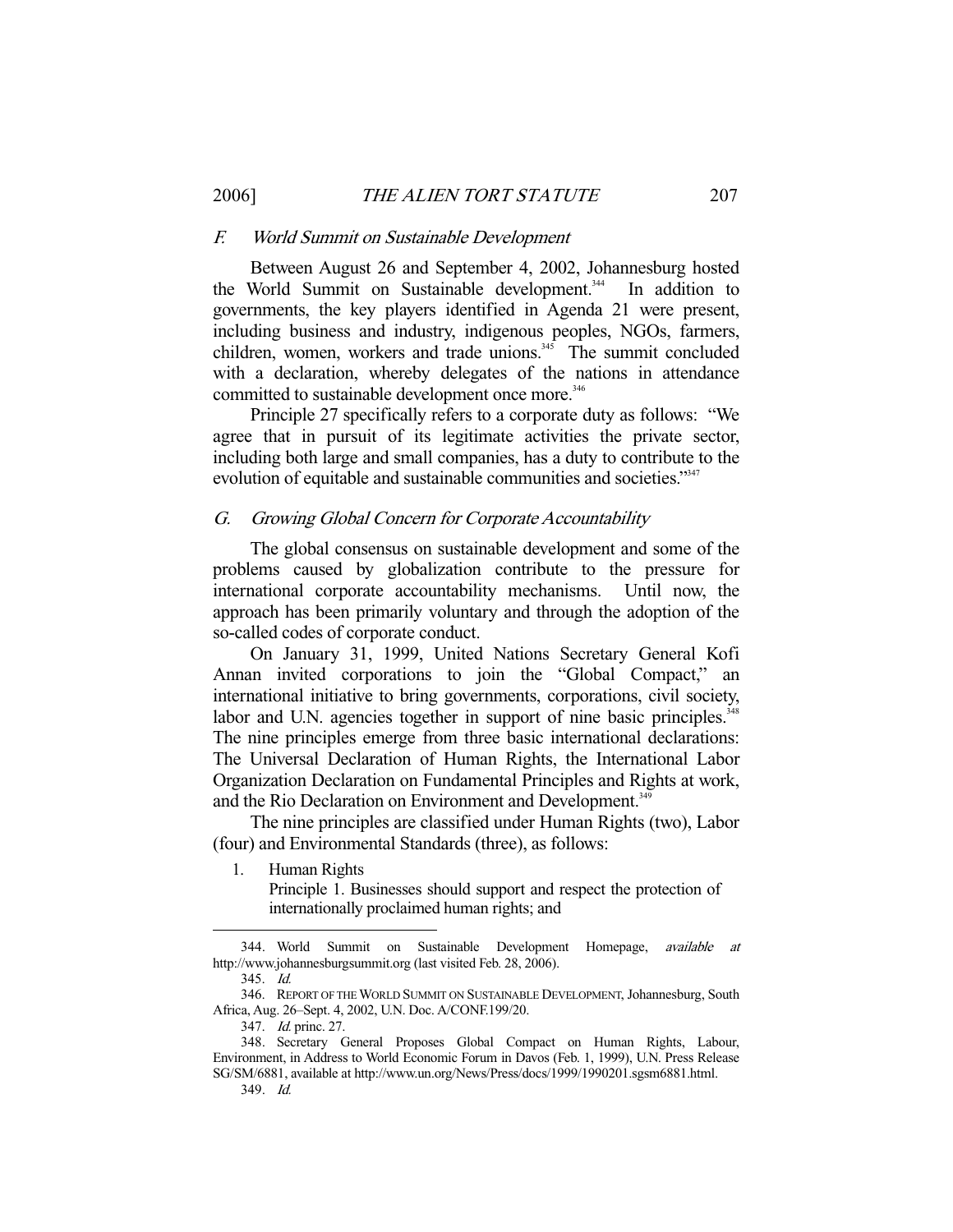### F. *World Summit on Sustainable Development*

Between August 26 and September 4, 2002, Johannesburg hosted the World Summit on Sustainable development.[344] In addition to governments, the key players identified in Agenda 21 were present, including business and industry, indigenous peoples, NGOs, farmers, children, women, workers and trade unions.[345] The summit concluded with a declaration, whereby delegates of the nations in attendance committed to sustainable development once more.[346]

Principle 27 specifically refers to a corporate duty as follows: "We agree that in pursuit of its legitimate activities the private sector, including both large and small companies, has a duty to contribute to the evolution of equitable and sustainable communities and societies."[347]

### G. *Growing Global Concern for Corporate Accountability*

The global consensus on sustainable development and some of the problems caused by globalization contribute to the pressure for international corporate accountability mechanisms. Until now, the approach has been primarily voluntary and through the adoption of the so-called codes of corporate conduct.

On January 31, 1999, United Nations Secretary General Kofi Annan invited corporations to join the "Global Compact," an international initiative to bring governments, corporations, civil society, labor and U.N. agencies together in support of nine basic principles.[348] The nine principles emerge from three basic international declarations: The Universal Declaration of Human Rights, the International Labor Organization Declaration on Fundamental Principles and Rights at work, and the Rio Declaration on Environment and Development.[349]

The nine principles are classified under Human Rights (two), Labor (four) and Environmental Standards (three), as follows:

1. Human Rights
   Principle 1. Businesses should support and respect the protection of internationally proclaimed human rights; and

---

344. World Summit on Sustainable Development Homepage, *available at* http://www.johannesburgsummit.org (last visited Feb. 28, 2006).

345. *Id.*

346. REPORT OF THE WORLD SUMMIT ON SUSTAINABLE DEVELOPMENT, Johannesburg, South Africa, Aug. 26–Sept. 4, 2002, U.N. Doc. A/CONF.199/20.

347. *Id.* princ. 27.

348. Secretary General Proposes Global Compact on Human Rights, Labour, Environment, in Address to World Economic Forum in Davos (Feb. 1, 1999), U.N. Press Release SG/SM/6881, available at http://www.un.org/News/Press/docs/1999/1990201.sgsm6881.html.

349. *Id.*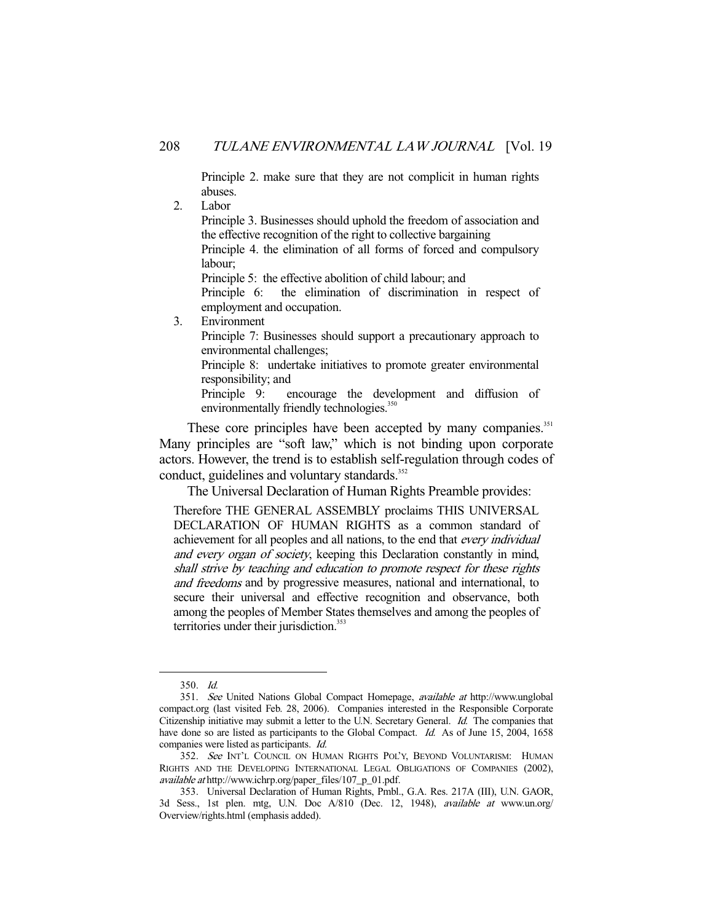Principle 2. make sure that they are not complicit in human rights abuses.

2. Labor

   Principle 3. Businesses should uphold the freedom of association and the effective recognition of the right to collective bargaining

   Principle 4. the elimination of all forms of forced and compulsory labour;

   Principle 5: the effective abolition of child labour; and

   Principle 6: the elimination of discrimination in respect of employment and occupation.

3. Environment

   Principle 7: Businesses should support a precautionary approach to environmental challenges;

   Principle 8: undertake initiatives to promote greater environmental responsibility; and

   Principle 9: encourage the development and diffusion of environmentally friendly technologies.[350]

These core principles have been accepted by many companies.[351] Many principles are "soft law," which is not binding upon corporate actors. However, the trend is to establish self-regulation through codes of conduct, guidelines and voluntary standards.[352]

The Universal Declaration of Human Rights Preamble provides:

> Therefore THE GENERAL ASSEMBLY proclaims THIS UNIVERSAL DECLARATION OF HUMAN RIGHTS as a common standard of achievement for all peoples and all nations, to the end that *every individual and every organ of society*, keeping this Declaration constantly in mind, *shall strive by teaching and education to promote respect for these rights and freedoms* and by progressive measures, national and international, to secure their universal and effective recognition and observance, both among the peoples of Member States themselves and among the peoples of territories under their jurisdiction.[353]

---

350. *Id.*

351. *See* United Nations Global Compact Homepage, *available at* http://www.unglobalcompact.org (last visited Feb. 28, 2006). Companies interested in the Responsible Corporate Citizenship initiative may submit a letter to the U.N. Secretary General. *Id.* The companies that have done so are listed as participants to the Global Compact. *Id.* As of June 15, 2004, 1658 companies were listed as participants. *Id.*

352. *See* INT'L COUNCIL ON HUMAN RIGHTS POL'Y, BEYOND VOLUNTARISM: HUMAN RIGHTS AND THE DEVELOPING INTERNATIONAL LEGAL OBLIGATIONS OF COMPANIES (2002), *available at* http://www.ichrp.org/paper_files/107_p_01.pdf.

353. Universal Declaration of Human Rights, Pmbl., G.A. Res. 217A (III), U.N. GAOR, 3d Sess., 1st plen. mtg, U.N. Doc A/810 (Dec. 12, 1948), *available at* www.un.org/Overview/rights.html (emphasis added).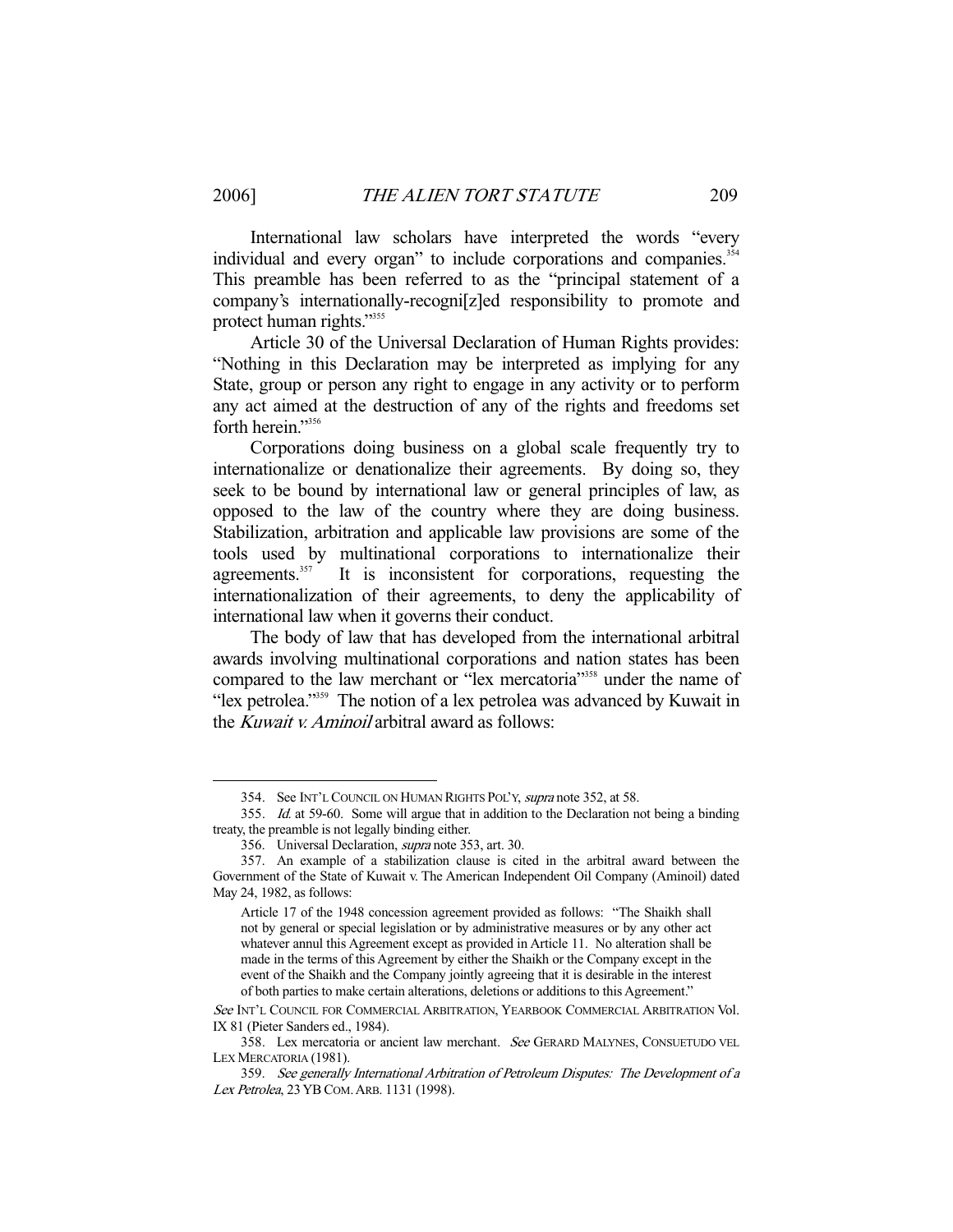International law scholars have interpreted the words "every individual and every organ" to include corporations and companies.[354] This preamble has been referred to as the "principal statement of a company's internationally-recogni[z]ed responsibility to promote and protect human rights."[355]

Article 30 of the Universal Declaration of Human Rights provides: "Nothing in this Declaration may be interpreted as implying for any State, group or person any right to engage in any activity or to perform any act aimed at the destruction of any of the rights and freedoms set forth herein."[356]

Corporations doing business on a global scale frequently try to internationalize or denationalize their agreements. By doing so, they seek to be bound by international law or general principles of law, as opposed to the law of the country where they are doing business. Stabilization, arbitration and applicable law provisions are some of the tools used by multinational corporations to internationalize their agreements.[357] It is inconsistent for corporations, requesting the internationalization of their agreements, to deny the applicability of international law when it governs their conduct.

The body of law that has developed from the international arbitral awards involving multinational corporations and nation states has been compared to the law merchant or "lex mercatoria"[358] under the name of "lex petrolea."[359] The notion of a lex petrolea was advanced by Kuwait in the *Kuwait v. Aminoil* arbitral award as follows:

---

354. See INT'L COUNCIL ON HUMAN RIGHTS POL'Y, *supra* note 352, at 58.

355. *Id.* at 59-60. Some will argue that in addition to the Declaration not being a binding treaty, the preamble is not legally binding either.

356. Universal Declaration, *supra* note 353, art. 30.

357. An example of a stabilization clause is cited in the arbitral award between the Government of the State of Kuwait v. The American Independent Oil Company (Aminoil) dated May 24, 1982, as follows:

> Article 17 of the 1948 concession agreement provided as follows: "The Shaikh shall not by general or special legislation or by administrative measures or by any other act whatever annul this Agreement except as provided in Article 11. No alteration shall be made in the terms of this Agreement by either the Shaikh or the Company except in the event of the Shaikh and the Company jointly agreeing that it is desirable in the interest of both parties to make certain alterations, deletions or additions to this Agreement."

*See* INT'L COUNCIL FOR COMMERCIAL ARBITRATION, YEARBOOK COMMERCIAL ARBITRATION Vol. IX 81 (Pieter Sanders ed., 1984).

358. Lex mercatoria or ancient law merchant. *See* GERARD MALYNES, CONSUETUDO VEL LEX MERCATORIA (1981).

359. *See generally International Arbitration of Petroleum Disputes: The Development of a Lex Petrolea*, 23 YB COM. ARB. 1131 (1998).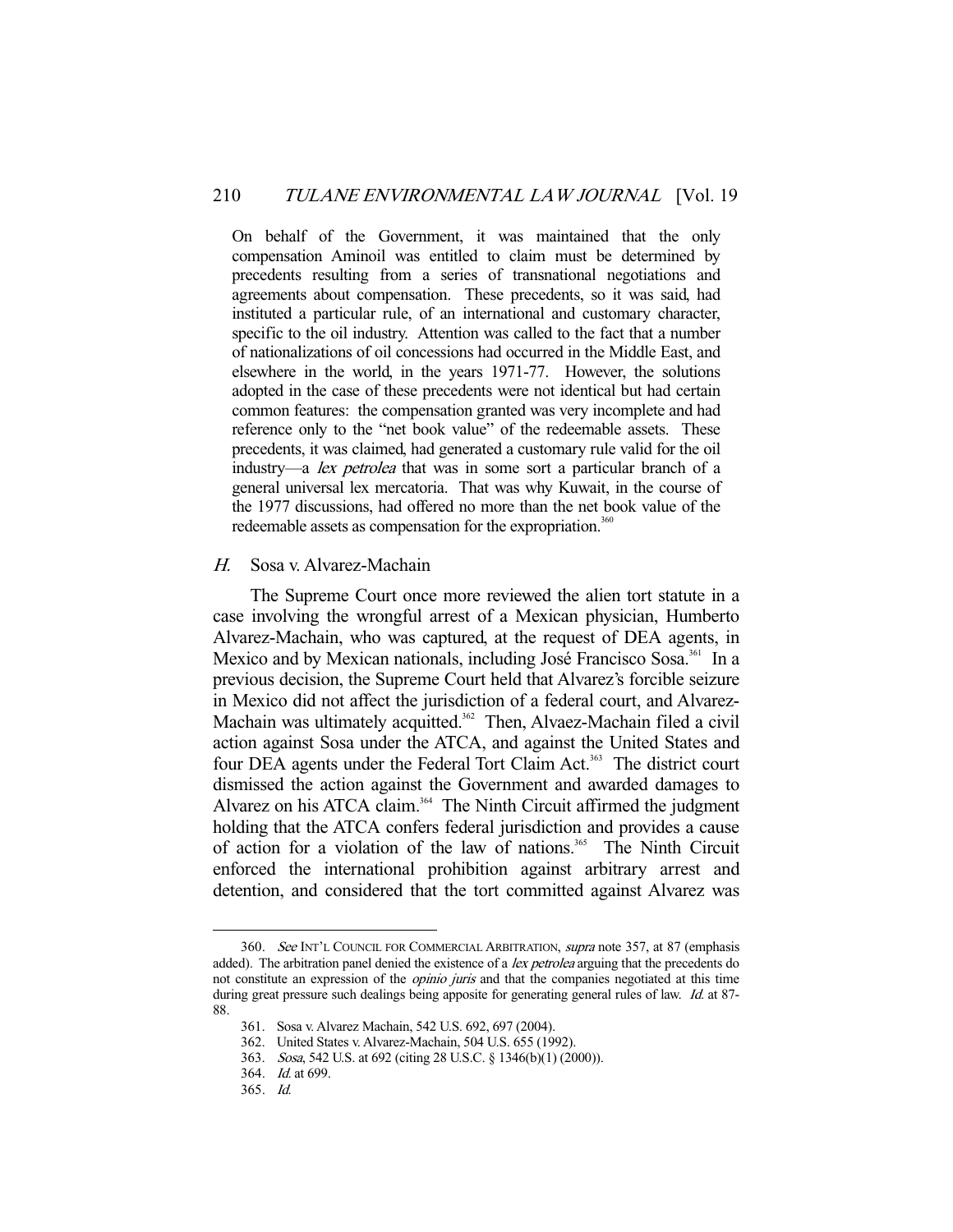On behalf of the Government, it was maintained that the only compensation Aminoil was entitled to claim must be determined by precedents resulting from a series of transnational negotiations and agreements about compensation. These precedents, so it was said, had instituted a particular rule, of an international and customary character, specific to the oil industry. Attention was called to the fact that a number of nationalizations of oil concessions had occurred in the Middle East, and elsewhere in the world, in the years 1971-77. However, the solutions adopted in the case of these precedents were not identical but had certain common features: the compensation granted was very incomplete and had reference only to the "net book value" of the redeemable assets. These precedents, it was claimed, had generated a customary rule valid for the oil industry—a *lex petrolea* that was in some sort a particular branch of a general universal lex mercatoria. That was why Kuwait, in the course of the 1977 discussions, had offered no more than the net book value of the redeemable assets as compensation for the expropriation.[360]

### *H.* Sosa v. Alvarez-Machain

The Supreme Court once more reviewed the alien tort statute in a case involving the wrongful arrest of a Mexican physician, Humberto Alvarez-Machain, who was captured, at the request of DEA agents, in Mexico and by Mexican nationals, including José Francisco Sosa.[361] In a previous decision, the Supreme Court held that Alvarez's forcible seizure in Mexico did not affect the jurisdiction of a federal court, and Alvarez-Machain was ultimately acquitted.[362] Then, Alvaez-Machain filed a civil action against Sosa under the ATCA, and against the United States and four DEA agents under the Federal Tort Claim Act.[363] The district court dismissed the action against the Government and awarded damages to Alvarez on his ATCA claim.[364] The Ninth Circuit affirmed the judgment holding that the ATCA confers federal jurisdiction and provides a cause of action for a violation of the law of nations.[365] The Ninth Circuit enforced the international prohibition against arbitrary arrest and detention, and considered that the tort committed against Alvarez was

---

360. *See* INT'L COUNCIL FOR COMMERCIAL ARBITRATION, *supra* note 357, at 87 (emphasis added). The arbitration panel denied the existence of a *lex petrolea* arguing that the precedents do not constitute an expression of the *opinio juris* and that the companies negotiated at this time during great pressure such dealings being apposite for generating general rules of law. *Id.* at 87-88.

361. Sosa v. Alvarez Machain, 542 U.S. 692, 697 (2004).

362. United States v. Alvarez-Machain, 504 U.S. 655 (1992).

363. *Sosa*, 542 U.S. at 692 (citing 28 U.S.C. § 1346(b)(1) (2000)).

364. *Id.* at 699.

365. *Id.*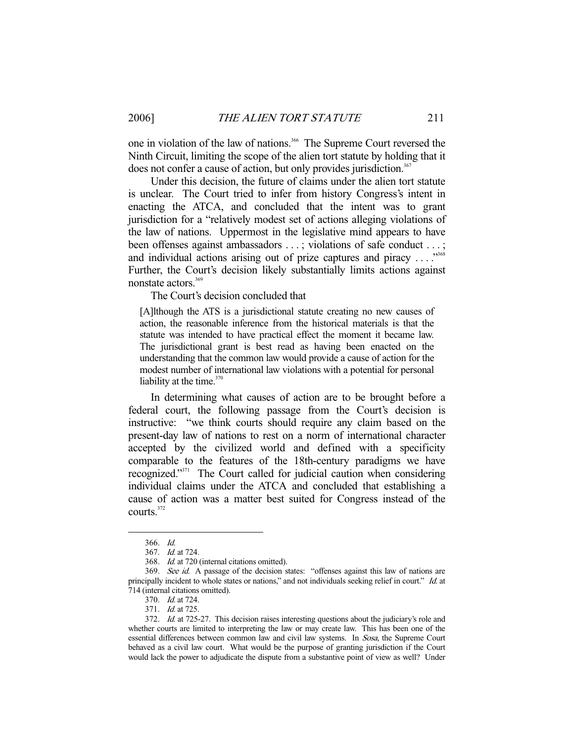one in violation of the law of nations.[366] The Supreme Court reversed the Ninth Circuit, limiting the scope of the alien tort statute by holding that it does not confer a cause of action, but only provides jurisdiction.[367]

Under this decision, the future of claims under the alien tort statute is unclear. The Court tried to infer from history Congress's intent in enacting the ATCA, and concluded that the intent was to grant jurisdiction for a "relatively modest set of actions alleging violations of the law of nations. Uppermost in the legislative mind appears to have been offenses against ambassadors . . . ; violations of safe conduct . . . ; and individual actions arising out of prize captures and piracy . . . ."[368] Further, the Court's decision likely substantially limits actions against nonstate actors.[369]

The Court's decision concluded that

> [A]lthough the ATS is a jurisdictional statute creating no new causes of action, the reasonable inference from the historical materials is that the statute was intended to have practical effect the moment it became law. The jurisdictional grant is best read as having been enacted on the understanding that the common law would provide a cause of action for the modest number of international law violations with a potential for personal liability at the time.[370]

In determining what causes of action are to be brought before a federal court, the following passage from the Court's decision is instructive: "we think courts should require any claim based on the present-day law of nations to rest on a norm of international character accepted by the civilized world and defined with a specificity comparable to the features of the 18th-century paradigms we have recognized."[371] The Court called for judicial caution when considering individual claims under the ATCA and concluded that establishing a cause of action was a matter best suited for Congress instead of the courts.[372]

---

366. *Id.*

367. *Id.* at 724.

368. *Id.* at 720 (internal citations omitted).

369. *See id.* A passage of the decision states: "offenses against this law of nations are principally incident to whole states or nations," and not individuals seeking relief in court." *Id.* at 714 (internal citations omitted).

370. *Id.* at 724.

371. *Id.* at 725.

372. *Id.* at 725-27. This decision raises interesting questions about the judiciary's role and whether courts are limited to interpreting the law or may create law. This has been one of the essential differences between common law and civil law systems. In *Sosa*, the Supreme Court behaved as a civil law court. What would be the purpose of granting jurisdiction if the Court would lack the power to adjudicate the dispute from a substantive point of view as well? Under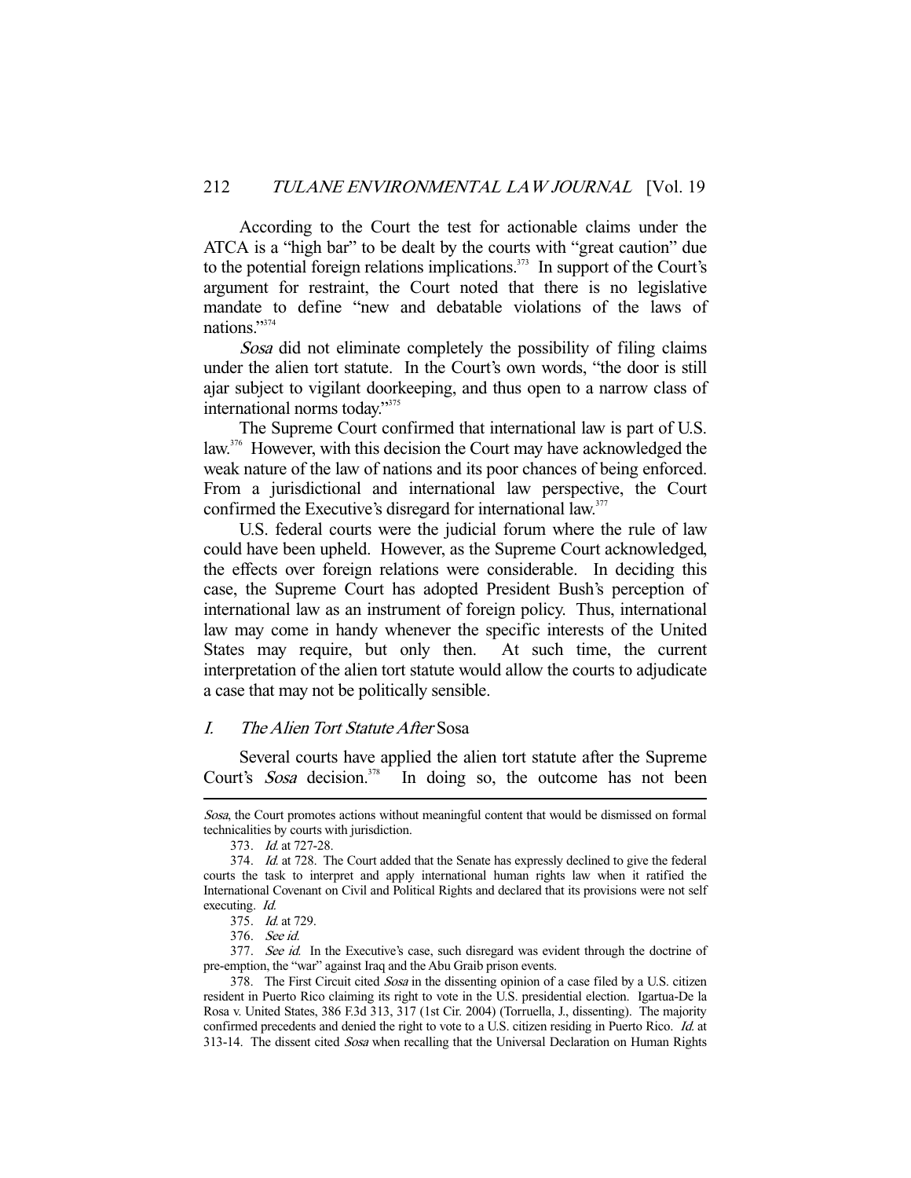According to the Court the test for actionable claims under the ATCA is a "high bar" to be dealt by the courts with "great caution" due to the potential foreign relations implications.[373] In support of the Court's argument for restraint, the Court noted that there is no legislative mandate to define "new and debatable violations of the laws of nations."[374]

*Sosa* did not eliminate completely the possibility of filing claims under the alien tort statute. In the Court's own words, "the door is still ajar subject to vigilant doorkeeping, and thus open to a narrow class of international norms today."[375]

The Supreme Court confirmed that international law is part of U.S. law.[376] However, with this decision the Court may have acknowledged the weak nature of the law of nations and its poor chances of being enforced. From a jurisdictional and international law perspective, the Court confirmed the Executive's disregard for international law.[377]

U.S. federal courts were the judicial forum where the rule of law could have been upheld. However, as the Supreme Court acknowledged, the effects over foreign relations were considerable. In deciding this case, the Supreme Court has adopted President Bush's perception of international law as an instrument of foreign policy. Thus, international law may come in handy whenever the specific interests of the United States may require, but only then. At such time, the current interpretation of the alien tort statute would allow the courts to adjudicate a case that may not be politically sensible.

### *I. The Alien Tort Statute After* Sosa

Several courts have applied the alien tort statute after the Supreme Court's *Sosa* decision.[378] In doing so, the outcome has not been

---

*Sosa*, the Court promotes actions without meaningful content that would be dismissed on formal technicalities by courts with jurisdiction.

373. *Id.* at 727-28.

374. *Id.* at 728. The Court added that the Senate has expressly declined to give the federal courts the task to interpret and apply international human rights law when it ratified the International Covenant on Civil and Political Rights and declared that its provisions were not self executing. *Id.*

375. *Id.* at 729.

376. *See id.*

377. *See id.* In the Executive's case, such disregard was evident through the doctrine of pre-emption, the "war" against Iraq and the Abu Graib prison events.

378. The First Circuit cited *Sosa* in the dissenting opinion of a case filed by a U.S. citizen resident in Puerto Rico claiming its right to vote in the U.S. presidential election. Igartua-De la Rosa v. United States, 386 F.3d 313, 317 (1st Cir. 2004) (Torruella, J., dissenting). The majority confirmed precedents and denied the right to vote to a U.S. citizen residing in Puerto Rico. *Id.* at 313-14. The dissent cited *Sosa* when recalling that the Universal Declaration on Human Rights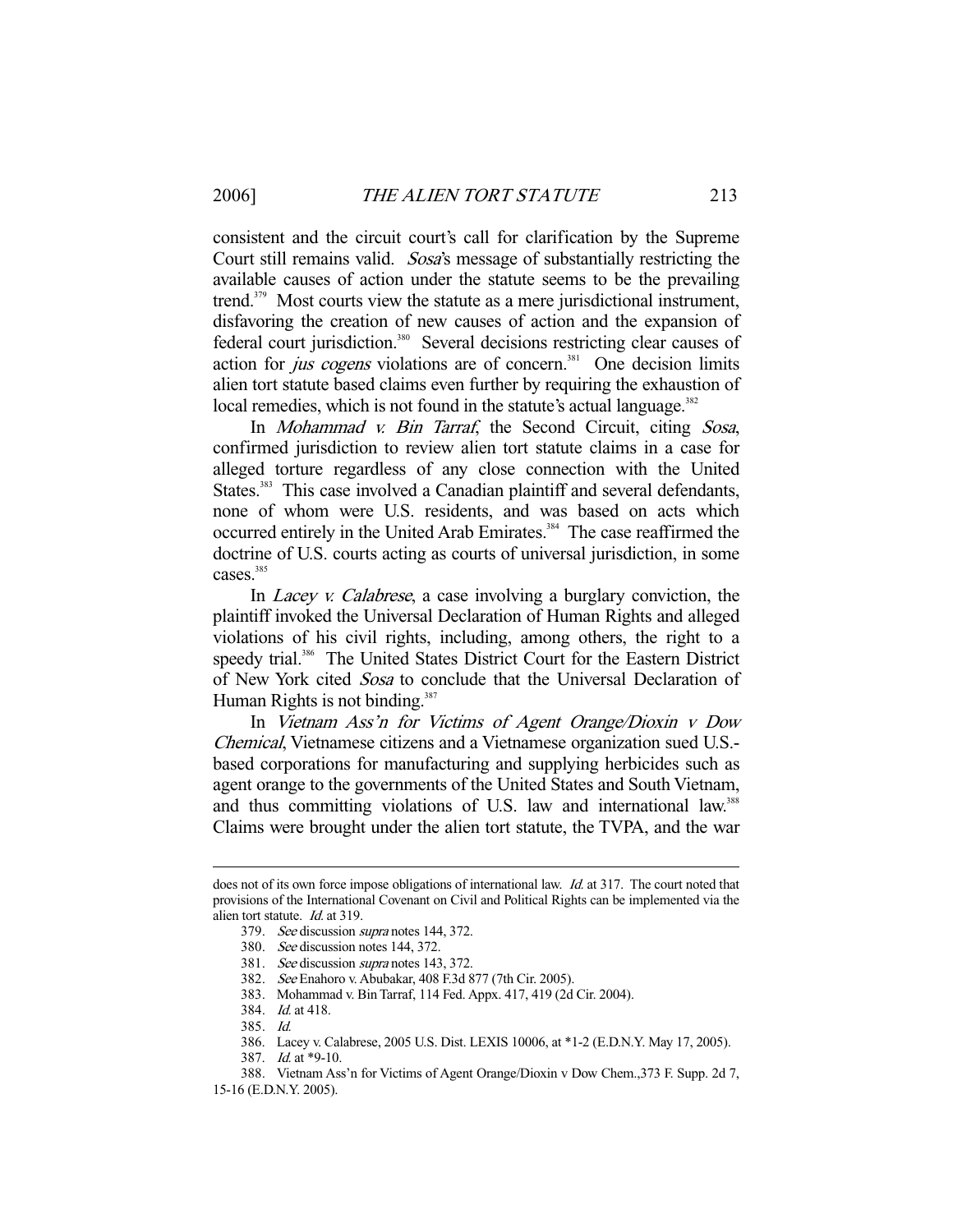consistent and the circuit court's call for clarification by the Supreme Court still remains valid. *Sosa*'s message of substantially restricting the available causes of action under the statute seems to be the prevailing trend.[379] Most courts view the statute as a mere jurisdictional instrument, disfavoring the creation of new causes of action and the expansion of federal court jurisdiction.[380] Several decisions restricting clear causes of action for *jus cogens* violations are of concern.[381] One decision limits alien tort statute based claims even further by requiring the exhaustion of local remedies, which is not found in the statute's actual language.[382]

In *Mohammad v. Bin Tarraf*, the Second Circuit, citing *Sosa*, confirmed jurisdiction to review alien tort statute claims in a case for alleged torture regardless of any close connection with the United States.[383] This case involved a Canadian plaintiff and several defendants, none of whom were U.S. residents, and was based on acts which occurred entirely in the United Arab Emirates.[384] The case reaffirmed the doctrine of U.S. courts acting as courts of universal jurisdiction, in some cases.[385]

In *Lacey v. Calabrese*, a case involving a burglary conviction, the plaintiff invoked the Universal Declaration of Human Rights and alleged violations of his civil rights, including, among others, the right to a speedy trial.[386] The United States District Court for the Eastern District of New York cited *Sosa* to conclude that the Universal Declaration of Human Rights is not binding.[387]

In *Vietnam Ass'n for Victims of Agent Orange/Dioxin v Dow Chemical*, Vietnamese citizens and a Vietnamese organization sued U.S.-based corporations for manufacturing and supplying herbicides such as agent orange to the governments of the United States and South Vietnam, and thus committing violations of U.S. law and international law.[388] Claims were brought under the alien tort statute, the TVPA, and the war

---

does not of its own force impose obligations of international law. *Id.* at 317. The court noted that provisions of the International Covenant on Civil and Political Rights can be implemented via the alien tort statute. *Id.* at 319.

379. *See* discussion *supra* notes 144, 372.

380. *See* discussion notes 144, 372.

381. *See* discussion *supra* notes 143, 372.

382. *See* Enahoro v. Abubakar, 408 F.3d 877 (7th Cir. 2005).

383. Mohammad v. Bin Tarraf, 114 Fed. Appx. 417, 419 (2d Cir. 2004).

384. *Id.* at 418.

385. *Id.*

386. Lacey v. Calabrese, 2005 U.S. Dist. LEXIS 10006, at *1-2 (E.D.N.Y. May 17, 2005).

387. *Id.* at *9-10.

388. Vietnam Ass'n for Victims of Agent Orange/Dioxin v Dow Chem.,373 F. Supp. 2d 7, 15-16 (E.D.N.Y. 2005).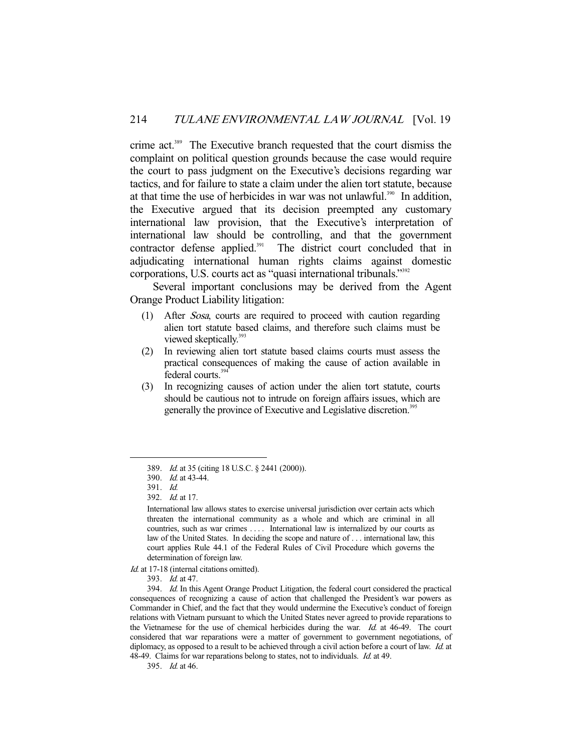crime act.[389] The Executive branch requested that the court dismiss the complaint on political question grounds because the case would require the court to pass judgment on the Executive's decisions regarding war tactics, and for failure to state a claim under the alien tort statute, because at that time the use of herbicides in war was not unlawful.[390] In addition, the Executive argued that its decision preempted any customary international law provision, that the Executive's interpretation of international law should be controlling, and that the government contractor defense applied.[391] The district court concluded that in adjudicating international human rights claims against domestic corporations, U.S. courts act as "quasi international tribunals."[392]

Several important conclusions may be derived from the Agent Orange Product Liability litigation:

(1) After *Sosa*, courts are required to proceed with caution regarding alien tort statute based claims, and therefore such claims must be viewed skeptically.[393]
(2) In reviewing alien tort statute based claims courts must assess the practical consequences of making the cause of action available in federal courts.[394]
(3) In recognizing causes of action under the alien tort statute, courts should be cautious not to intrude on foreign affairs issues, which are generally the province of Executive and Legislative discretion.[395]

---

389. *Id.* at 35 (citing 18 U.S.C. § 2441 (2000)).

390. *Id.* at 43-44.

391. *Id.*

392. *Id.* at 17.

> International law allows states to exercise universal jurisdiction over certain acts which threaten the international community as a whole and which are criminal in all countries, such as war crimes . . . . International law is internalized by our courts as law of the United States. In deciding the scope and nature of . . . international law, this court applies Rule 44.1 of the Federal Rules of Civil Procedure which governs the determination of foreign law.

*Id.* at 17-18 (internal citations omitted).

393. *Id.* at 47.

394. *Id.* In this Agent Orange Product Litigation, the federal court considered the practical consequences of recognizing a cause of action that challenged the President's war powers as Commander in Chief, and the fact that they would undermine the Executive's conduct of foreign relations with Vietnam pursuant to which the United States never agreed to provide reparations to the Vietnamese for the use of chemical herbicides during the war. *Id.* at 46-49. The court considered that war reparations were a matter of government to government negotiations, of diplomacy, as opposed to a result to be achieved through a civil action before a court of law. *Id.* at 48-49. Claims for war reparations belong to states, not to individuals. *Id.* at 49.

395. *Id.* at 46.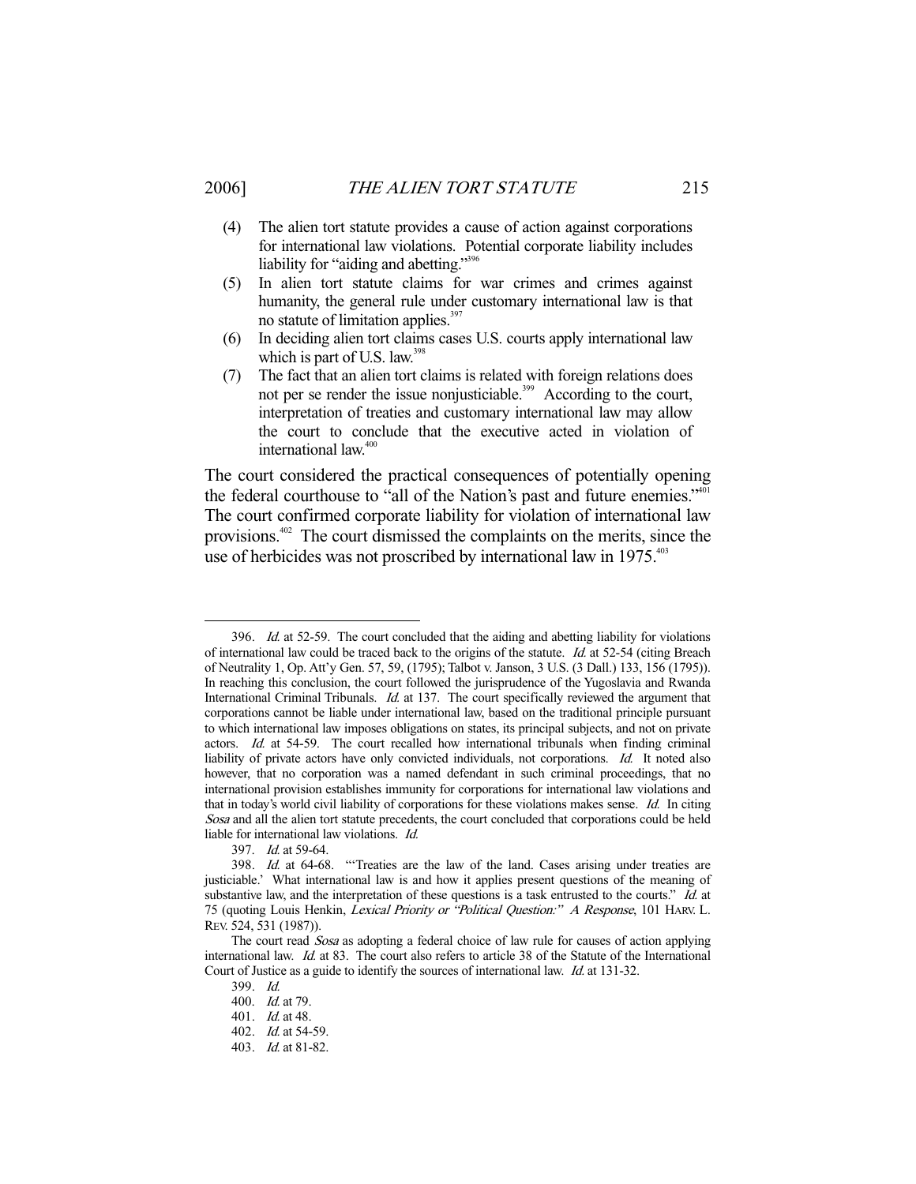(4) The alien tort statute provides a cause of action against corporations for international law violations. Potential corporate liability includes liability for "aiding and abetting."[396]

(5) In alien tort statute claims for war crimes and crimes against humanity, the general rule under customary international law is that no statute of limitation applies.[397]

(6) In deciding alien tort claims cases U.S. courts apply international law which is part of U.S. law.[398]

(7) The fact that an alien tort claims is related with foreign relations does not per se render the issue nonjusticiable.[399] According to the court, interpretation of treaties and customary international law may allow the court to conclude that the executive acted in violation of international law.[400]

The court considered the practical consequences of potentially opening the federal courthouse to "all of the Nation's past and future enemies."[401] The court confirmed corporate liability for violation of international law provisions.[402] The court dismissed the complaints on the merits, since the use of herbicides was not proscribed by international law in 1975.[403]

---

396. *Id.* at 52-59. The court concluded that the aiding and abetting liability for violations of international law could be traced back to the origins of the statute. *Id.* at 52-54 (citing Breach of Neutrality 1, Op. Att'y Gen. 57, 59, (1795); Talbot v. Janson, 3 U.S. (3 Dall.) 133, 156 (1795)). In reaching this conclusion, the court followed the jurisprudence of the Yugoslavia and Rwanda International Criminal Tribunals. *Id.* at 137. The court specifically reviewed the argument that corporations cannot be liable under international law, based on the traditional principle pursuant to which international law imposes obligations on states, its principal subjects, and not on private actors. *Id.* at 54-59. The court recalled how international tribunals when finding criminal liability of private actors have only convicted individuals, not corporations. *Id.* It noted also however, that no corporation was a named defendant in such criminal proceedings, that no international provision establishes immunity for corporations for international law violations and that in today's world civil liability of corporations for these violations makes sense. *Id.* In citing *Sosa* and all the alien tort statute precedents, the court concluded that corporations could be held liable for international law violations. *Id.*

397. *Id.* at 59-64.

398. *Id.* at 64-68. "'Treaties are the law of the land. Cases arising under treaties are justiciable.' What international law is and how it applies present questions of the meaning of substantive law, and the interpretation of these questions is a task entrusted to the courts." *Id.* at 75 (quoting Louis Henkin, *Lexical Priority or "Political Question:" A Response*, 101 HARV. L. REV. 524, 531 (1987)).

The court read *Sosa* as adopting a federal choice of law rule for causes of action applying international law. *Id.* at 83. The court also refers to article 38 of the Statute of the International Court of Justice as a guide to identify the sources of international law. *Id.* at 131-32.

399. *Id.*

400. *Id.* at 79.

401. *Id.* at 48.

402. *Id.* at 54-59.

403. *Id.* at 81-82.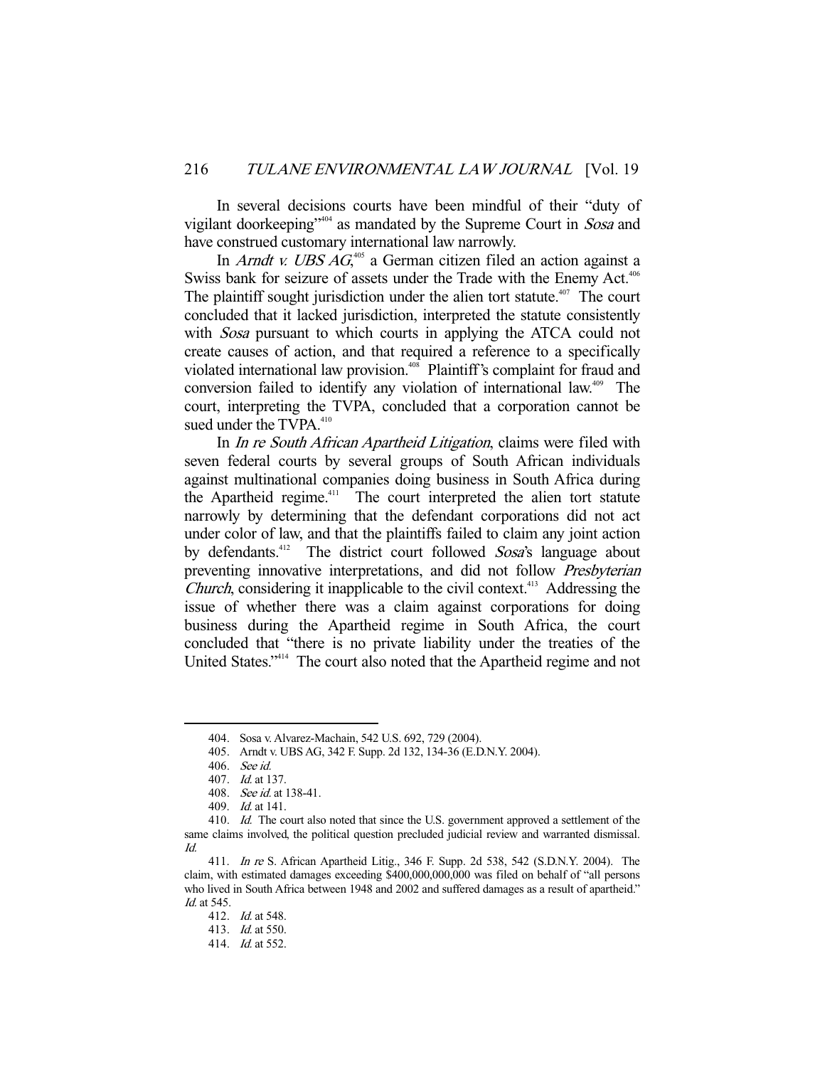In several decisions courts have been mindful of their "duty of vigilant doorkeeping"[404] as mandated by the Supreme Court in *Sosa* and have construed customary international law narrowly.

In *Arndt v. UBS AG*,[405] a German citizen filed an action against a Swiss bank for seizure of assets under the Trade with the Enemy Act.[406] The plaintiff sought jurisdiction under the alien tort statute.[407] The court concluded that it lacked jurisdiction, interpreted the statute consistently with *Sosa* pursuant to which courts in applying the ATCA could not create causes of action, and that required a reference to a specifically violated international law provision.[408] Plaintiff's complaint for fraud and conversion failed to identify any violation of international law.[409] The court, interpreting the TVPA, concluded that a corporation cannot be sued under the TVPA.[410]

In *In re South African Apartheid Litigation*, claims were filed with seven federal courts by several groups of South African individuals against multinational companies doing business in South Africa during the Apartheid regime.[411] The court interpreted the alien tort statute narrowly by determining that the defendant corporations did not act under color of law, and that the plaintiffs failed to claim any joint action by defendants.[412] The district court followed *Sosa*'s language about preventing innovative interpretations, and did not follow *Presbyterian Church*, considering it inapplicable to the civil context.[413] Addressing the issue of whether there was a claim against corporations for doing business during the Apartheid regime in South Africa, the court concluded that "there is no private liability under the treaties of the United States."[414] The court also noted that the Apartheid regime and not

---

404. Sosa v. Alvarez-Machain, 542 U.S. 692, 729 (2004).

405. Arndt v. UBS AG, 342 F. Supp. 2d 132, 134-36 (E.D.N.Y. 2004).

406. *See id.*

407. *Id.* at 137.

408. *See id.* at 138-41.

409. *Id.* at 141.

410. *Id.* The court also noted that since the U.S. government approved a settlement of the same claims involved, the political question precluded judicial review and warranted dismissal. *Id.*

411. *In re* S. African Apartheid Litig., 346 F. Supp. 2d 538, 542 (S.D.N.Y. 2004). The claim, with estimated damages exceeding $400,000,000,000 was filed on behalf of "all persons who lived in South Africa between 1948 and 2002 and suffered damages as a result of apartheid." *Id.* at 545.

412. *Id.* at 548.

413. *Id.* at 550.

414. *Id.* at 552.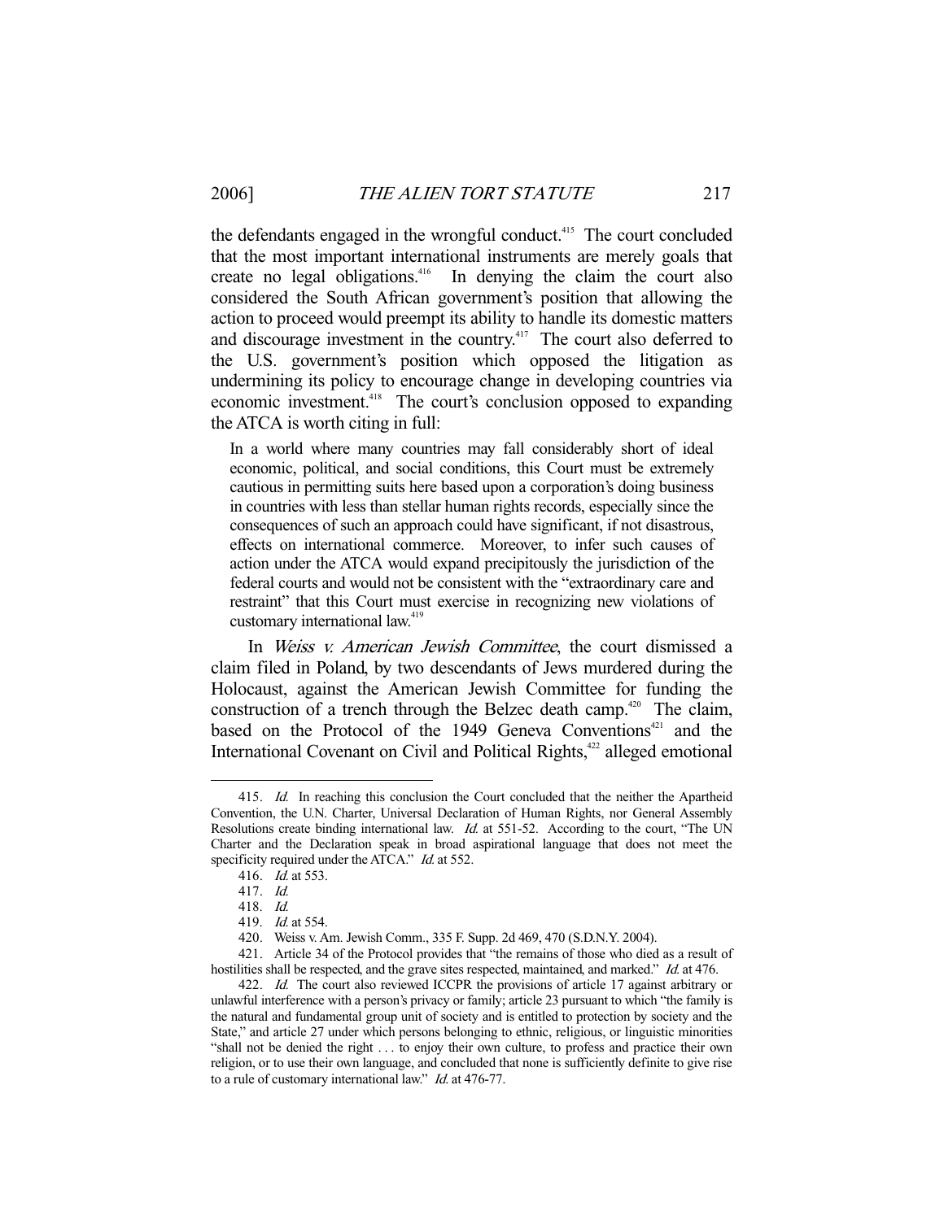the defendants engaged in the wrongful conduct.[415] The court concluded that the most important international instruments are merely goals that create no legal obligations.[416] In denying the claim the court also considered the South African government's position that allowing the action to proceed would preempt its ability to handle its domestic matters and discourage investment in the country.[417] The court also deferred to the U.S. government's position which opposed the litigation as undermining its policy to encourage change in developing countries via economic investment.[418] The court's conclusion opposed to expanding the ATCA is worth citing in full:

> In a world where many countries may fall considerably short of ideal economic, political, and social conditions, this Court must be extremely cautious in permitting suits here based upon a corporation's doing business in countries with less than stellar human rights records, especially since the consequences of such an approach could have significant, if not disastrous, effects on international commerce. Moreover, to infer such causes of action under the ATCA would expand precipitously the jurisdiction of the federal courts and would not be consistent with the "extraordinary care and restraint" that this Court must exercise in recognizing new violations of customary international law.[419]

In *Weiss v. American Jewish Committee*, the court dismissed a claim filed in Poland, by two descendants of Jews murdered during the Holocaust, against the American Jewish Committee for funding the construction of a trench through the Belzec death camp.[420] The claim, based on the Protocol of the 1949 Geneva Conventions[421] and the International Covenant on Civil and Political Rights,[422] alleged emotional

---

415. *Id.* In reaching this conclusion the Court concluded that the neither the Apartheid Convention, the U.N. Charter, Universal Declaration of Human Rights, nor General Assembly Resolutions create binding international law. *Id.* at 551-52. According to the court, "The UN Charter and the Declaration speak in broad aspirational language that does not meet the specificity required under the ATCA." *Id.* at 552.

416. *Id.* at 553.

417. *Id.*

418. *Id.*

419. *Id.* at 554.

420. Weiss v. Am. Jewish Comm., 335 F. Supp. 2d 469, 470 (S.D.N.Y. 2004).

421. Article 34 of the Protocol provides that "the remains of those who died as a result of hostilities shall be respected, and the grave sites respected, maintained, and marked." *Id.* at 476.

422. *Id.* The court also reviewed ICCPR the provisions of article 17 against arbitrary or unlawful interference with a person's privacy or family; article 23 pursuant to which "the family is the natural and fundamental group unit of society and is entitled to protection by society and the State," and article 27 under which persons belonging to ethnic, religious, or linguistic minorities "shall not be denied the right . . . to enjoy their own culture, to profess and practice their own religion, or to use their own language, and concluded that none is sufficiently definite to give rise to a rule of customary international law." *Id.* at 476-77.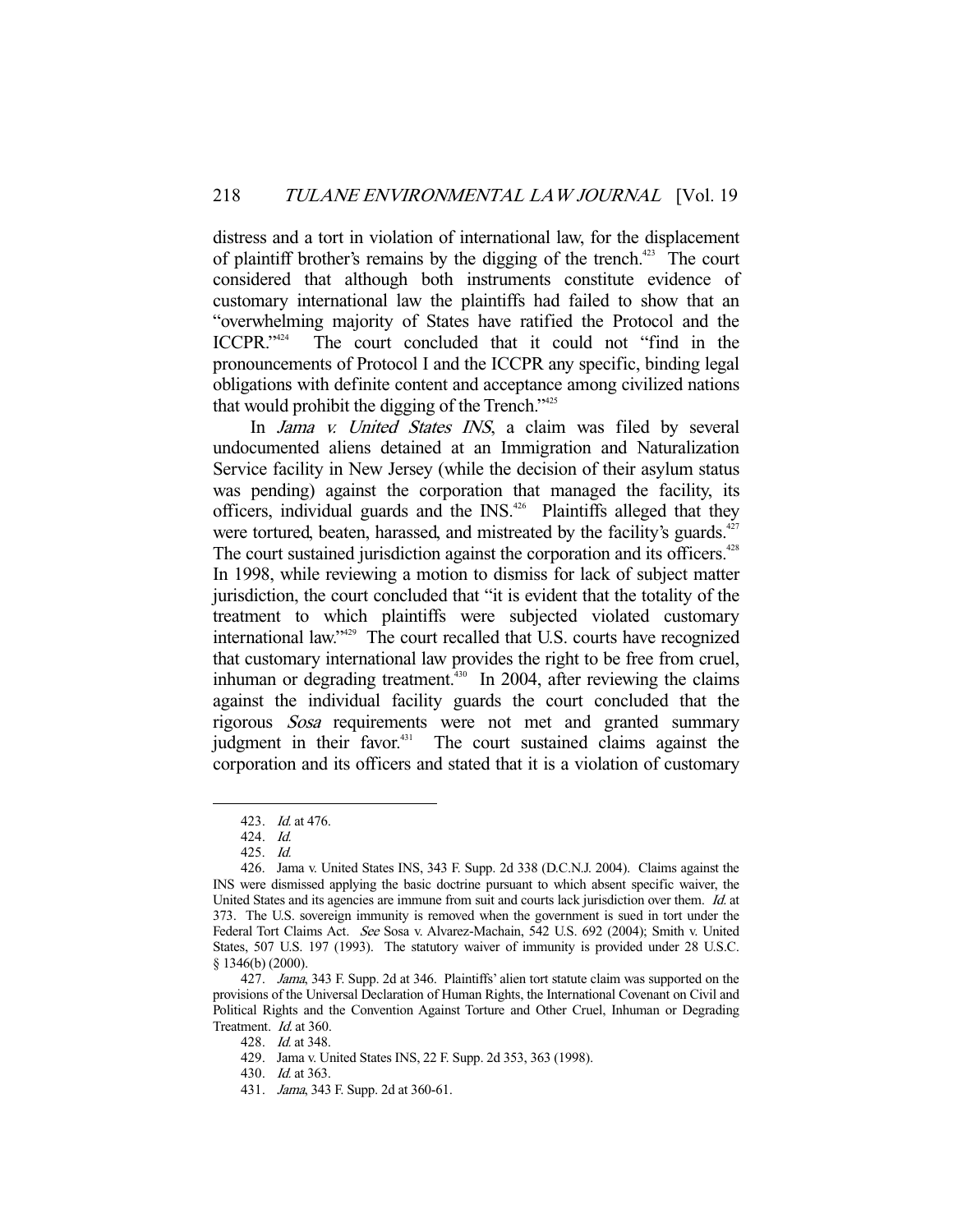distress and a tort in violation of international law, for the displacement of plaintiff brother's remains by the digging of the trench.[423] The court considered that although both instruments constitute evidence of customary international law the plaintiffs had failed to show that an "overwhelming majority of States have ratified the Protocol and the ICCPR."[424] The court concluded that it could not "find in the pronouncements of Protocol I and the ICCPR any specific, binding legal obligations with definite content and acceptance among civilized nations that would prohibit the digging of the Trench."[425]

In *Jama v. United States INS*, a claim was filed by several undocumented aliens detained at an Immigration and Naturalization Service facility in New Jersey (while the decision of their asylum status was pending) against the corporation that managed the facility, its officers, individual guards and the INS.[426] Plaintiffs alleged that they were tortured, beaten, harassed, and mistreated by the facility's guards.[427] The court sustained jurisdiction against the corporation and its officers.[428] In 1998, while reviewing a motion to dismiss for lack of subject matter jurisdiction, the court concluded that "it is evident that the totality of the treatment to which plaintiffs were subjected violated customary international law."[429] The court recalled that U.S. courts have recognized that customary international law provides the right to be free from cruel, inhuman or degrading treatment.[430] In 2004, after reviewing the claims against the individual facility guards the court concluded that the rigorous *Sosa* requirements were not met and granted summary judgment in their favor.[431] The court sustained claims against the corporation and its officers and stated that it is a violation of customary

---

423. *Id.* at 476.

424. *Id.*

425. *Id.*

426. Jama v. United States INS, 343 F. Supp. 2d 338 (D.C.N.J. 2004). Claims against the INS were dismissed applying the basic doctrine pursuant to which absent specific waiver, the United States and its agencies are immune from suit and courts lack jurisdiction over them. *Id.* at 373. The U.S. sovereign immunity is removed when the government is sued in tort under the Federal Tort Claims Act. *See* Sosa v. Alvarez-Machain, 542 U.S. 692 (2004); Smith v. United States, 507 U.S. 197 (1993). The statutory waiver of immunity is provided under 28 U.S.C. § 1346(b) (2000).

427. *Jama*, 343 F. Supp. 2d at 346. Plaintiffs' alien tort statute claim was supported on the provisions of the Universal Declaration of Human Rights, the International Covenant on Civil and Political Rights and the Convention Against Torture and Other Cruel, Inhuman or Degrading Treatment. *Id.* at 360.

428. *Id.* at 348.

429. Jama v. United States INS, 22 F. Supp. 2d 353, 363 (1998).

430. *Id.* at 363.

431. *Jama*, 343 F. Supp. 2d at 360-61.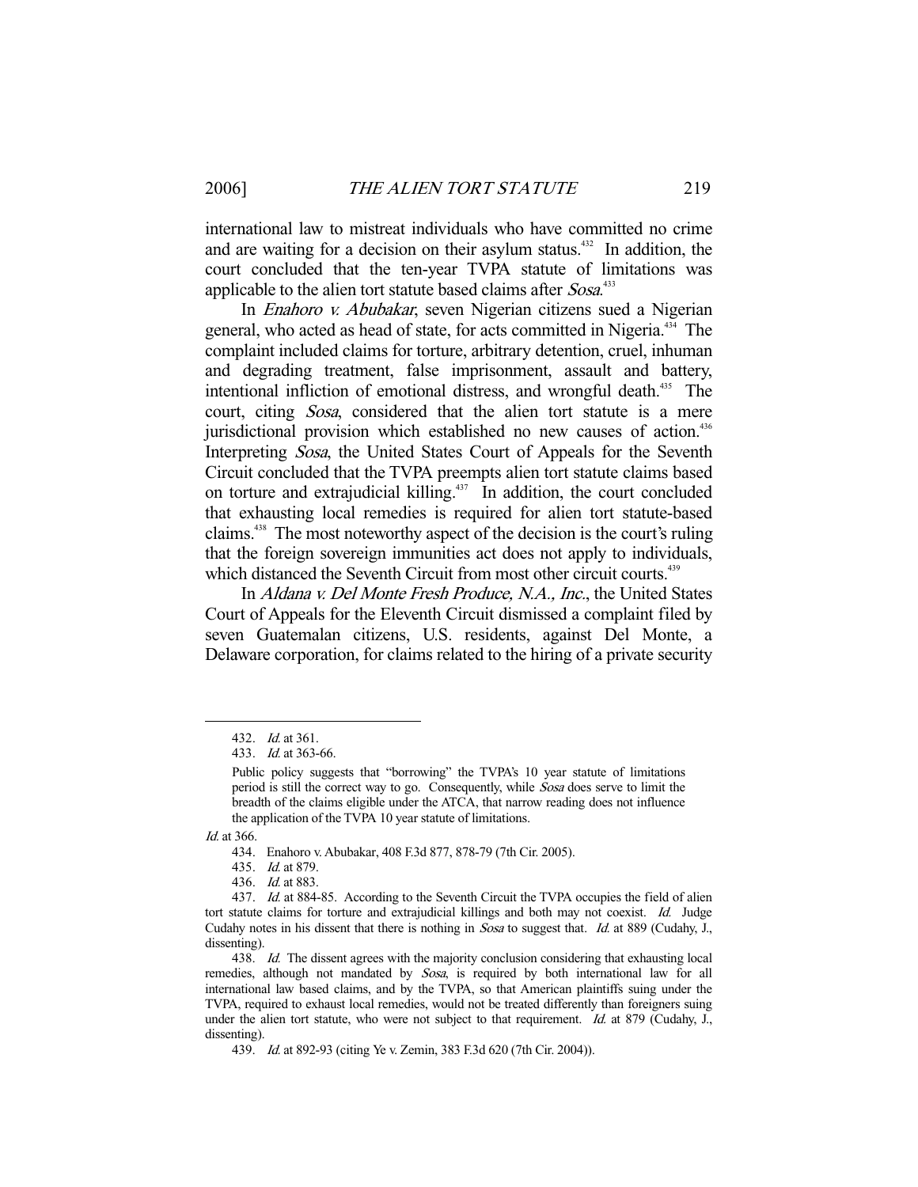international law to mistreat individuals who have committed no crime and are waiting for a decision on their asylum status.[432] In addition, the court concluded that the ten-year TVPA statute of limitations was applicable to the alien tort statute based claims after *Sosa*.[433]

In *Enahoro v. Abubakar*, seven Nigerian citizens sued a Nigerian general, who acted as head of state, for acts committed in Nigeria.[434] The complaint included claims for torture, arbitrary detention, cruel, inhuman and degrading treatment, false imprisonment, assault and battery, intentional infliction of emotional distress, and wrongful death.[435] The court, citing *Sosa*, considered that the alien tort statute is a mere jurisdictional provision which established no new causes of action.[436] Interpreting *Sosa*, the United States Court of Appeals for the Seventh Circuit concluded that the TVPA preempts alien tort statute claims based on torture and extrajudicial killing.[437] In addition, the court concluded that exhausting local remedies is required for alien tort statute-based claims.[438] The most noteworthy aspect of the decision is the court's ruling that the foreign sovereign immunities act does not apply to individuals, which distanced the Seventh Circuit from most other circuit courts.[439]

In *Aldana v. Del Monte Fresh Produce, N.A., Inc.*, the United States Court of Appeals for the Eleventh Circuit dismissed a complaint filed by seven Guatemalan citizens, U.S. residents, against Del Monte, a Delaware corporation, for claims related to the hiring of a private security

---

432. *Id.* at 361.

433. *Id.* at 363-66.

> Public policy suggests that "borrowing" the TVPA's 10 year statute of limitations period is still the correct way to go. Consequently, while *Sosa* does serve to limit the breadth of the claims eligible under the ATCA, that narrow reading does not influence the application of the TVPA 10 year statute of limitations.

*Id.* at 366.

434. Enahoro v. Abubakar, 408 F.3d 877, 878-79 (7th Cir. 2005).

435. *Id.* at 879.

436. *Id.* at 883.

437. *Id.* at 884-85. According to the Seventh Circuit the TVPA occupies the field of alien tort statute claims for torture and extrajudicial killings and both may not coexist. *Id.* Judge Cudahy notes in his dissent that there is nothing in *Sosa* to suggest that. *Id.* at 889 (Cudahy, J., dissenting).

438. *Id.* The dissent agrees with the majority conclusion considering that exhausting local remedies, although not mandated by *Sosa*, is required by both international law for all international law based claims, and by the TVPA, so that American plaintiffs suing under the TVPA, required to exhaust local remedies, would not be treated differently than foreigners suing under the alien tort statute, who were not subject to that requirement. *Id.* at 879 (Cudahy, J., dissenting).

439. *Id.* at 892-93 (citing Ye v. Zemin, 383 F.3d 620 (7th Cir. 2004)).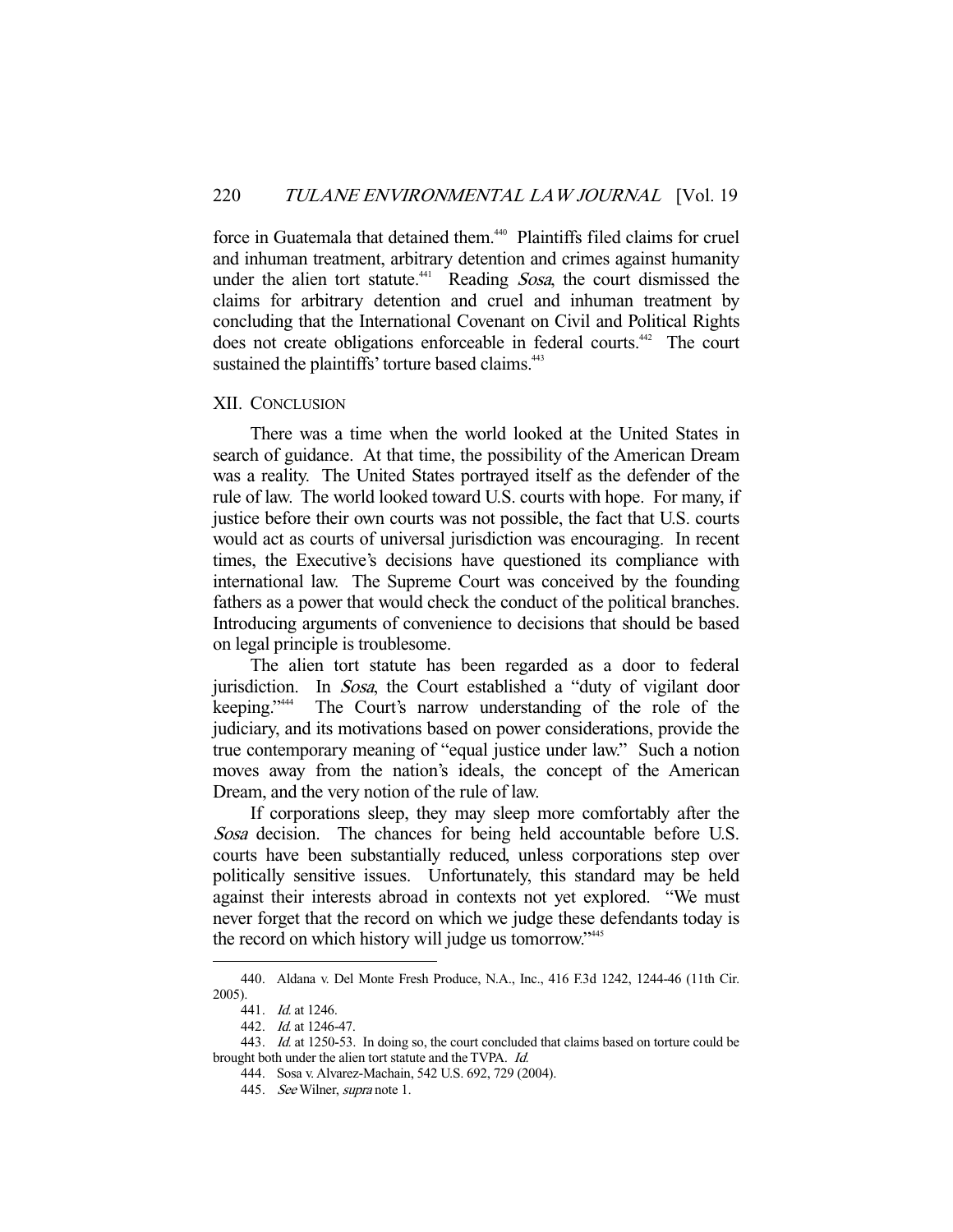force in Guatemala that detained them.[440] Plaintiffs filed claims for cruel and inhuman treatment, arbitrary detention and crimes against humanity under the alien tort statute.[441] Reading *Sosa*, the court dismissed the claims for arbitrary detention and cruel and inhuman treatment by concluding that the International Covenant on Civil and Political Rights does not create obligations enforceable in federal courts.[442] The court sustained the plaintiffs' torture based claims.[443]

## XII. Conclusion

There was a time when the world looked at the United States in search of guidance. At that time, the possibility of the American Dream was a reality. The United States portrayed itself as the defender of the rule of law. The world looked toward U.S. courts with hope. For many, if justice before their own courts was not possible, the fact that U.S. courts would act as courts of universal jurisdiction was encouraging. In recent times, the Executive's decisions have questioned its compliance with international law. The Supreme Court was conceived by the founding fathers as a power that would check the conduct of the political branches. Introducing arguments of convenience to decisions that should be based on legal principle is troublesome.

The alien tort statute has been regarded as a door to federal jurisdiction. In *Sosa*, the Court established a "duty of vigilant door keeping."[444] The Court's narrow understanding of the role of the judiciary, and its motivations based on power considerations, provide the true contemporary meaning of "equal justice under law." Such a notion moves away from the nation's ideals, the concept of the American Dream, and the very notion of the rule of law.

If corporations sleep, they may sleep more comfortably after the *Sosa* decision. The chances for being held accountable before U.S. courts have been substantially reduced, unless corporations step over politically sensitive issues. Unfortunately, this standard may be held against their interests abroad in contexts not yet explored. "We must never forget that the record on which we judge these defendants today is the record on which history will judge us tomorrow."[445]

---

440. Aldana v. Del Monte Fresh Produce, N.A., Inc., 416 F.3d 1242, 1244-46 (11th Cir. 2005).

441. *Id.* at 1246.

442. *Id.* at 1246-47.

443. *Id.* at 1250-53. In doing so, the court concluded that claims based on torture could be brought both under the alien tort statute and the TVPA. *Id.*

444. Sosa v. Alvarez-Machain, 542 U.S. 692, 729 (2004).

445. *See* Wilner, *supra* note 1.